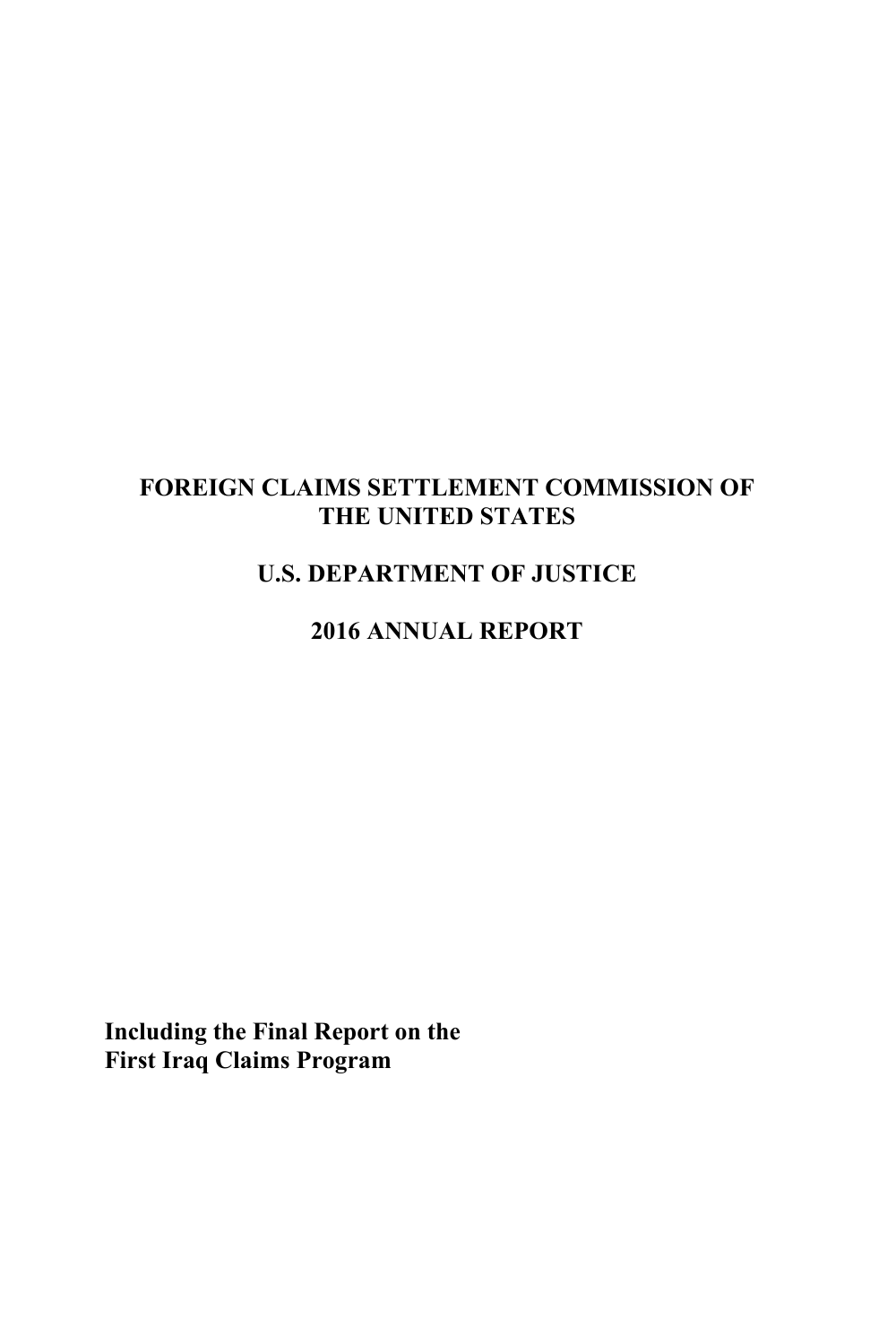# FOREIGN CLAIMS SETTLEMENT COMMISSION OF THE UNITED STATES

# U.S. DEPARTMENT OF JUSTICE

# 2016 ANNUAL REPORT

**Including the Final Report on the First Iraq Claims Program**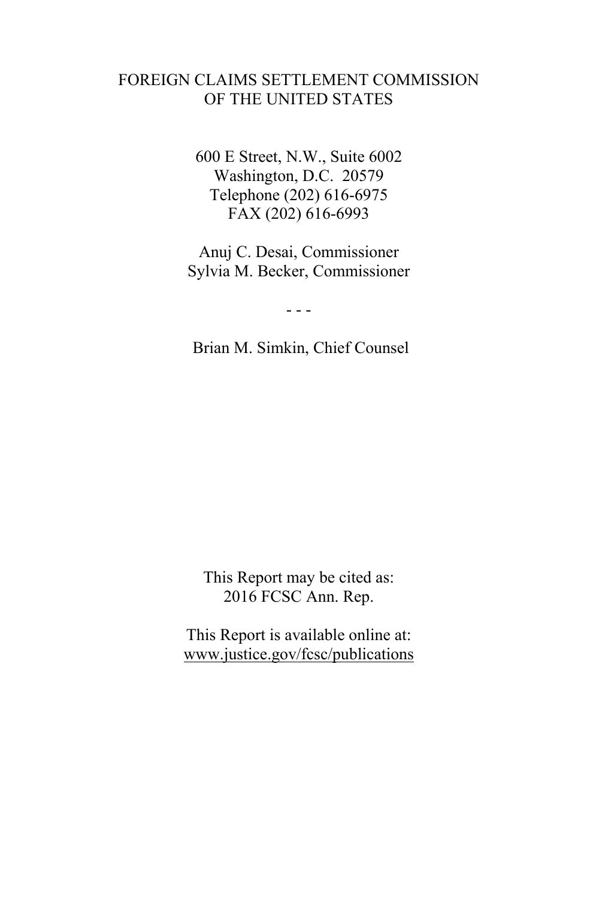FOREIGN CLAIMS SETTLEMENT COMMISSION
OF THE UNITED STATES

600 E Street, N.W., Suite 6002
Washington, D.C. 20579
Telephone (202) 616-6975
FAX (202) 616-6993

Anuj C. Desai, Commissioner
Sylvia M. Becker, Commissioner

- - -

Brian M. Simkin, Chief Counsel

This Report may be cited as:
2016 FCSC Ann. Rep.

This Report is available online at:
www.justice.gov/fcsc/publications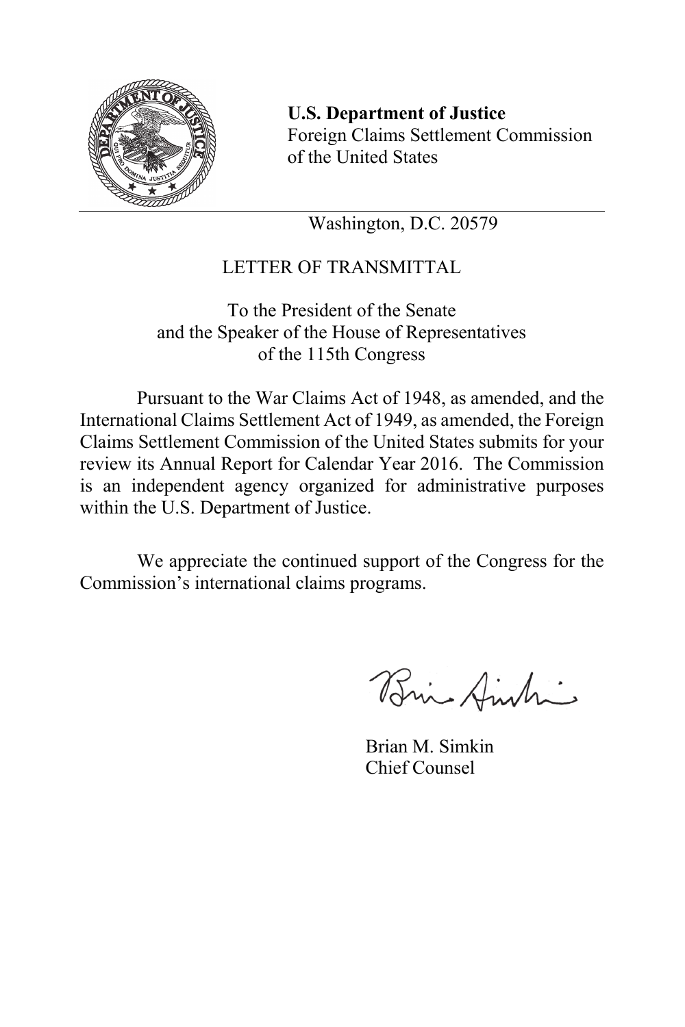**U.S. Department of Justice**
Foreign Claims Settlement Commission
of the United States

Washington, D.C. 20579

LETTER OF TRANSMITTAL

To the President of the Senate
and the Speaker of the House of Representatives
of the 115th Congress

Pursuant to the War Claims Act of 1948, as amended, and the International Claims Settlement Act of 1949, as amended, the Foreign Claims Settlement Commission of the United States submits for your review its Annual Report for Calendar Year 2016. The Commission is an independent agency organized for administrative purposes within the U.S. Department of Justice.

We appreciate the continued support of the Congress for the Commission's international claims programs.

Brian M. Simkin
Chief Counsel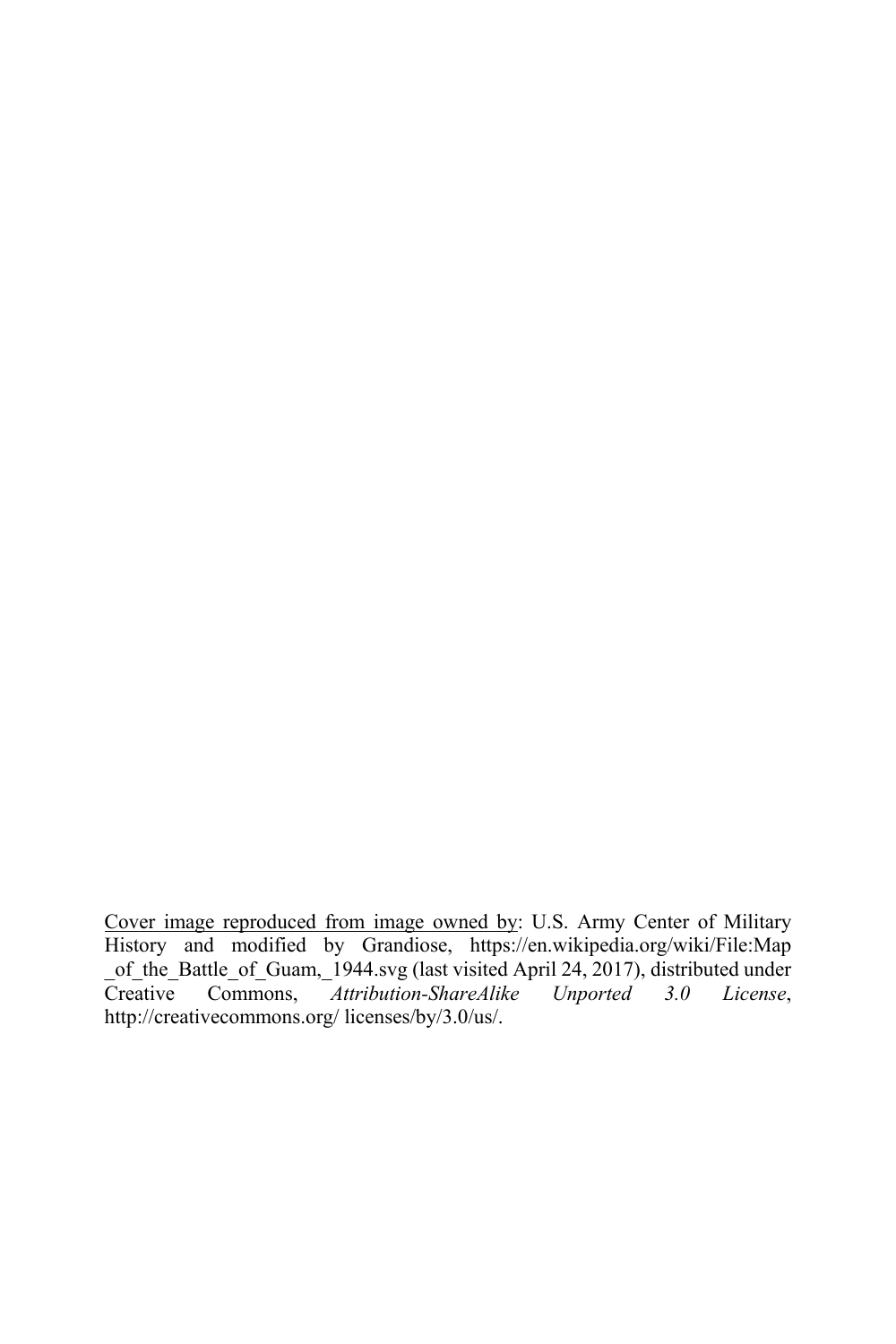<u>Cover image reproduced from image owned by</u>: U.S. Army Center of Military History and modified by Grandiose, https://en.wikipedia.org/wiki/File:Map_of_the_Battle_of_Guam,_1944.svg (last visited April 24, 2017), distributed under Creative Commons, *Attribution-ShareAlike Unported 3.0 License*, http://creativecommons.org/ licenses/by/3.0/us/.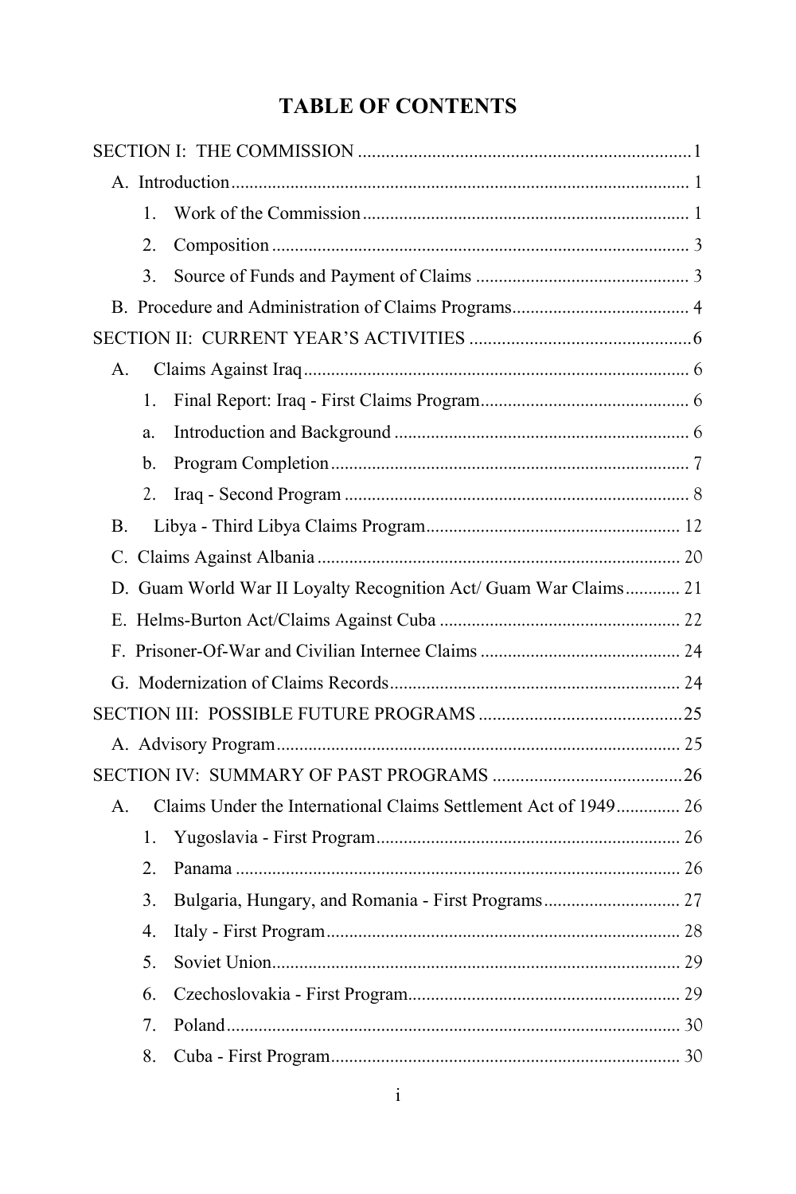# TABLE OF CONTENTS

SECTION I: THE COMMISSION .......................................................................1

- A. Introduction .................................................................................................... 1
  - 1. Work of the Commission ....................................................................... 1
  - 2. Composition ........................................................................................... 3
  - 3. Source of Funds and Payment of Claims .............................................. 3
- B. Procedure and Administration of Claims Programs....................................... 4

SECTION II: CURRENT YEAR'S ACTIVITIES ................................................6

- A. Claims Against Iraq .................................................................................... 6
  - 1. Final Report: Iraq - First Claims Program............................................. 6
  - a. Introduction and Background ................................................................ 6
  - b. Program Completion .............................................................................. 7
  - 2. Iraq - Second Program ........................................................................... 8
- B. Libya - Third Libya Claims Program........................................................ 12
- C. Claims Against Albania ............................................................................... 20
- D. Guam World War II Loyalty Recognition Act/ Guam War Claims............ 21
- E. Helms-Burton Act/Claims Against Cuba .................................................... 22
- F. Prisoner-Of-War and Civilian Internee Claims ............................................ 24
- G. Modernization of Claims Records............................................................... 24

SECTION III: POSSIBLE FUTURE PROGRAMS ............................................25

- A. Advisory Program........................................................................................ 25

SECTION IV: SUMMARY OF PAST PROGRAMS ..........................................26

- A. Claims Under the International Claims Settlement Act of 1949............. 26
  - 1. Yugoslavia - First Program.................................................................. 26
  - 2. Panama ................................................................................................. 26
  - 3. Bulgaria, Hungary, and Romania - First Programs............................. 27
  - 4. Italy - First Program............................................................................. 28
  - 5. Soviet Union......................................................................................... 29
  - 6. Czechoslovakia - First Program........................................................... 29
  - 7. Poland................................................................................................... 30
  - 8. Cuba - First Program............................................................................ 30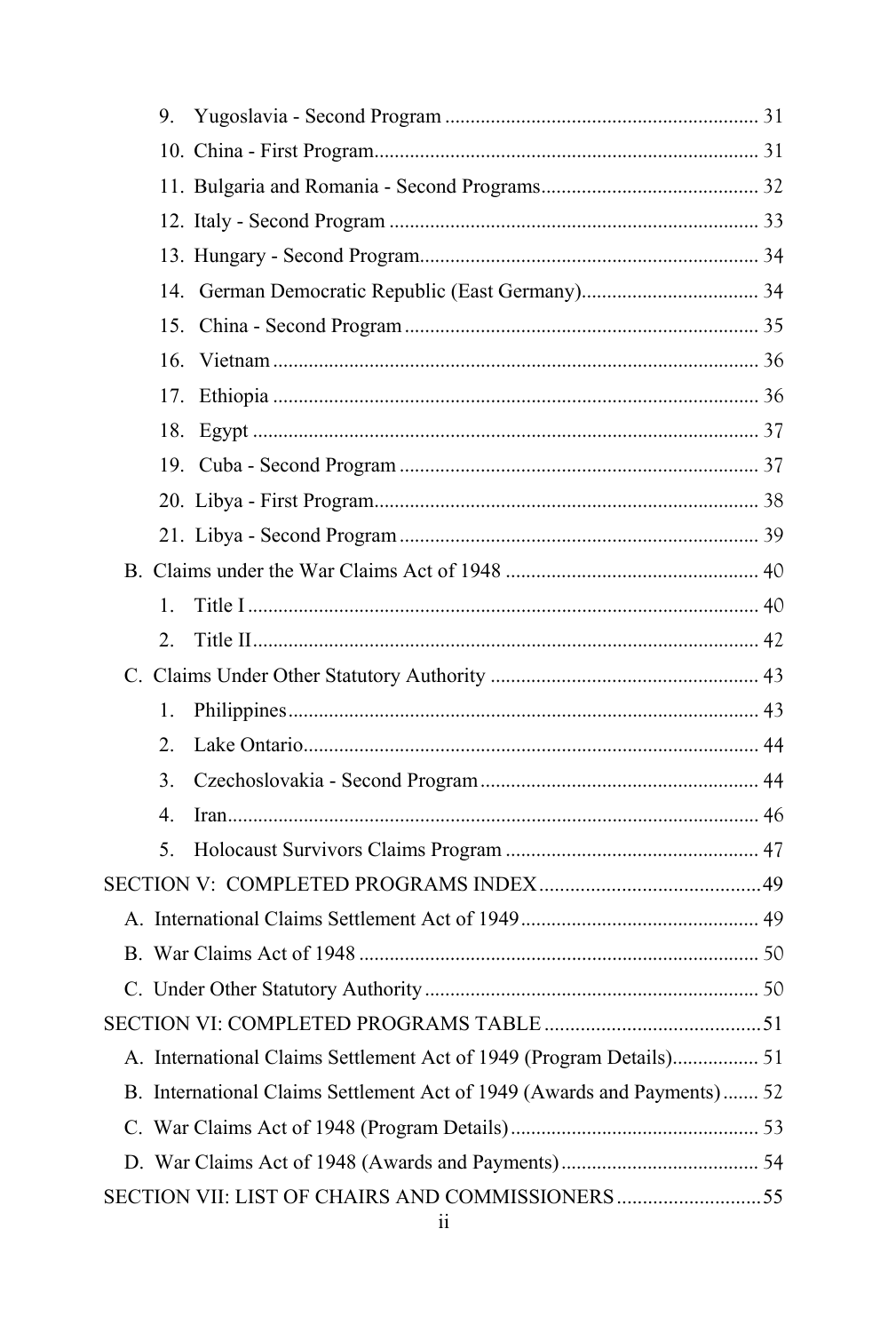9. Yugoslavia - Second Program ............................................................. 31
10. China - First Program........................................................................... 31
11. Bulgaria and Romania - Second Programs........................................... 32
12. Italy - Second Program ........................................................................ 33
13. Hungary - Second Program.................................................................. 34
14. German Democratic Republic (East Germany)................................... 34
15. China - Second Program ..................................................................... 35
16. Vietnam ............................................................................................... 36
17. Ethiopia ............................................................................................... 36
18. Egypt ................................................................................................... 37
19. Cuba - Second Program ...................................................................... 37
20. Libya - First Program........................................................................... 38
21. Libya - Second Program ...................................................................... 39

B. Claims under the War Claims Act of 1948 ................................................. 40

1. Title I .................................................................................................... 40
2. Title II................................................................................................... 42

C. Claims Under Other Statutory Authority .................................................... 43

1. Philippines............................................................................................ 43
2. Lake Ontario......................................................................................... 44
3. Czechoslovakia - Second Program...................................................... 44
4. Iran........................................................................................................ 46
5. Holocaust Survivors Claims Program ................................................. 47

SECTION V: COMPLETED PROGRAMS INDEX...........................................49

A. International Claims Settlement Act of 1949.............................................. 49
B. War Claims Act of 1948 ............................................................................. 50
C. Under Other Statutory Authority ................................................................ 50

SECTION VI: COMPLETED PROGRAMS TABLE ..........................................51

A. International Claims Settlement Act of 1949 (Program Details)................. 51
B. International Claims Settlement Act of 1949 (Awards and Payments)....... 52
C. War Claims Act of 1948 (Program Details)................................................ 53
D. War Claims Act of 1948 (Awards and Payments)...................................... 54

SECTION VII: LIST OF CHAIRS AND COMMISSIONERS............................55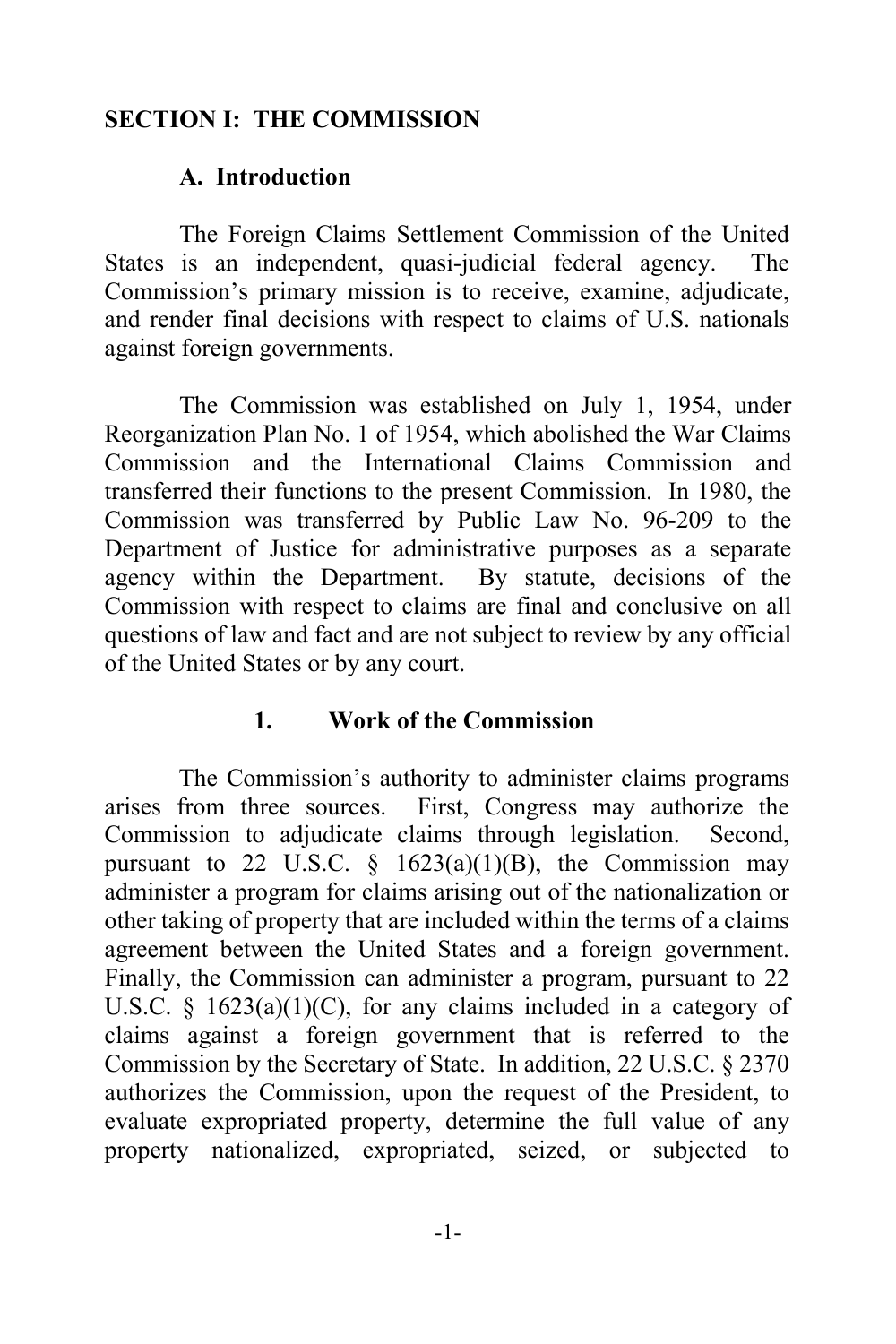# SECTION I: THE COMMISSION

## A. Introduction

The Foreign Claims Settlement Commission of the United States is an independent, quasi-judicial federal agency. The Commission's primary mission is to receive, examine, adjudicate, and render final decisions with respect to claims of U.S. nationals against foreign governments.

The Commission was established on July 1, 1954, under Reorganization Plan No. 1 of 1954, which abolished the War Claims Commission and the International Claims Commission and transferred their functions to the present Commission. In 1980, the Commission was transferred by Public Law No. 96-209 to the Department of Justice for administrative purposes as a separate agency within the Department. By statute, decisions of the Commission with respect to claims are final and conclusive on all questions of law and fact and are not subject to review by any official of the United States or by any court.

### 1. Work of the Commission

The Commission's authority to administer claims programs arises from three sources. First, Congress may authorize the Commission to adjudicate claims through legislation. Second, pursuant to 22 U.S.C. § 1623(a)(1)(B), the Commission may administer a program for claims arising out of the nationalization or other taking of property that are included within the terms of a claims agreement between the United States and a foreign government. Finally, the Commission can administer a program, pursuant to 22 U.S.C. § 1623(a)(1)(C), for any claims included in a category of claims against a foreign government that is referred to the Commission by the Secretary of State. In addition, 22 U.S.C. § 2370 authorizes the Commission, upon the request of the President, to evaluate expropriated property, determine the full value of any property nationalized, expropriated, seized, or subjected to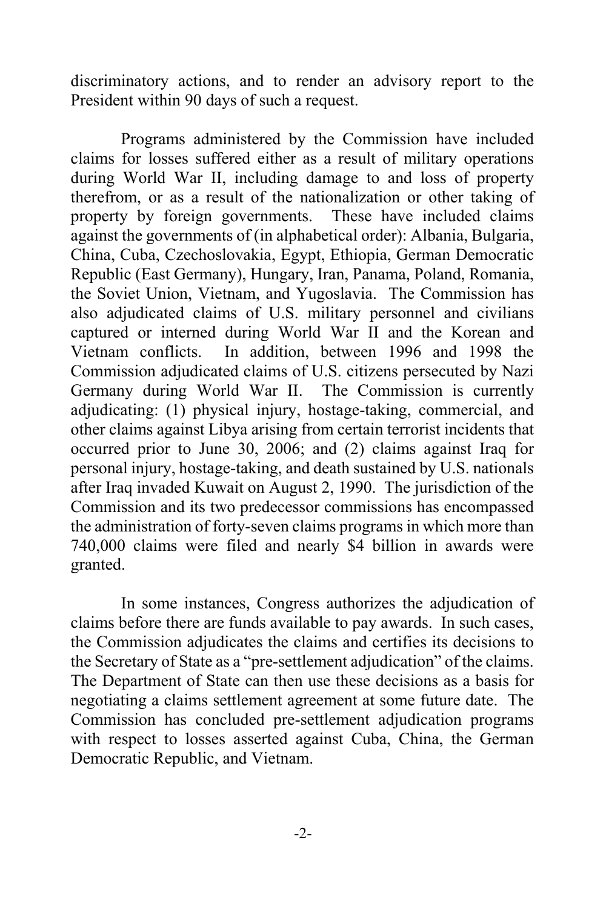discriminatory actions, and to render an advisory report to the President within 90 days of such a request.

Programs administered by the Commission have included claims for losses suffered either as a result of military operations during World War II, including damage to and loss of property therefrom, or as a result of the nationalization or other taking of property by foreign governments. These have included claims against the governments of (in alphabetical order): Albania, Bulgaria, China, Cuba, Czechoslovakia, Egypt, Ethiopia, German Democratic Republic (East Germany), Hungary, Iran, Panama, Poland, Romania, the Soviet Union, Vietnam, and Yugoslavia. The Commission has also adjudicated claims of U.S. military personnel and civilians captured or interned during World War II and the Korean and Vietnam conflicts. In addition, between 1996 and 1998 the Commission adjudicated claims of U.S. citizens persecuted by Nazi Germany during World War II. The Commission is currently adjudicating: (1) physical injury, hostage-taking, commercial, and other claims against Libya arising from certain terrorist incidents that occurred prior to June 30, 2006; and (2) claims against Iraq for personal injury, hostage-taking, and death sustained by U.S. nationals after Iraq invaded Kuwait on August 2, 1990. The jurisdiction of the Commission and its two predecessor commissions has encompassed the administration of forty-seven claims programs in which more than 740,000 claims were filed and nearly $4 billion in awards were granted.

In some instances, Congress authorizes the adjudication of claims before there are funds available to pay awards. In such cases, the Commission adjudicates the claims and certifies its decisions to the Secretary of State as a "pre-settlement adjudication" of the claims. The Department of State can then use these decisions as a basis for negotiating a claims settlement agreement at some future date. The Commission has concluded pre-settlement adjudication programs with respect to losses asserted against Cuba, China, the German Democratic Republic, and Vietnam.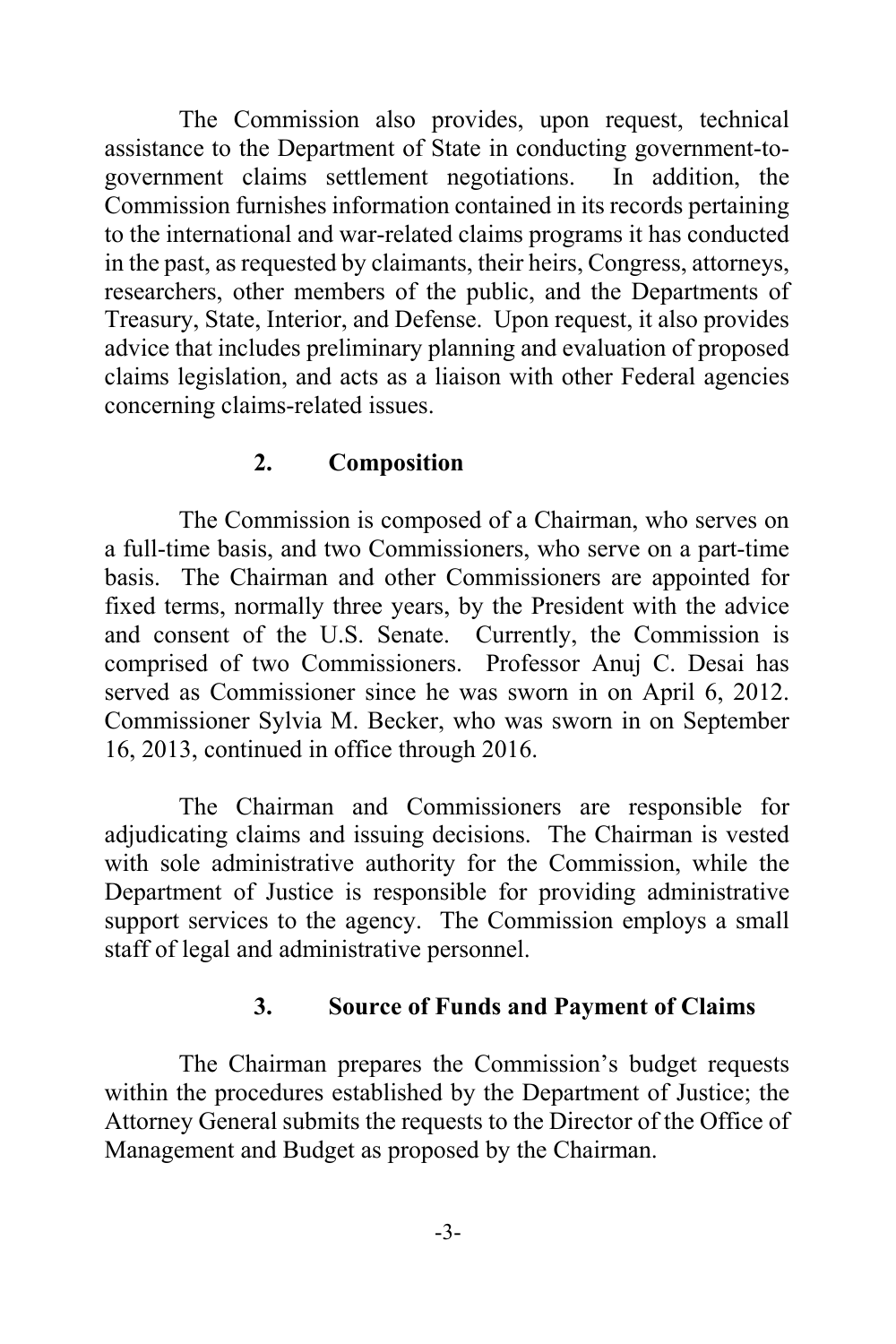The Commission also provides, upon request, technical assistance to the Department of State in conducting government-to-government claims settlement negotiations. In addition, the Commission furnishes information contained in its records pertaining to the international and war-related claims programs it has conducted in the past, as requested by claimants, their heirs, Congress, attorneys, researchers, other members of the public, and the Departments of Treasury, State, Interior, and Defense. Upon request, it also provides advice that includes preliminary planning and evaluation of proposed claims legislation, and acts as a liaison with other Federal agencies concerning claims-related issues.

### 2. Composition

The Commission is composed of a Chairman, who serves on a full-time basis, and two Commissioners, who serve on a part-time basis. The Chairman and other Commissioners are appointed for fixed terms, normally three years, by the President with the advice and consent of the U.S. Senate. Currently, the Commission is comprised of two Commissioners. Professor Anuj C. Desai has served as Commissioner since he was sworn in on April 6, 2012. Commissioner Sylvia M. Becker, who was sworn in on September 16, 2013, continued in office through 2016.

The Chairman and Commissioners are responsible for adjudicating claims and issuing decisions. The Chairman is vested with sole administrative authority for the Commission, while the Department of Justice is responsible for providing administrative support services to the agency. The Commission employs a small staff of legal and administrative personnel.

### 3. Source of Funds and Payment of Claims

The Chairman prepares the Commission's budget requests within the procedures established by the Department of Justice; the Attorney General submits the requests to the Director of the Office of Management and Budget as proposed by the Chairman.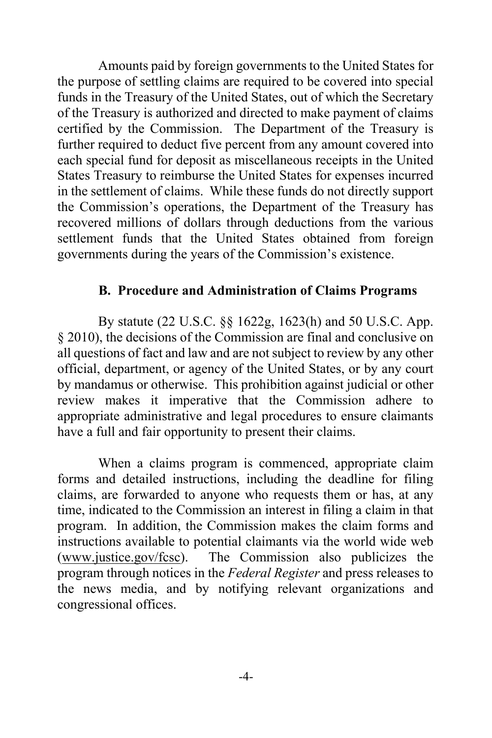Amounts paid by foreign governments to the United States for the purpose of settling claims are required to be covered into special funds in the Treasury of the United States, out of which the Secretary of the Treasury is authorized and directed to make payment of claims certified by the Commission. The Department of the Treasury is further required to deduct five percent from any amount covered into each special fund for deposit as miscellaneous receipts in the United States Treasury to reimburse the United States for expenses incurred in the settlement of claims. While these funds do not directly support the Commission's operations, the Department of the Treasury has recovered millions of dollars through deductions from the various settlement funds that the United States obtained from foreign governments during the years of the Commission's existence.

### B. Procedure and Administration of Claims Programs

By statute (22 U.S.C. §§ 1622g, 1623(h) and 50 U.S.C. App. § 2010), the decisions of the Commission are final and conclusive on all questions of fact and law and are not subject to review by any other official, department, or agency of the United States, or by any court by mandamus or otherwise. This prohibition against judicial or other review makes it imperative that the Commission adhere to appropriate administrative and legal procedures to ensure claimants have a full and fair opportunity to present their claims.

When a claims program is commenced, appropriate claim forms and detailed instructions, including the deadline for filing claims, are forwarded to anyone who requests them or has, at any time, indicated to the Commission an interest in filing a claim in that program. In addition, the Commission makes the claim forms and instructions available to potential claimants via the world wide web (www.justice.gov/fcsc). The Commission also publicizes the program through notices in the *Federal Register* and press releases to the news media, and by notifying relevant organizations and congressional offices.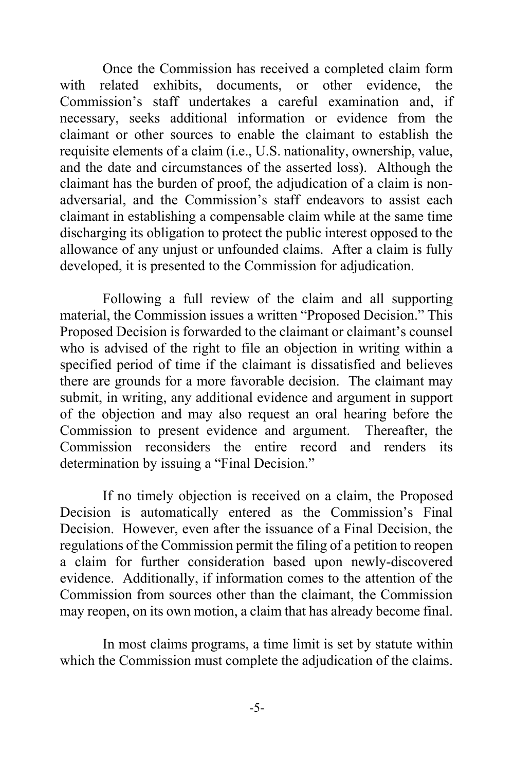Once the Commission has received a completed claim form with related exhibits, documents, or other evidence, the Commission's staff undertakes a careful examination and, if necessary, seeks additional information or evidence from the claimant or other sources to enable the claimant to establish the requisite elements of a claim (i.e., U.S. nationality, ownership, value, and the date and circumstances of the asserted loss). Although the claimant has the burden of proof, the adjudication of a claim is non-adversarial, and the Commission's staff endeavors to assist each claimant in establishing a compensable claim while at the same time discharging its obligation to protect the public interest opposed to the allowance of any unjust or unfounded claims. After a claim is fully developed, it is presented to the Commission for adjudication.

Following a full review of the claim and all supporting material, the Commission issues a written "Proposed Decision." This Proposed Decision is forwarded to the claimant or claimant's counsel who is advised of the right to file an objection in writing within a specified period of time if the claimant is dissatisfied and believes there are grounds for a more favorable decision. The claimant may submit, in writing, any additional evidence and argument in support of the objection and may also request an oral hearing before the Commission to present evidence and argument. Thereafter, the Commission reconsiders the entire record and renders its determination by issuing a "Final Decision."

If no timely objection is received on a claim, the Proposed Decision is automatically entered as the Commission's Final Decision. However, even after the issuance of a Final Decision, the regulations of the Commission permit the filing of a petition to reopen a claim for further consideration based upon newly-discovered evidence. Additionally, if information comes to the attention of the Commission from sources other than the claimant, the Commission may reopen, on its own motion, a claim that has already become final.

In most claims programs, a time limit is set by statute within which the Commission must complete the adjudication of the claims.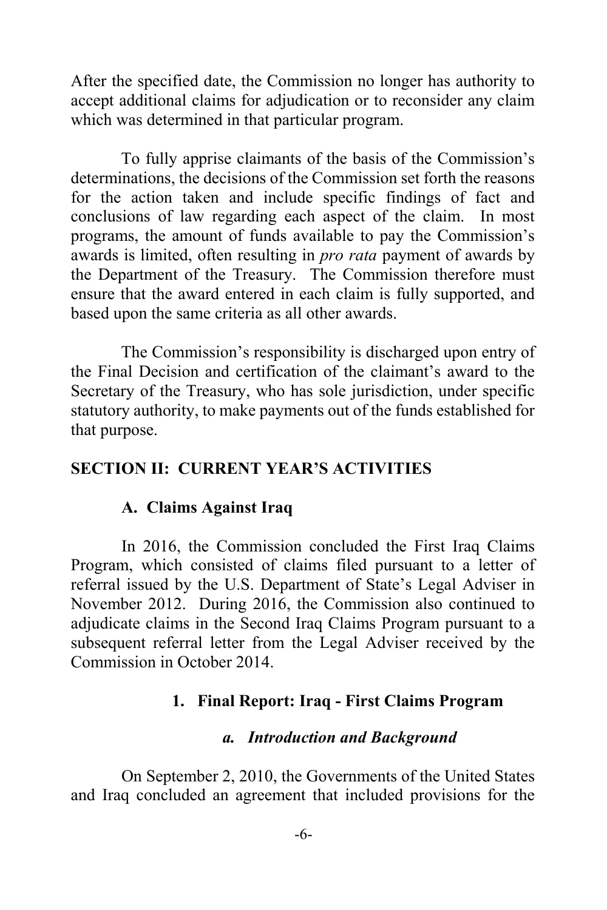After the specified date, the Commission no longer has authority to accept additional claims for adjudication or to reconsider any claim which was determined in that particular program.

To fully apprise claimants of the basis of the Commission's determinations, the decisions of the Commission set forth the reasons for the action taken and include specific findings of fact and conclusions of law regarding each aspect of the claim. In most programs, the amount of funds available to pay the Commission's awards is limited, often resulting in *pro rata* payment of awards by the Department of the Treasury. The Commission therefore must ensure that the award entered in each claim is fully supported, and based upon the same criteria as all other awards.

The Commission's responsibility is discharged upon entry of the Final Decision and certification of the claimant's award to the Secretary of the Treasury, who has sole jurisdiction, under specific statutory authority, to make payments out of the funds established for that purpose.

## SECTION II: CURRENT YEAR'S ACTIVITIES

### A. Claims Against Iraq

In 2016, the Commission concluded the First Iraq Claims Program, which consisted of claims filed pursuant to a letter of referral issued by the U.S. Department of State's Legal Adviser in November 2012. During 2016, the Commission also continued to adjudicate claims in the Second Iraq Claims Program pursuant to a subsequent referral letter from the Legal Adviser received by the Commission in October 2014.

#### 1. Final Report: Iraq - First Claims Program

##### *a. Introduction and Background*

On September 2, 2010, the Governments of the United States and Iraq concluded an agreement that included provisions for the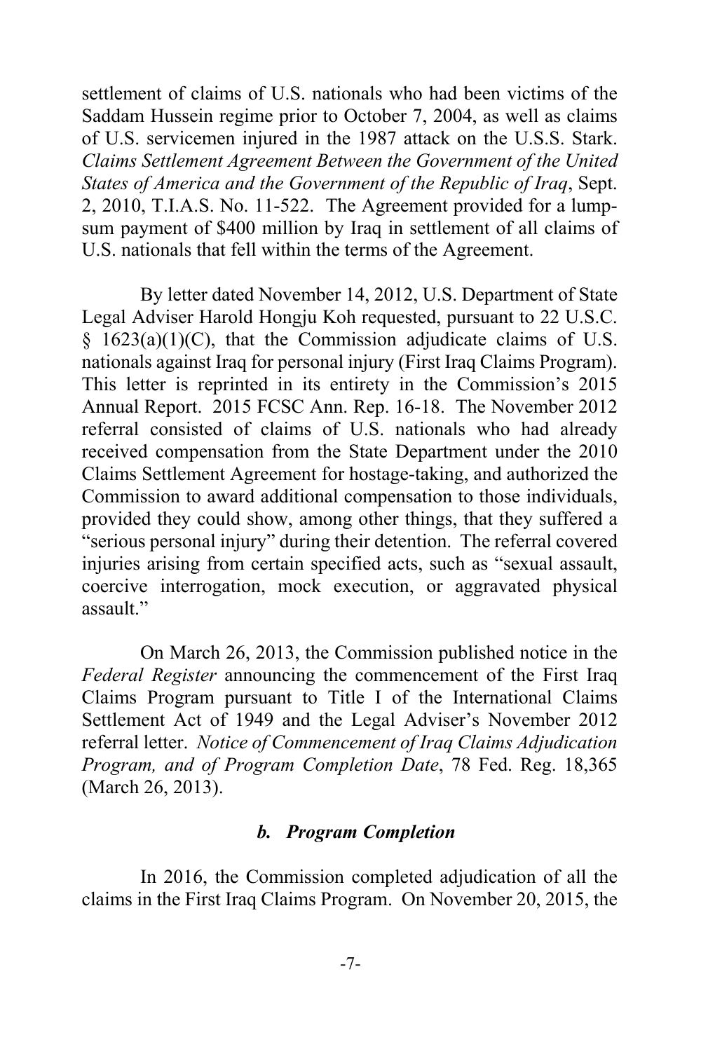settlement of claims of U.S. nationals who had been victims of the Saddam Hussein regime prior to October 7, 2004, as well as claims of U.S. servicemen injured in the 1987 attack on the U.S.S. Stark. *Claims Settlement Agreement Between the Government of the United States of America and the Government of the Republic of Iraq*, Sept. 2, 2010, T.I.A.S. No. 11-522. The Agreement provided for a lump-sum payment of $400 million by Iraq in settlement of all claims of U.S. nationals that fell within the terms of the Agreement.

By letter dated November 14, 2012, U.S. Department of State Legal Adviser Harold Hongju Koh requested, pursuant to 22 U.S.C. § 1623(a)(1)(C), that the Commission adjudicate claims of U.S. nationals against Iraq for personal injury (First Iraq Claims Program). This letter is reprinted in its entirety in the Commission's 2015 Annual Report. 2015 FCSC Ann. Rep. 16-18. The November 2012 referral consisted of claims of U.S. nationals who had already received compensation from the State Department under the 2010 Claims Settlement Agreement for hostage-taking, and authorized the Commission to award additional compensation to those individuals, provided they could show, among other things, that they suffered a "serious personal injury" during their detention. The referral covered injuries arising from certain specified acts, such as "sexual assault, coercive interrogation, mock execution, or aggravated physical assault."

On March 26, 2013, the Commission published notice in the *Federal Register* announcing the commencement of the First Iraq Claims Program pursuant to Title I of the International Claims Settlement Act of 1949 and the Legal Adviser's November 2012 referral letter. *Notice of Commencement of Iraq Claims Adjudication Program, and of Program Completion Date*, 78 Fed. Reg. 18,365 (March 26, 2013).

### *b. Program Completion*

In 2016, the Commission completed adjudication of all the claims in the First Iraq Claims Program. On November 20, 2015, the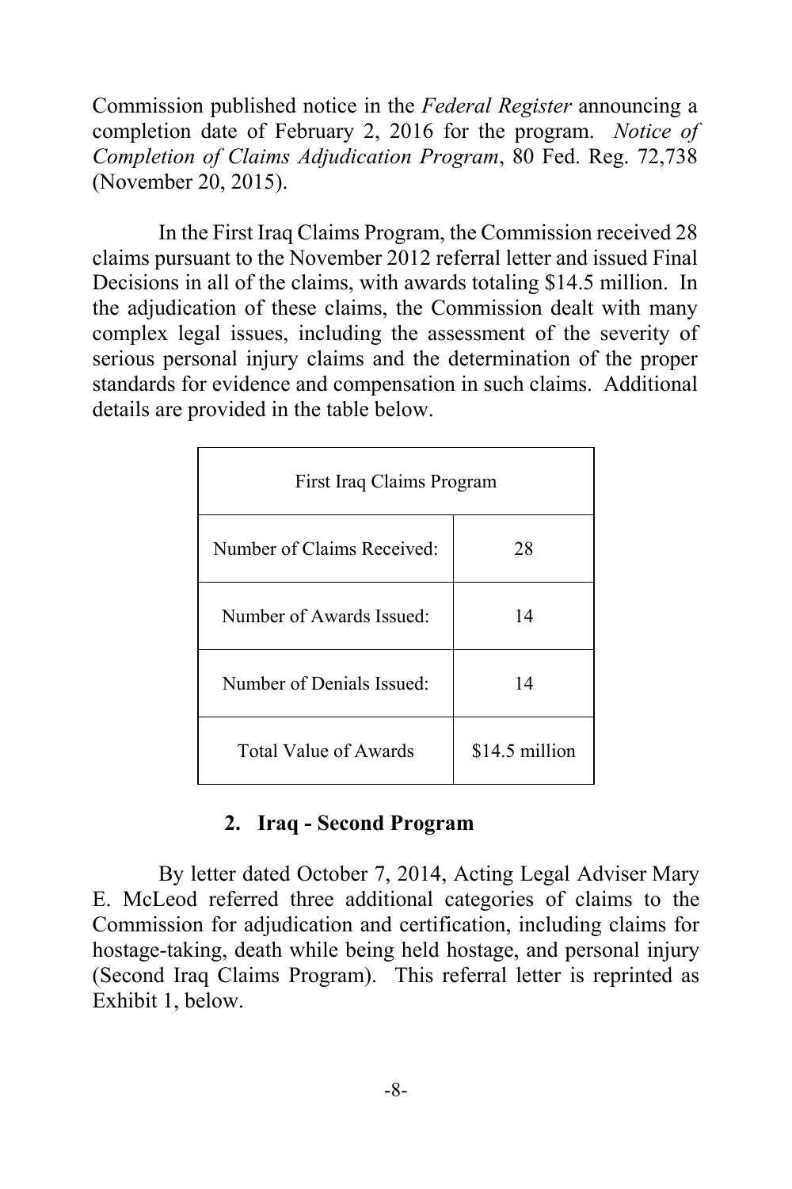Commission published notice in the *Federal Register* announcing a completion date of February 2, 2016 for the program. *Notice of Completion of Claims Adjudication Program*, 80 Fed. Reg. 72,738 (November 20, 2015).

In the First Iraq Claims Program, the Commission received 28 claims pursuant to the November 2012 referral letter and issued Final Decisions in all of the claims, with awards totaling $14.5 million. In the adjudication of these claims, the Commission dealt with many complex legal issues, including the assessment of the severity of serious personal injury claims and the determination of the proper standards for evidence and compensation in such claims. Additional details are provided in the table below.

| First Iraq Claims Program | |
|---|---|
| Number of Claims Received: | 28 |
| Number of Awards Issued: | 14 |
| Number of Denials Issued: | 14 |
| Total Value of Awards | $14.5 million |

### 2. Iraq - Second Program

By letter dated October 7, 2014, Acting Legal Adviser Mary E. McLeod referred three additional categories of claims to the Commission for adjudication and certification, including claims for hostage-taking, death while being held hostage, and personal injury (Second Iraq Claims Program). This referral letter is reprinted as Exhibit 1, below.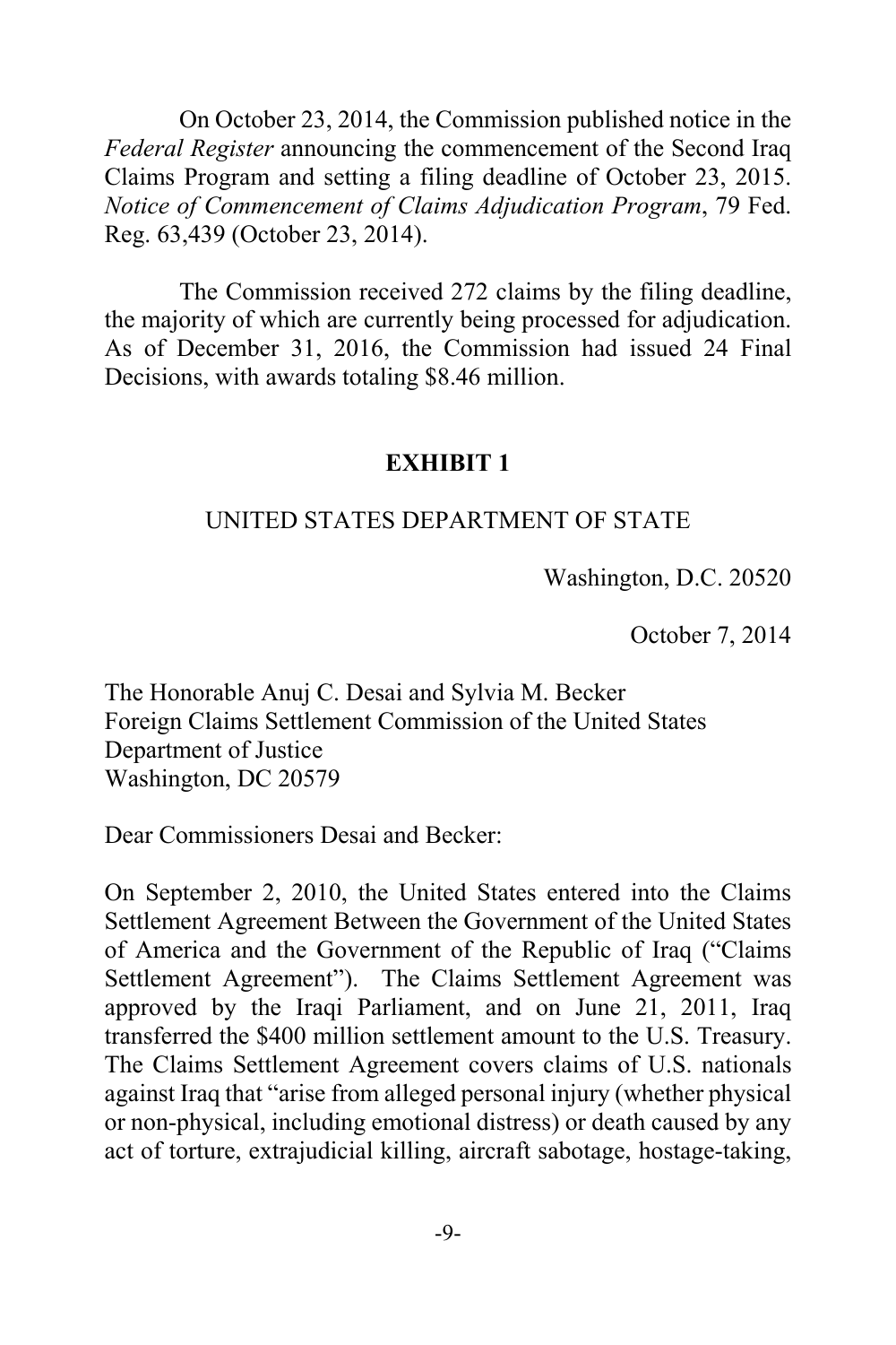On October 23, 2014, the Commission published notice in the *Federal Register* announcing the commencement of the Second Iraq Claims Program and setting a filing deadline of October 23, 2015. *Notice of Commencement of Claims Adjudication Program*, 79 Fed. Reg. 63,439 (October 23, 2014).

The Commission received 272 claims by the filing deadline, the majority of which are currently being processed for adjudication. As of December 31, 2016, the Commission had issued 24 Final Decisions, with awards totaling $8.46 million.

**EXHIBIT 1**

UNITED STATES DEPARTMENT OF STATE

Washington, D.C. 20520

October 7, 2014

The Honorable Anuj C. Desai and Sylvia M. Becker
Foreign Claims Settlement Commission of the United States
Department of Justice
Washington, DC 20579

Dear Commissioners Desai and Becker:

On September 2, 2010, the United States entered into the Claims Settlement Agreement Between the Government of the United States of America and the Government of the Republic of Iraq ("Claims Settlement Agreement"). The Claims Settlement Agreement was approved by the Iraqi Parliament, and on June 21, 2011, Iraq transferred the $400 million settlement amount to the U.S. Treasury. The Claims Settlement Agreement covers claims of U.S. nationals against Iraq that "arise from alleged personal injury (whether physical or non-physical, including emotional distress) or death caused by any act of torture, extrajudicial killing, aircraft sabotage, hostage-taking,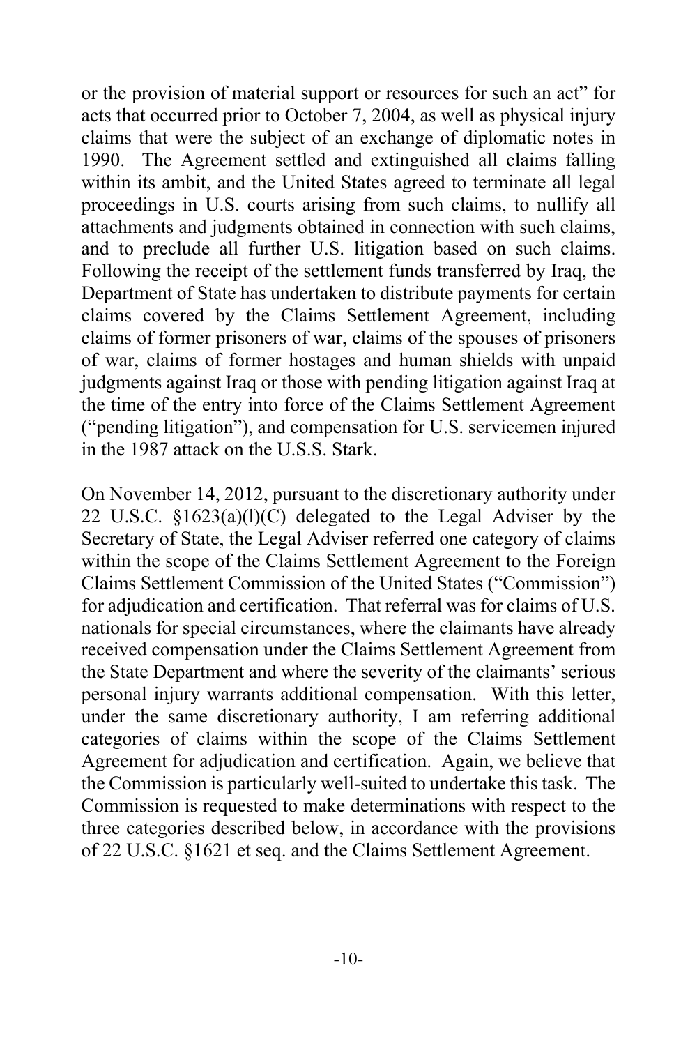or the provision of material support or resources for such an act" for acts that occurred prior to October 7, 2004, as well as physical injury claims that were the subject of an exchange of diplomatic notes in 1990. The Agreement settled and extinguished all claims falling within its ambit, and the United States agreed to terminate all legal proceedings in U.S. courts arising from such claims, to nullify all attachments and judgments obtained in connection with such claims, and to preclude all further U.S. litigation based on such claims. Following the receipt of the settlement funds transferred by Iraq, the Department of State has undertaken to distribute payments for certain claims covered by the Claims Settlement Agreement, including claims of former prisoners of war, claims of the spouses of prisoners of war, claims of former hostages and human shields with unpaid judgments against Iraq or those with pending litigation against Iraq at the time of the entry into force of the Claims Settlement Agreement ("pending litigation"), and compensation for U.S. servicemen injured in the 1987 attack on the U.S.S. Stark.

On November 14, 2012, pursuant to the discretionary authority under 22 U.S.C. §1623(a)(l)(C) delegated to the Legal Adviser by the Secretary of State, the Legal Adviser referred one category of claims within the scope of the Claims Settlement Agreement to the Foreign Claims Settlement Commission of the United States ("Commission") for adjudication and certification. That referral was for claims of U.S. nationals for special circumstances, where the claimants have already received compensation under the Claims Settlement Agreement from the State Department and where the severity of the claimants' serious personal injury warrants additional compensation. With this letter, under the same discretionary authority, I am referring additional categories of claims within the scope of the Claims Settlement Agreement for adjudication and certification. Again, we believe that the Commission is particularly well-suited to undertake this task. The Commission is requested to make determinations with respect to the three categories described below, in accordance with the provisions of 22 U.S.C. §1621 et seq. and the Claims Settlement Agreement.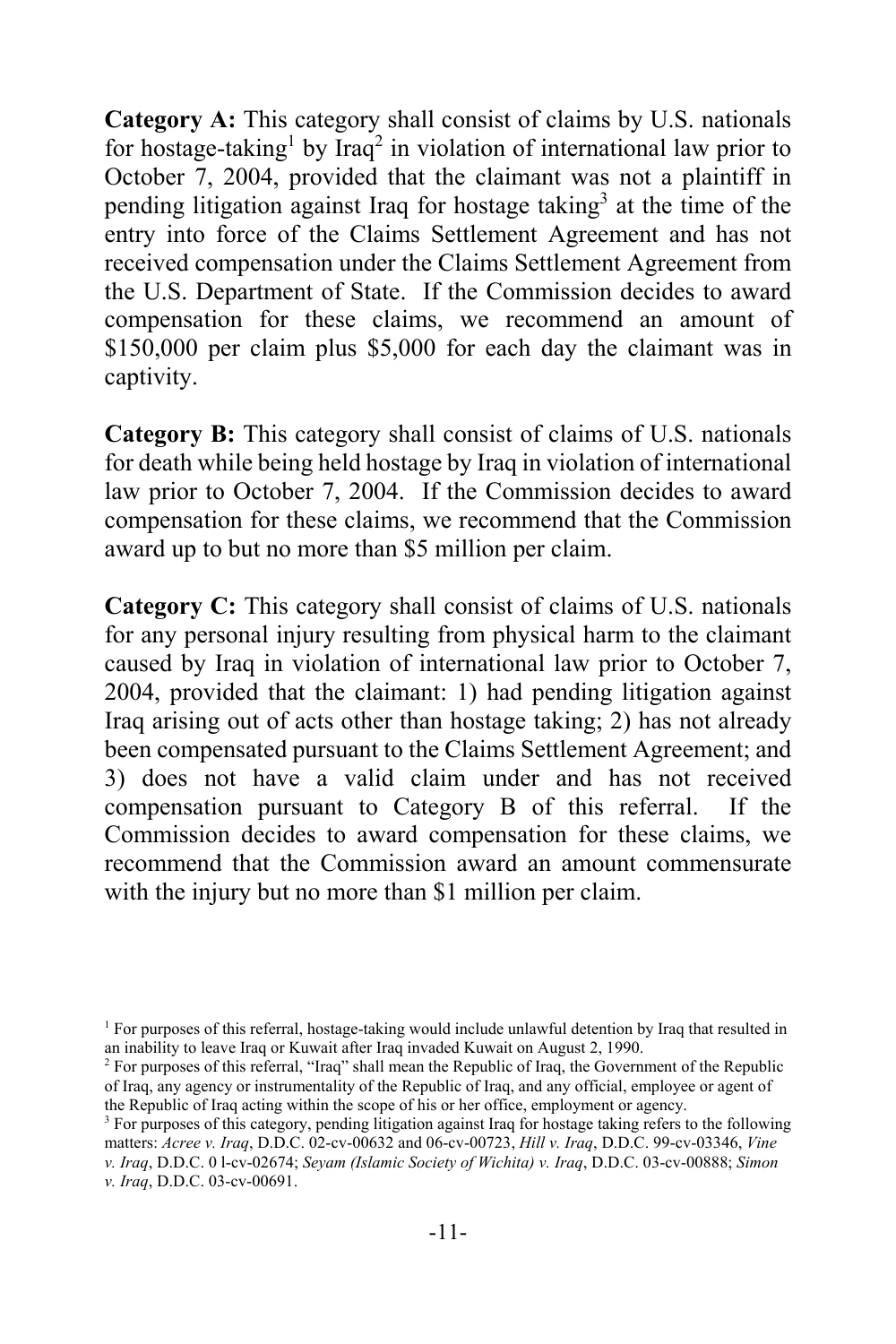**Category A:** This category shall consist of claims by U.S. nationals for hostage-taking[1] by Iraq[2] in violation of international law prior to October 7, 2004, provided that the claimant was not a plaintiff in pending litigation against Iraq for hostage taking[3] at the time of the entry into force of the Claims Settlement Agreement and has not received compensation under the Claims Settlement Agreement from the U.S. Department of State. If the Commission decides to award compensation for these claims, we recommend an amount of $150,000 per claim plus $5,000 for each day the claimant was in captivity.

**Category B:** This category shall consist of claims of U.S. nationals for death while being held hostage by Iraq in violation of international law prior to October 7, 2004. If the Commission decides to award compensation for these claims, we recommend that the Commission award up to but no more than $5 million per claim.

**Category C:** This category shall consist of claims of U.S. nationals for any personal injury resulting from physical harm to the claimant caused by Iraq in violation of international law prior to October 7, 2004, provided that the claimant: 1) had pending litigation against Iraq arising out of acts other than hostage taking; 2) has not already been compensated pursuant to the Claims Settlement Agreement; and 3) does not have a valid claim under and has not received compensation pursuant to Category B of this referral. If the Commission decides to award compensation for these claims, we recommend that the Commission award an amount commensurate with the injury but no more than $1 million per claim.

[1] For purposes of this referral, hostage-taking would include unlawful detention by Iraq that resulted in an inability to leave Iraq or Kuwait after Iraq invaded Kuwait on August 2, 1990.

[2] For purposes of this referral, "Iraq" shall mean the Republic of Iraq, the Government of the Republic of Iraq, any agency or instrumentality of the Republic of Iraq, and any official, employee or agent of the Republic of Iraq acting within the scope of his or her office, employment or agency.

[3] For purposes of this category, pending litigation against Iraq for hostage taking refers to the following matters: *Acree v. Iraq*, D.D.C. 02-cv-00632 and 06-cv-00723, *Hill v. Iraq*, D.D.C. 99-cv-03346, *Vine v. Iraq*, D.D.C. 0 l-cv-02674; *Seyam (Islamic Society of Wichita) v. Iraq*, D.D.C. 03-cv-00888; *Simon v. Iraq*, D.D.C. 03-cv-00691.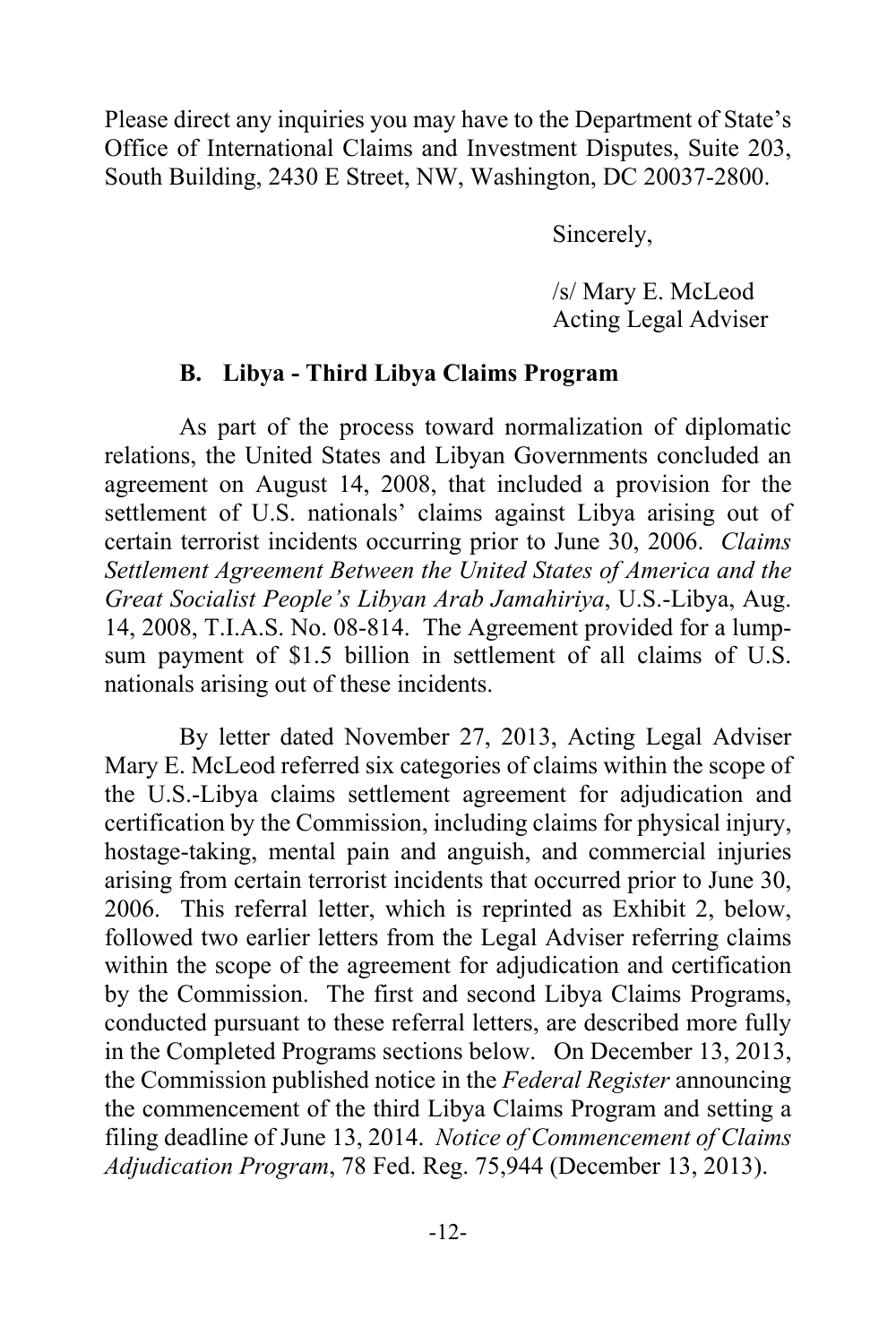Please direct any inquiries you may have to the Department of State's Office of International Claims and Investment Disputes, Suite 203, South Building, 2430 E Street, NW, Washington, DC 20037-2800.

Sincerely,

/s/ Mary E. McLeod
Acting Legal Adviser

### B. Libya - Third Libya Claims Program

As part of the process toward normalization of diplomatic relations, the United States and Libyan Governments concluded an agreement on August 14, 2008, that included a provision for the settlement of U.S. nationals' claims against Libya arising out of certain terrorist incidents occurring prior to June 30, 2006. *Claims Settlement Agreement Between the United States of America and the Great Socialist People's Libyan Arab Jamahiriya*, U.S.-Libya, Aug. 14, 2008, T.I.A.S. No. 08-814. The Agreement provided for a lump-sum payment of $1.5 billion in settlement of all claims of U.S. nationals arising out of these incidents.

By letter dated November 27, 2013, Acting Legal Adviser Mary E. McLeod referred six categories of claims within the scope of the U.S.-Libya claims settlement agreement for adjudication and certification by the Commission, including claims for physical injury, hostage-taking, mental pain and anguish, and commercial injuries arising from certain terrorist incidents that occurred prior to June 30, 2006. This referral letter, which is reprinted as Exhibit 2, below, followed two earlier letters from the Legal Adviser referring claims within the scope of the agreement for adjudication and certification by the Commission. The first and second Libya Claims Programs, conducted pursuant to these referral letters, are described more fully in the Completed Programs sections below. On December 13, 2013, the Commission published notice in the *Federal Register* announcing the commencement of the third Libya Claims Program and setting a filing deadline of June 13, 2014. *Notice of Commencement of Claims Adjudication Program*, 78 Fed. Reg. 75,944 (December 13, 2013).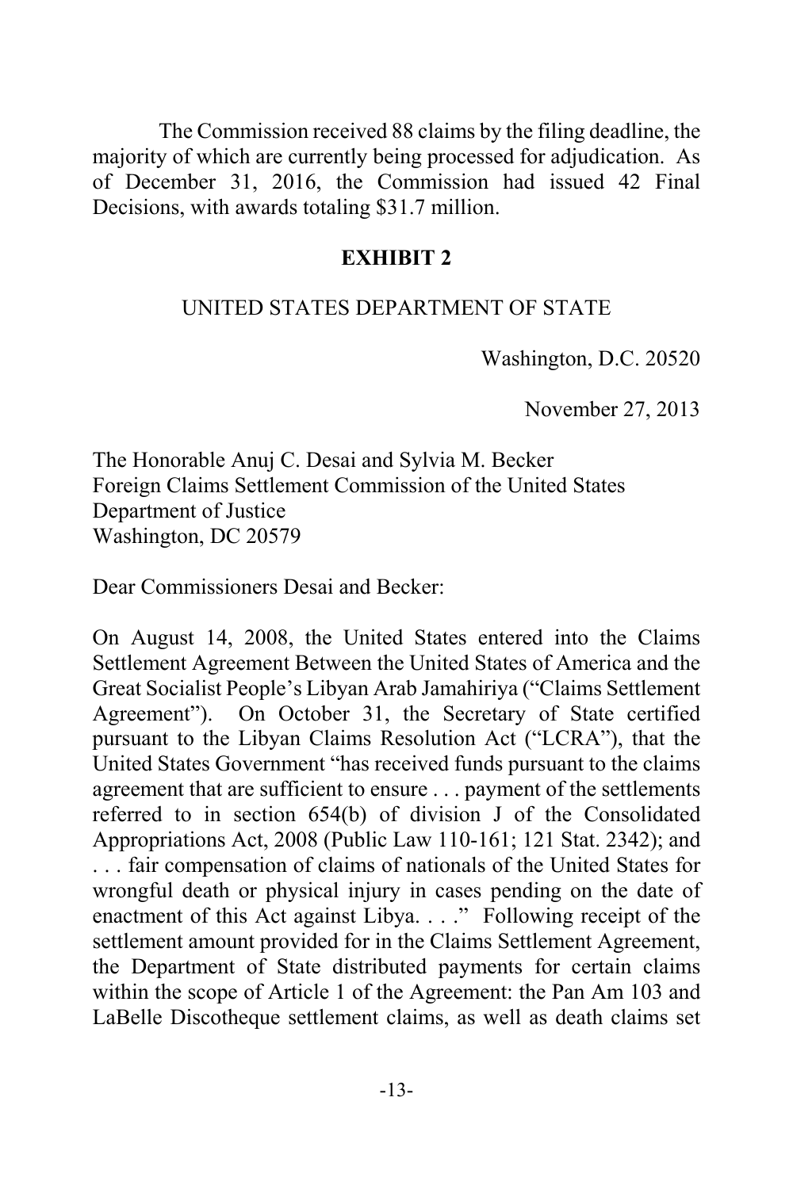The Commission received 88 claims by the filing deadline, the majority of which are currently being processed for adjudication. As of December 31, 2016, the Commission had issued 42 Final Decisions, with awards totaling $31.7 million.

**EXHIBIT 2**

UNITED STATES DEPARTMENT OF STATE

Washington, D.C. 20520

November 27, 2013

The Honorable Anuj C. Desai and Sylvia M. Becker
Foreign Claims Settlement Commission of the United States
Department of Justice
Washington, DC 20579

Dear Commissioners Desai and Becker:

On August 14, 2008, the United States entered into the Claims Settlement Agreement Between the United States of America and the Great Socialist People's Libyan Arab Jamahiriya ("Claims Settlement Agreement"). On October 31, the Secretary of State certified pursuant to the Libyan Claims Resolution Act ("LCRA"), that the United States Government "has received funds pursuant to the claims agreement that are sufficient to ensure . . . payment of the settlements referred to in section 654(b) of division J of the Consolidated Appropriations Act, 2008 (Public Law 110-161; 121 Stat. 2342); and . . . fair compensation of claims of nationals of the United States for wrongful death or physical injury in cases pending on the date of enactment of this Act against Libya. . . ." Following receipt of the settlement amount provided for in the Claims Settlement Agreement, the Department of State distributed payments for certain claims within the scope of Article 1 of the Agreement: the Pan Am 103 and LaBelle Discotheque settlement claims, as well as death claims set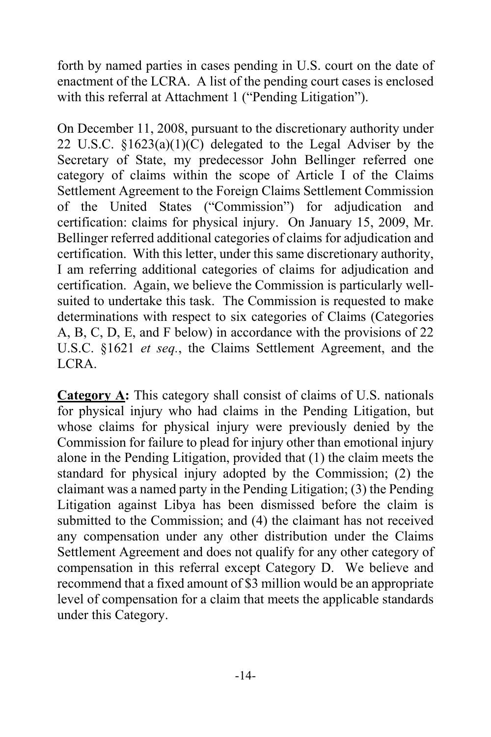forth by named parties in cases pending in U.S. court on the date of enactment of the LCRA. A list of the pending court cases is enclosed with this referral at Attachment 1 ("Pending Litigation").

On December 11, 2008, pursuant to the discretionary authority under 22 U.S.C. §1623(a)(1)(C) delegated to the Legal Adviser by the Secretary of State, my predecessor John Bellinger referred one category of claims within the scope of Article I of the Claims Settlement Agreement to the Foreign Claims Settlement Commission of the United States ("Commission") for adjudication and certification: claims for physical injury. On January 15, 2009, Mr. Bellinger referred additional categories of claims for adjudication and certification. With this letter, under this same discretionary authority, I am referring additional categories of claims for adjudication and certification. Again, we believe the Commission is particularly well-suited to undertake this task. The Commission is requested to make determinations with respect to six categories of Claims (Categories A, B, C, D, E, and F below) in accordance with the provisions of 22 U.S.C. §1621 *et seq.*, the Claims Settlement Agreement, and the LCRA.

**Category A:** This category shall consist of claims of U.S. nationals for physical injury who had claims in the Pending Litigation, but whose claims for physical injury were previously denied by the Commission for failure to plead for injury other than emotional injury alone in the Pending Litigation, provided that (1) the claim meets the standard for physical injury adopted by the Commission; (2) the claimant was a named party in the Pending Litigation; (3) the Pending Litigation against Libya has been dismissed before the claim is submitted to the Commission; and (4) the claimant has not received any compensation under any other distribution under the Claims Settlement Agreement and does not qualify for any other category of compensation in this referral except Category D. We believe and recommend that a fixed amount of $3 million would be an appropriate level of compensation for a claim that meets the applicable standards under this Category.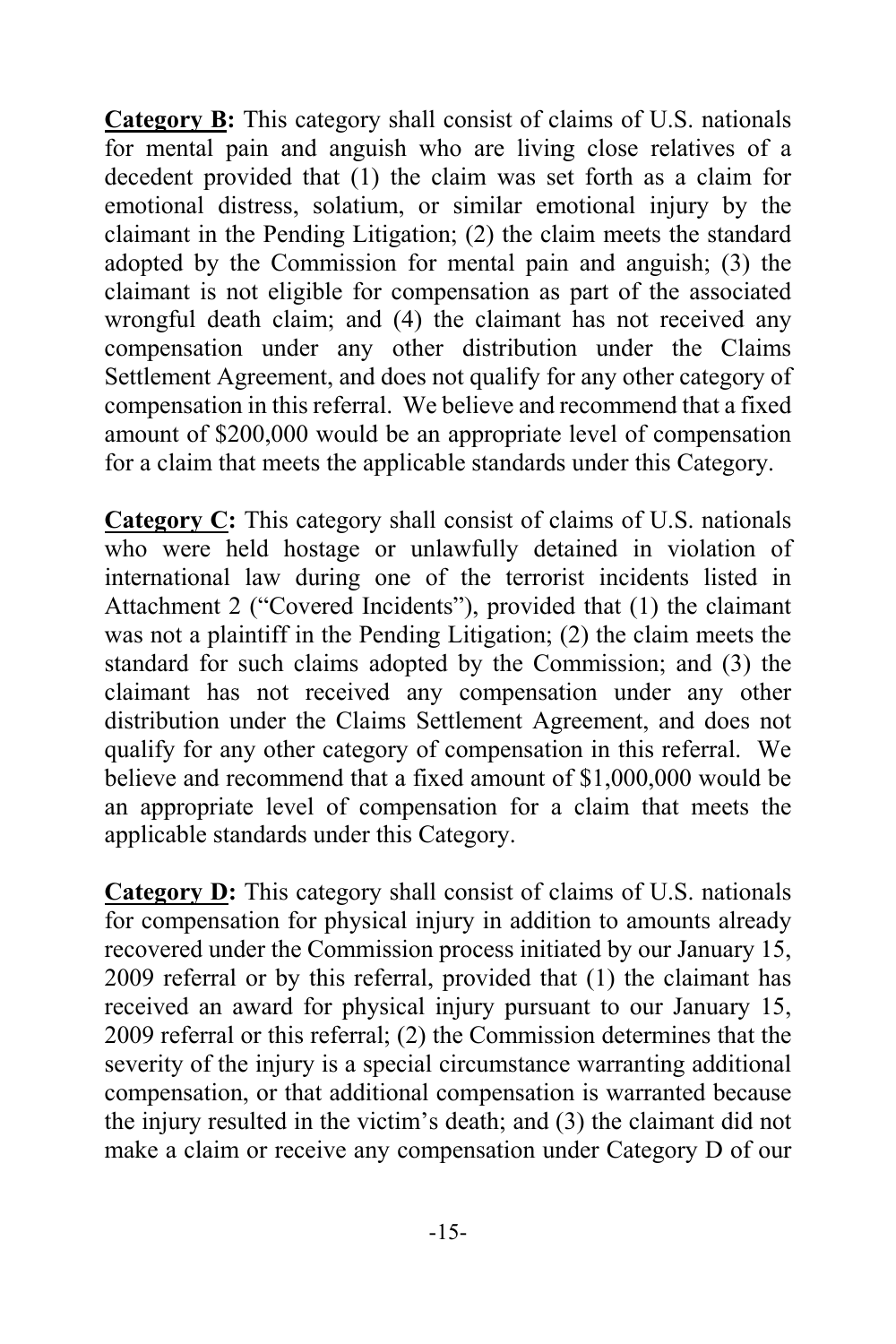**Category B:** This category shall consist of claims of U.S. nationals for mental pain and anguish who are living close relatives of a decedent provided that (1) the claim was set forth as a claim for emotional distress, solatium, or similar emotional injury by the claimant in the Pending Litigation; (2) the claim meets the standard adopted by the Commission for mental pain and anguish; (3) the claimant is not eligible for compensation as part of the associated wrongful death claim; and (4) the claimant has not received any compensation under any other distribution under the Claims Settlement Agreement, and does not qualify for any other category of compensation in this referral. We believe and recommend that a fixed amount of $200,000 would be an appropriate level of compensation for a claim that meets the applicable standards under this Category.

**Category C:** This category shall consist of claims of U.S. nationals who were held hostage or unlawfully detained in violation of international law during one of the terrorist incidents listed in Attachment 2 ("Covered Incidents"), provided that (1) the claimant was not a plaintiff in the Pending Litigation; (2) the claim meets the standard for such claims adopted by the Commission; and (3) the claimant has not received any compensation under any other distribution under the Claims Settlement Agreement, and does not qualify for any other category of compensation in this referral. We believe and recommend that a fixed amount of $1,000,000 would be an appropriate level of compensation for a claim that meets the applicable standards under this Category.

**Category D:** This category shall consist of claims of U.S. nationals for compensation for physical injury in addition to amounts already recovered under the Commission process initiated by our January 15, 2009 referral or by this referral, provided that (1) the claimant has received an award for physical injury pursuant to our January 15, 2009 referral or this referral; (2) the Commission determines that the severity of the injury is a special circumstance warranting additional compensation, or that additional compensation is warranted because the injury resulted in the victim's death; and (3) the claimant did not make a claim or receive any compensation under Category D of our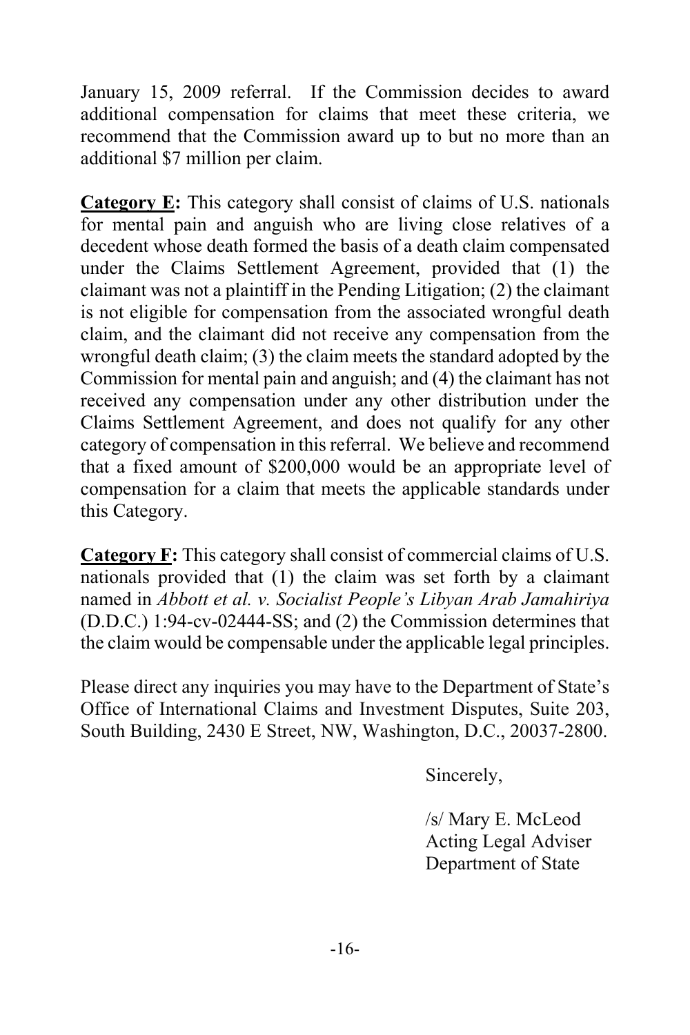January 15, 2009 referral. If the Commission decides to award additional compensation for claims that meet these criteria, we recommend that the Commission award up to but no more than an additional $7 million per claim.

**Category E:** This category shall consist of claims of U.S. nationals for mental pain and anguish who are living close relatives of a decedent whose death formed the basis of a death claim compensated under the Claims Settlement Agreement, provided that (1) the claimant was not a plaintiff in the Pending Litigation; (2) the claimant is not eligible for compensation from the associated wrongful death claim, and the claimant did not receive any compensation from the wrongful death claim; (3) the claim meets the standard adopted by the Commission for mental pain and anguish; and (4) the claimant has not received any compensation under any other distribution under the Claims Settlement Agreement, and does not qualify for any other category of compensation in this referral. We believe and recommend that a fixed amount of $200,000 would be an appropriate level of compensation for a claim that meets the applicable standards under this Category.

**Category F:** This category shall consist of commercial claims of U.S. nationals provided that (1) the claim was set forth by a claimant named in *Abbott et al. v. Socialist People's Libyan Arab Jamahiriya* (D.D.C.) 1:94-cv-02444-SS; and (2) the Commission determines that the claim would be compensable under the applicable legal principles.

Please direct any inquiries you may have to the Department of State's Office of International Claims and Investment Disputes, Suite 203, South Building, 2430 E Street, NW, Washington, D.C., 20037-2800.

Sincerely,

/s/ Mary E. McLeod
Acting Legal Adviser
Department of State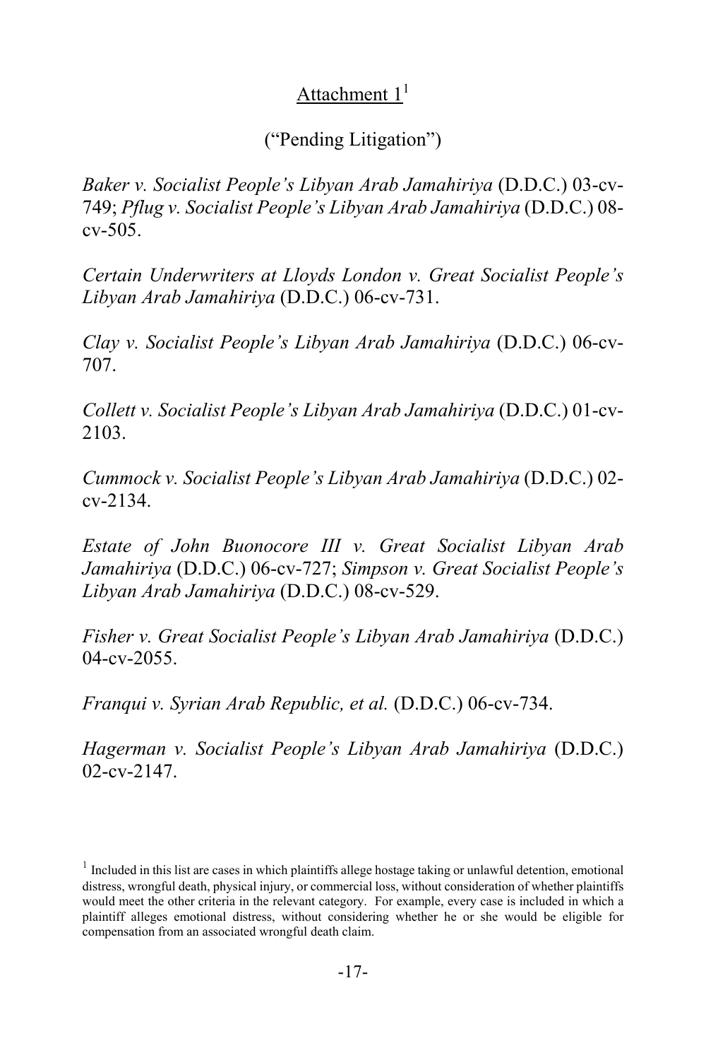Attachment 1[1]

("Pending Litigation")

*Baker v. Socialist People's Libyan Arab Jamahiriya* (D.D.C.) 03-cv-749; *Pflug v. Socialist People's Libyan Arab Jamahiriya* (D.D.C.) 08-cv-505.

*Certain Underwriters at Lloyds London v. Great Socialist People's Libyan Arab Jamahiriya* (D.D.C.) 06-cv-731.

*Clay v. Socialist People's Libyan Arab Jamahiriya* (D.D.C.) 06-cv-707.

*Collett v. Socialist People's Libyan Arab Jamahiriya* (D.D.C.) 01-cv-2103.

*Cummock v. Socialist People's Libyan Arab Jamahiriya* (D.D.C.) 02-cv-2134.

*Estate of John Buonocore III v. Great Socialist Libyan Arab Jamahiriya* (D.D.C.) 06-cv-727; *Simpson v. Great Socialist People's Libyan Arab Jamahiriya* (D.D.C.) 08-cv-529.

*Fisher v. Great Socialist People's Libyan Arab Jamahiriya* (D.D.C.) 04-cv-2055.

*Franqui v. Syrian Arab Republic, et al.* (D.D.C.) 06-cv-734.

*Hagerman v. Socialist People's Libyan Arab Jamahiriya* (D.D.C.) 02-cv-2147.

[1] Included in this list are cases in which plaintiffs allege hostage taking or unlawful detention, emotional distress, wrongful death, physical injury, or commercial loss, without consideration of whether plaintiffs would meet the other criteria in the relevant category. For example, every case is included in which a plaintiff alleges emotional distress, without considering whether he or she would be eligible for compensation from an associated wrongful death claim.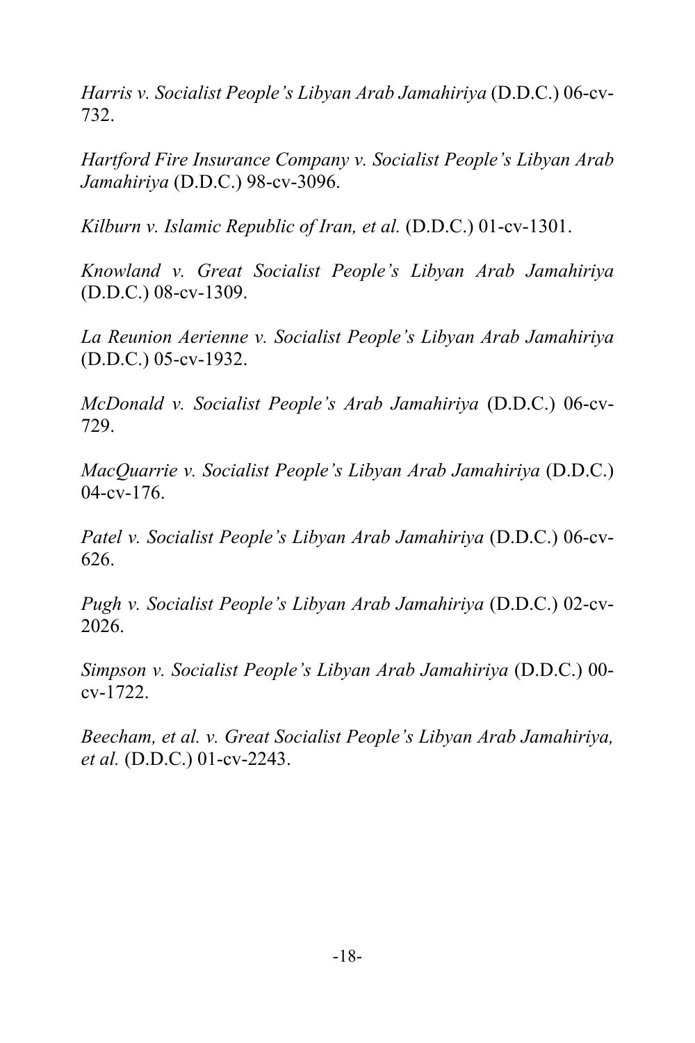*Harris v. Socialist People's Libyan Arab Jamahiriya* (D.D.C.) 06-cv-732.

*Hartford Fire Insurance Company v. Socialist People's Libyan Arab Jamahiriya* (D.D.C.) 98-cv-3096.

*Kilburn v. Islamic Republic of Iran, et al.* (D.D.C.) 01-cv-1301.

*Knowland v. Great Socialist People's Libyan Arab Jamahiriya* (D.D.C.) 08-cv-1309.

*La Reunion Aerienne v. Socialist People's Libyan Arab Jamahiriya* (D.D.C.) 05-cv-1932.

*McDonald v. Socialist People's Arab Jamahiriya* (D.D.C.) 06-cv-729.

*MacQuarrie v. Socialist People's Libyan Arab Jamahiriya* (D.D.C.) 04-cv-176.

*Patel v. Socialist People's Libyan Arab Jamahiriya* (D.D.C.) 06-cv-626.

*Pugh v. Socialist People's Libyan Arab Jamahiriya* (D.D.C.) 02-cv-2026.

*Simpson v. Socialist People's Libyan Arab Jamahiriya* (D.D.C.) 00-cv-1722.

*Beecham, et al. v. Great Socialist People's Libyan Arab Jamahiriya, et al.* (D.D.C.) 01-cv-2243.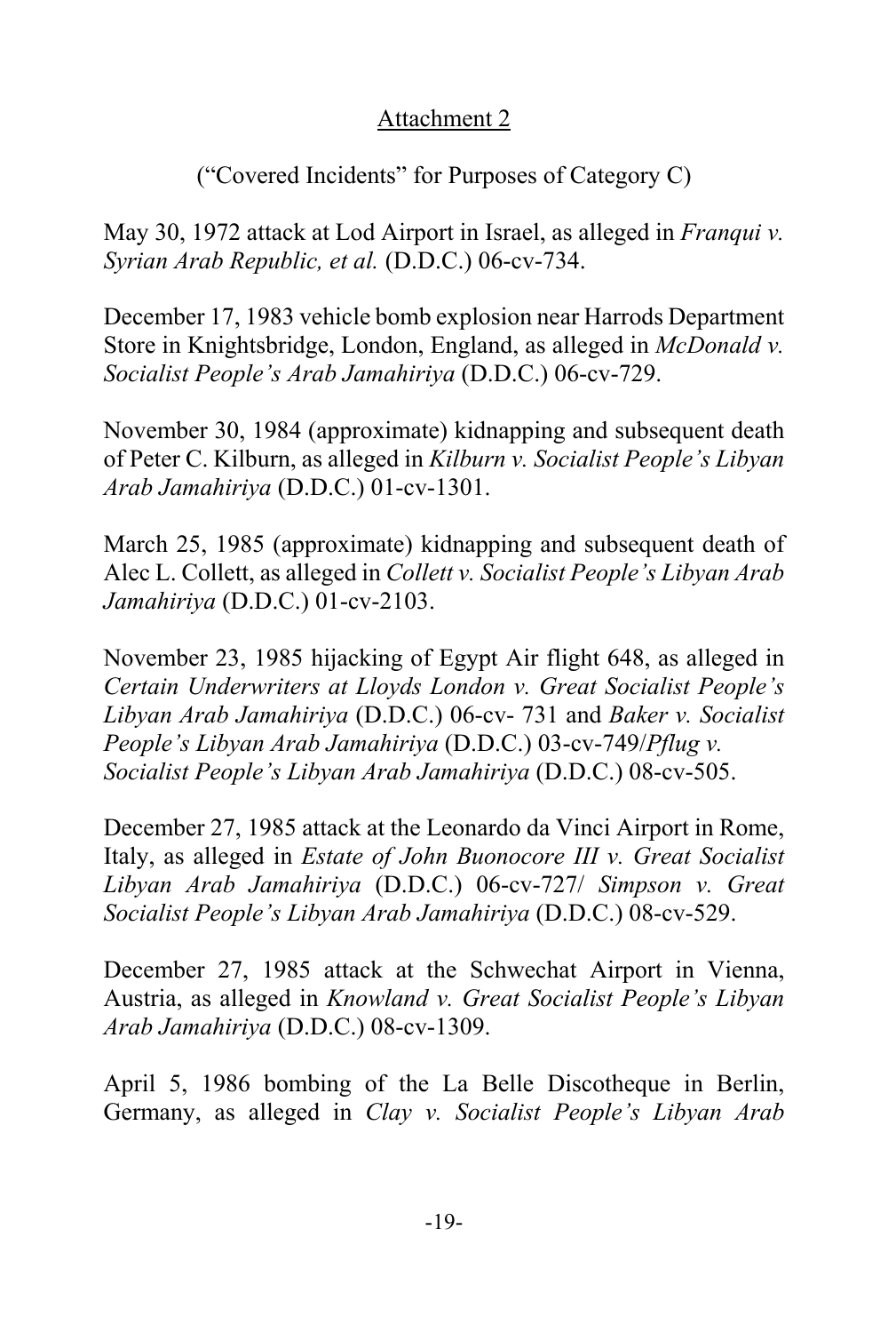Attachment 2

("Covered Incidents" for Purposes of Category C)

May 30, 1972 attack at Lod Airport in Israel, as alleged in *Franqui v. Syrian Arab Republic, et al.* (D.D.C.) 06-cv-734.

December 17, 1983 vehicle bomb explosion near Harrods Department Store in Knightsbridge, London, England, as alleged in *McDonald v. Socialist People's Arab Jamahiriya* (D.D.C.) 06-cv-729.

November 30, 1984 (approximate) kidnapping and subsequent death of Peter C. Kilburn, as alleged in *Kilburn v. Socialist People's Libyan Arab Jamahiriya* (D.D.C.) 01-cv-1301.

March 25, 1985 (approximate) kidnapping and subsequent death of Alec L. Collett, as alleged in *Collett v. Socialist People's Libyan Arab Jamahiriya* (D.D.C.) 01-cv-2103.

November 23, 1985 hijacking of Egypt Air flight 648, as alleged in *Certain Underwriters at Lloyds London v. Great Socialist People's Libyan Arab Jamahiriya* (D.D.C.) 06-cv- 731 and *Baker v. Socialist People's Libyan Arab Jamahiriya* (D.D.C.) 03-cv-749/*Pflug v. Socialist People's Libyan Arab Jamahiriya* (D.D.C.) 08-cv-505.

December 27, 1985 attack at the Leonardo da Vinci Airport in Rome, Italy, as alleged in *Estate of John Buonocore III v. Great Socialist Libyan Arab Jamahiriya* (D.D.C.) 06-cv-727/ *Simpson v. Great Socialist People's Libyan Arab Jamahiriya* (D.D.C.) 08-cv-529.

December 27, 1985 attack at the Schwechat Airport in Vienna, Austria, as alleged in *Knowland v. Great Socialist People's Libyan Arab Jamahiriya* (D.D.C.) 08-cv-1309.

April 5, 1986 bombing of the La Belle Discotheque in Berlin, Germany, as alleged in *Clay v. Socialist People's Libyan Arab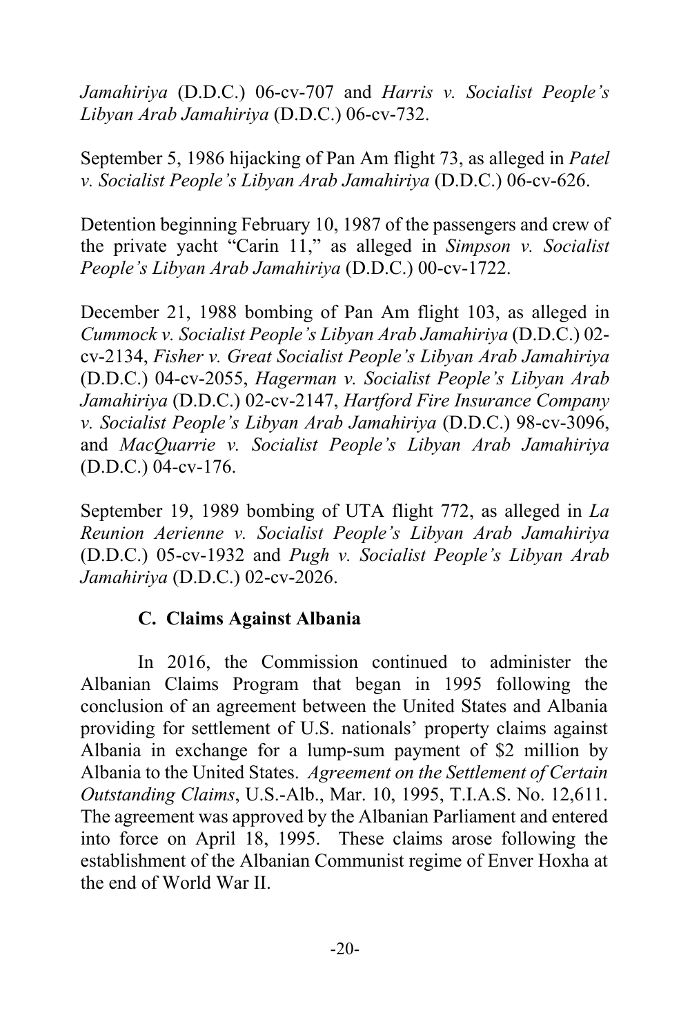*Jamahiriya* (D.D.C.) 06-cv-707 and *Harris v. Socialist People's Libyan Arab Jamahiriya* (D.D.C.) 06-cv-732.

September 5, 1986 hijacking of Pan Am flight 73, as alleged in *Patel v. Socialist People's Libyan Arab Jamahiriya* (D.D.C.) 06-cv-626.

Detention beginning February 10, 1987 of the passengers and crew of the private yacht "Carin 11," as alleged in *Simpson v. Socialist People's Libyan Arab Jamahiriya* (D.D.C.) 00-cv-1722.

December 21, 1988 bombing of Pan Am flight 103, as alleged in *Cummock v. Socialist People's Libyan Arab Jamahiriya* (D.D.C.) 02-cv-2134, *Fisher v. Great Socialist People's Libyan Arab Jamahiriya* (D.D.C.) 04-cv-2055, *Hagerman v. Socialist People's Libyan Arab Jamahiriya* (D.D.C.) 02-cv-2147, *Hartford Fire Insurance Company v. Socialist People's Libyan Arab Jamahiriya* (D.D.C.) 98-cv-3096, and *MacQuarrie v. Socialist People's Libyan Arab Jamahiriya* (D.D.C.) 04-cv-176.

September 19, 1989 bombing of UTA flight 772, as alleged in *La Reunion Aerienne v. Socialist People's Libyan Arab Jamahiriya* (D.D.C.) 05-cv-1932 and *Pugh v. Socialist People's Libyan Arab Jamahiriya* (D.D.C.) 02-cv-2026.

### C. Claims Against Albania

In 2016, the Commission continued to administer the Albanian Claims Program that began in 1995 following the conclusion of an agreement between the United States and Albania providing for settlement of U.S. nationals' property claims against Albania in exchange for a lump-sum payment of $2 million by Albania to the United States. *Agreement on the Settlement of Certain Outstanding Claims*, U.S.-Alb., Mar. 10, 1995, T.I.A.S. No. 12,611. The agreement was approved by the Albanian Parliament and entered into force on April 18, 1995. These claims arose following the establishment of the Albanian Communist regime of Enver Hoxha at the end of World War II.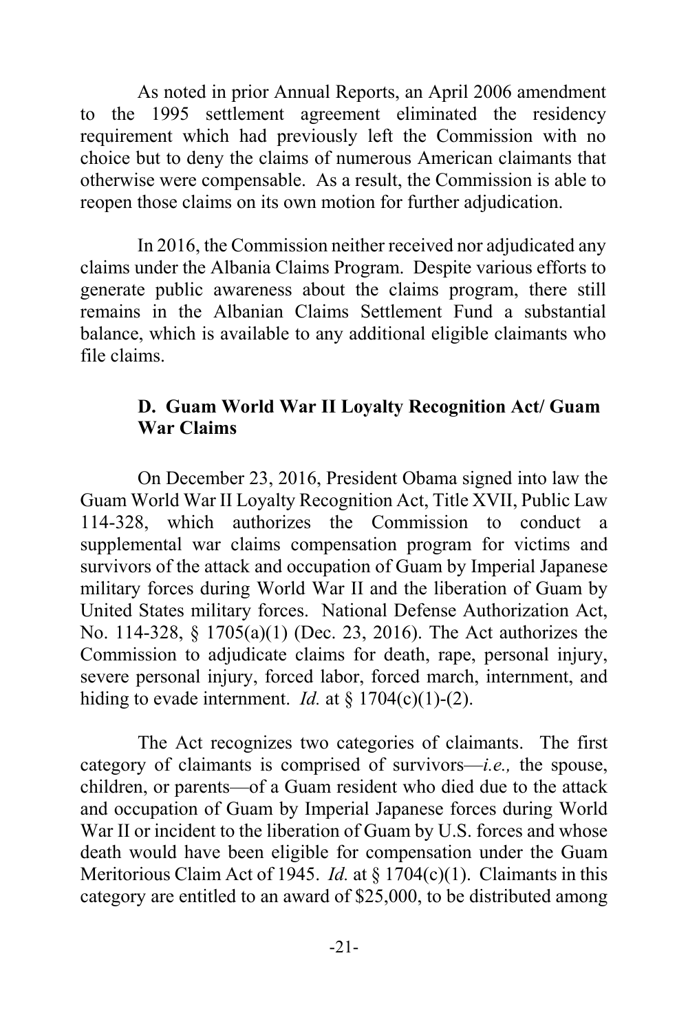As noted in prior Annual Reports, an April 2006 amendment to the 1995 settlement agreement eliminated the residency requirement which had previously left the Commission with no choice but to deny the claims of numerous American claimants that otherwise were compensable. As a result, the Commission is able to reopen those claims on its own motion for further adjudication.

In 2016, the Commission neither received nor adjudicated any claims under the Albania Claims Program. Despite various efforts to generate public awareness about the claims program, there still remains in the Albanian Claims Settlement Fund a substantial balance, which is available to any additional eligible claimants who file claims.

### D. Guam World War II Loyalty Recognition Act/ Guam War Claims

On December 23, 2016, President Obama signed into law the Guam World War II Loyalty Recognition Act, Title XVII, Public Law 114-328, which authorizes the Commission to conduct a supplemental war claims compensation program for victims and survivors of the attack and occupation of Guam by Imperial Japanese military forces during World War II and the liberation of Guam by United States military forces. National Defense Authorization Act, No. 114-328, § 1705(a)(1) (Dec. 23, 2016). The Act authorizes the Commission to adjudicate claims for death, rape, personal injury, severe personal injury, forced labor, forced march, internment, and hiding to evade internment. *Id.* at § 1704(c)(1)-(2).

The Act recognizes two categories of claimants. The first category of claimants is comprised of survivors—*i.e.,* the spouse, children, or parents—of a Guam resident who died due to the attack and occupation of Guam by Imperial Japanese forces during World War II or incident to the liberation of Guam by U.S. forces and whose death would have been eligible for compensation under the Guam Meritorious Claim Act of 1945. *Id.* at § 1704(c)(1). Claimants in this category are entitled to an award of $25,000, to be distributed among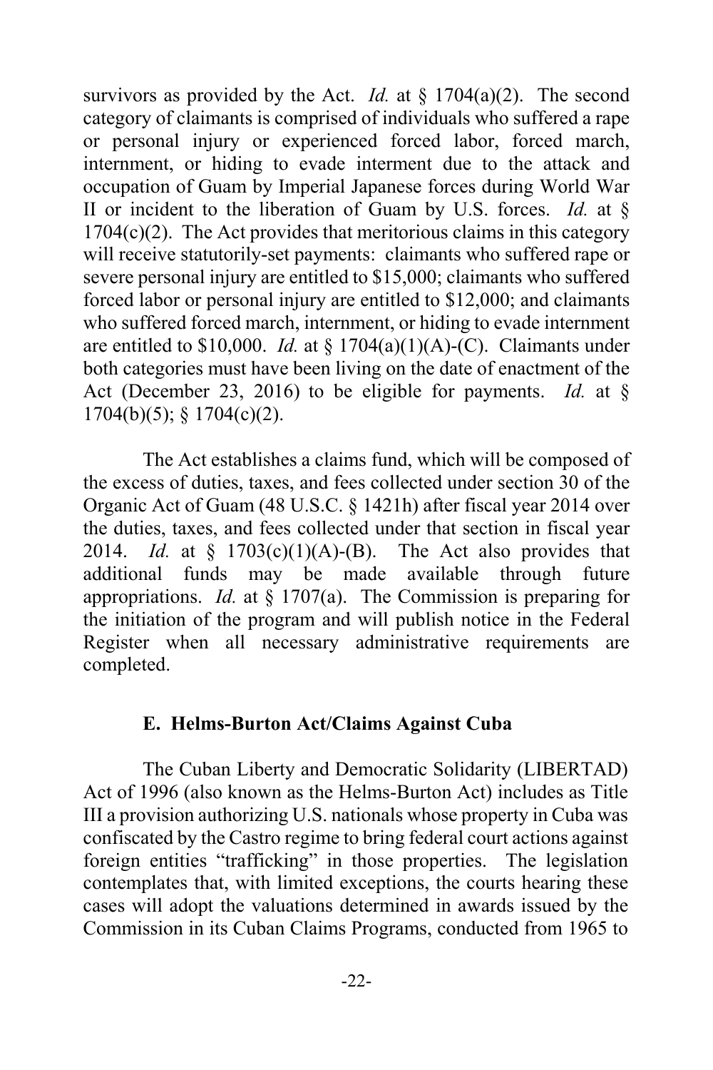survivors as provided by the Act. *Id.* at § 1704(a)(2). The second category of claimants is comprised of individuals who suffered a rape or personal injury or experienced forced labor, forced march, internment, or hiding to evade interment due to the attack and occupation of Guam by Imperial Japanese forces during World War II or incident to the liberation of Guam by U.S. forces. *Id.* at § 1704(c)(2). The Act provides that meritorious claims in this category will receive statutorily-set payments: claimants who suffered rape or severe personal injury are entitled to $15,000; claimants who suffered forced labor or personal injury are entitled to $12,000; and claimants who suffered forced march, internment, or hiding to evade internment are entitled to $10,000. *Id.* at § 1704(a)(1)(A)-(C). Claimants under both categories must have been living on the date of enactment of the Act (December 23, 2016) to be eligible for payments. *Id.* at § 1704(b)(5); § 1704(c)(2).

The Act establishes a claims fund, which will be composed of the excess of duties, taxes, and fees collected under section 30 of the Organic Act of Guam (48 U.S.C. § 1421h) after fiscal year 2014 over the duties, taxes, and fees collected under that section in fiscal year 2014. *Id.* at § 1703(c)(1)(A)-(B). The Act also provides that additional funds may be made available through future appropriations. *Id.* at § 1707(a). The Commission is preparing for the initiation of the program and will publish notice in the Federal Register when all necessary administrative requirements are completed.

### E. Helms-Burton Act/Claims Against Cuba

The Cuban Liberty and Democratic Solidarity (LIBERTAD) Act of 1996 (also known as the Helms-Burton Act) includes as Title III a provision authorizing U.S. nationals whose property in Cuba was confiscated by the Castro regime to bring federal court actions against foreign entities "trafficking" in those properties. The legislation contemplates that, with limited exceptions, the courts hearing these cases will adopt the valuations determined in awards issued by the Commission in its Cuban Claims Programs, conducted from 1965 to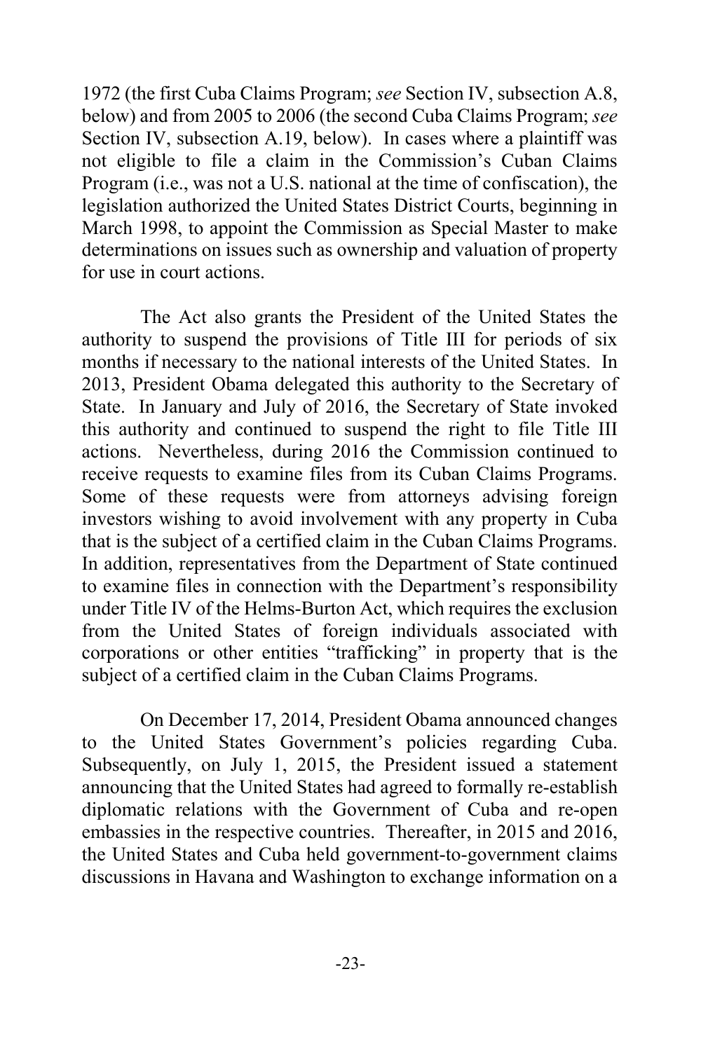1972 (the first Cuba Claims Program; *see* Section IV, subsection A.8, below) and from 2005 to 2006 (the second Cuba Claims Program; *see* Section IV, subsection A.19, below). In cases where a plaintiff was not eligible to file a claim in the Commission's Cuban Claims Program (i.e., was not a U.S. national at the time of confiscation), the legislation authorized the United States District Courts, beginning in March 1998, to appoint the Commission as Special Master to make determinations on issues such as ownership and valuation of property for use in court actions.

The Act also grants the President of the United States the authority to suspend the provisions of Title III for periods of six months if necessary to the national interests of the United States. In 2013, President Obama delegated this authority to the Secretary of State. In January and July of 2016, the Secretary of State invoked this authority and continued to suspend the right to file Title III actions. Nevertheless, during 2016 the Commission continued to receive requests to examine files from its Cuban Claims Programs. Some of these requests were from attorneys advising foreign investors wishing to avoid involvement with any property in Cuba that is the subject of a certified claim in the Cuban Claims Programs. In addition, representatives from the Department of State continued to examine files in connection with the Department's responsibility under Title IV of the Helms-Burton Act, which requires the exclusion from the United States of foreign individuals associated with corporations or other entities "trafficking" in property that is the subject of a certified claim in the Cuban Claims Programs.

On December 17, 2014, President Obama announced changes to the United States Government's policies regarding Cuba. Subsequently, on July 1, 2015, the President issued a statement announcing that the United States had agreed to formally re-establish diplomatic relations with the Government of Cuba and re-open embassies in the respective countries. Thereafter, in 2015 and 2016, the United States and Cuba held government-to-government claims discussions in Havana and Washington to exchange information on a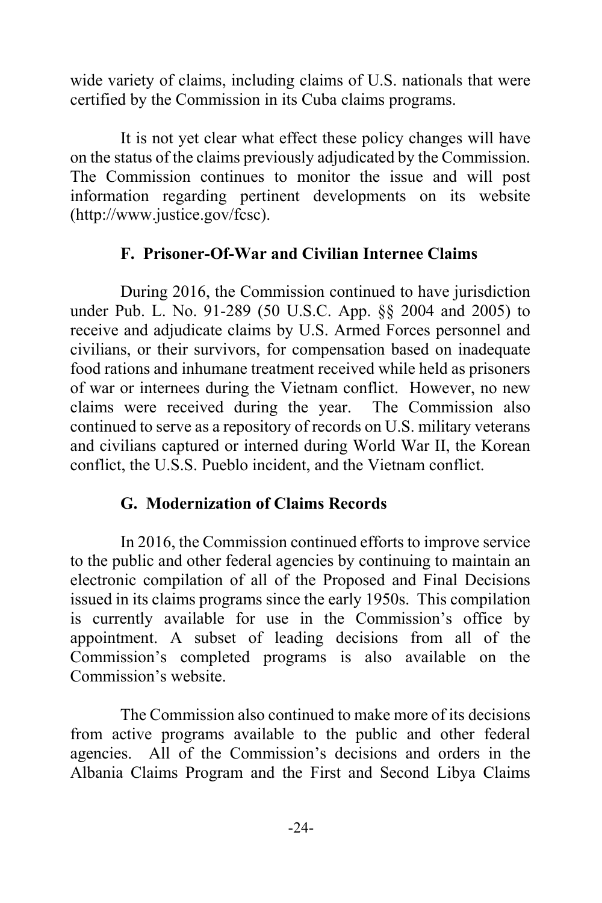wide variety of claims, including claims of U.S. nationals that were certified by the Commission in its Cuba claims programs.

It is not yet clear what effect these policy changes will have on the status of the claims previously adjudicated by the Commission. The Commission continues to monitor the issue and will post information regarding pertinent developments on its website (http://www.justice.gov/fcsc).

### F. Prisoner-Of-War and Civilian Internee Claims

During 2016, the Commission continued to have jurisdiction under Pub. L. No. 91-289 (50 U.S.C. App. §§ 2004 and 2005) to receive and adjudicate claims by U.S. Armed Forces personnel and civilians, or their survivors, for compensation based on inadequate food rations and inhumane treatment received while held as prisoners of war or internees during the Vietnam conflict. However, no new claims were received during the year. The Commission also continued to serve as a repository of records on U.S. military veterans and civilians captured or interned during World War II, the Korean conflict, the U.S.S. Pueblo incident, and the Vietnam conflict.

### G. Modernization of Claims Records

In 2016, the Commission continued efforts to improve service to the public and other federal agencies by continuing to maintain an electronic compilation of all of the Proposed and Final Decisions issued in its claims programs since the early 1950s. This compilation is currently available for use in the Commission's office by appointment. A subset of leading decisions from all of the Commission's completed programs is also available on the Commission's website.

The Commission also continued to make more of its decisions from active programs available to the public and other federal agencies. All of the Commission's decisions and orders in the Albania Claims Program and the First and Second Libya Claims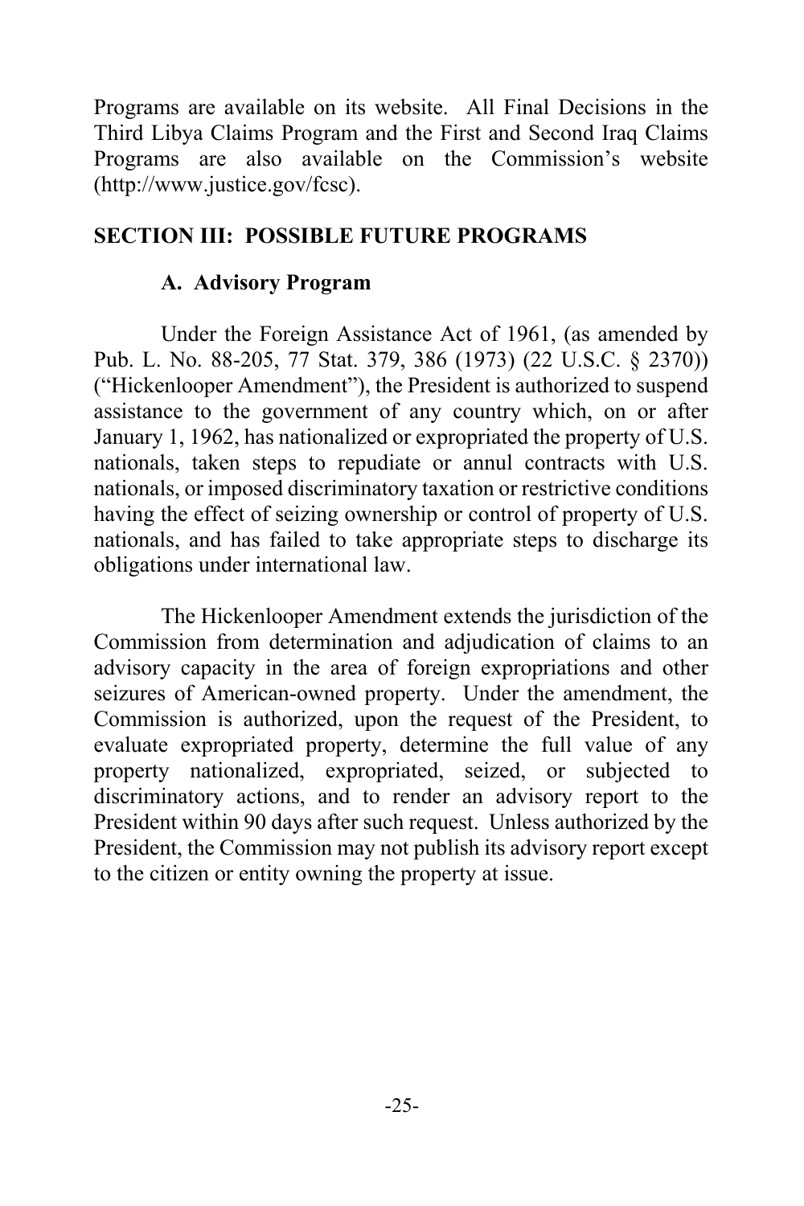Programs are available on its website. All Final Decisions in the Third Libya Claims Program and the First and Second Iraq Claims Programs are also available on the Commission's website (http://www.justice.gov/fcsc).

## SECTION III: POSSIBLE FUTURE PROGRAMS

### A. Advisory Program

Under the Foreign Assistance Act of 1961, (as amended by Pub. L. No. 88-205, 77 Stat. 379, 386 (1973) (22 U.S.C. § 2370)) ("Hickenlooper Amendment"), the President is authorized to suspend assistance to the government of any country which, on or after January 1, 1962, has nationalized or expropriated the property of U.S. nationals, taken steps to repudiate or annul contracts with U.S. nationals, or imposed discriminatory taxation or restrictive conditions having the effect of seizing ownership or control of property of U.S. nationals, and has failed to take appropriate steps to discharge its obligations under international law.

The Hickenlooper Amendment extends the jurisdiction of the Commission from determination and adjudication of claims to an advisory capacity in the area of foreign expropriations and other seizures of American-owned property. Under the amendment, the Commission is authorized, upon the request of the President, to evaluate expropriated property, determine the full value of any property nationalized, expropriated, seized, or subjected to discriminatory actions, and to render an advisory report to the President within 90 days after such request. Unless authorized by the President, the Commission may not publish its advisory report except to the citizen or entity owning the property at issue.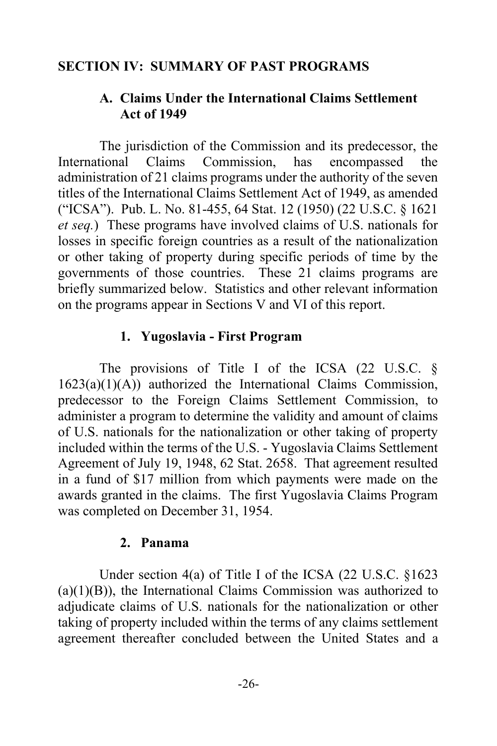## SECTION IV: SUMMARY OF PAST PROGRAMS

### A. Claims Under the International Claims Settlement Act of 1949

The jurisdiction of the Commission and its predecessor, the International Claims Commission, has encompassed the administration of 21 claims programs under the authority of the seven titles of the International Claims Settlement Act of 1949, as amended ("ICSA"). Pub. L. No. 81-455, 64 Stat. 12 (1950) (22 U.S.C. § 1621 *et seq.*) These programs have involved claims of U.S. nationals for losses in specific foreign countries as a result of the nationalization or other taking of property during specific periods of time by the governments of those countries. These 21 claims programs are briefly summarized below. Statistics and other relevant information on the programs appear in Sections V and VI of this report.

#### 1. Yugoslavia - First Program

The provisions of Title I of the ICSA (22 U.S.C. § 1623(a)(1)(A)) authorized the International Claims Commission, predecessor to the Foreign Claims Settlement Commission, to administer a program to determine the validity and amount of claims of U.S. nationals for the nationalization or other taking of property included within the terms of the U.S. - Yugoslavia Claims Settlement Agreement of July 19, 1948, 62 Stat. 2658. That agreement resulted in a fund of $17 million from which payments were made on the awards granted in the claims. The first Yugoslavia Claims Program was completed on December 31, 1954.

#### 2. Panama

Under section 4(a) of Title I of the ICSA (22 U.S.C. §1623 (a)(1)(B)), the International Claims Commission was authorized to adjudicate claims of U.S. nationals for the nationalization or other taking of property included within the terms of any claims settlement agreement thereafter concluded between the United States and a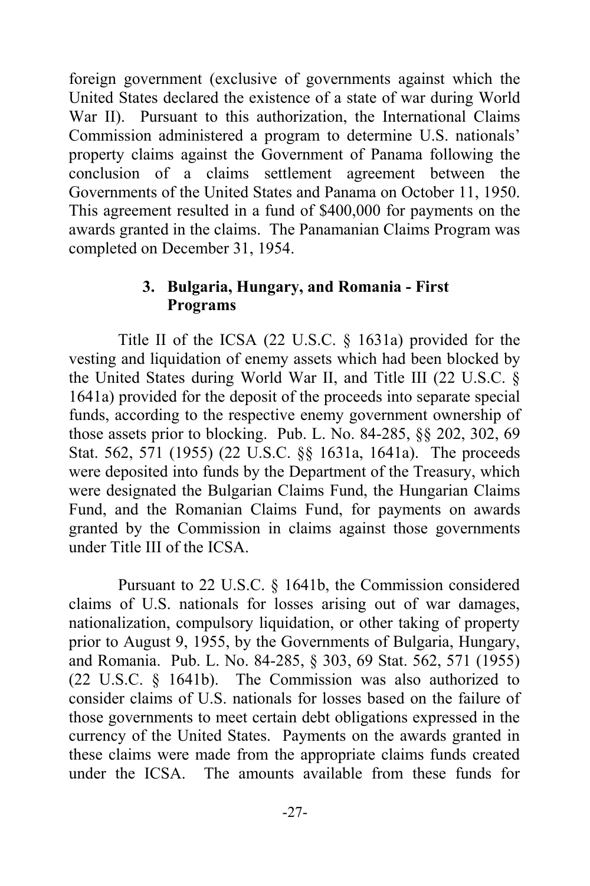foreign government (exclusive of governments against which the United States declared the existence of a state of war during World War II). Pursuant to this authorization, the International Claims Commission administered a program to determine U.S. nationals' property claims against the Government of Panama following the conclusion of a claims settlement agreement between the Governments of the United States and Panama on October 11, 1950. This agreement resulted in a fund of $400,000 for payments on the awards granted in the claims. The Panamanian Claims Program was completed on December 31, 1954.

### 3. Bulgaria, Hungary, and Romania - First Programs

Title II of the ICSA (22 U.S.C. § 1631a) provided for the vesting and liquidation of enemy assets which had been blocked by the United States during World War II, and Title III (22 U.S.C. § 1641a) provided for the deposit of the proceeds into separate special funds, according to the respective enemy government ownership of those assets prior to blocking. Pub. L. No. 84-285, §§ 202, 302, 69 Stat. 562, 571 (1955) (22 U.S.C. §§ 1631a, 1641a). The proceeds were deposited into funds by the Department of the Treasury, which were designated the Bulgarian Claims Fund, the Hungarian Claims Fund, and the Romanian Claims Fund, for payments on awards granted by the Commission in claims against those governments under Title III of the ICSA.

Pursuant to 22 U.S.C. § 1641b, the Commission considered claims of U.S. nationals for losses arising out of war damages, nationalization, compulsory liquidation, or other taking of property prior to August 9, 1955, by the Governments of Bulgaria, Hungary, and Romania. Pub. L. No. 84-285, § 303, 69 Stat. 562, 571 (1955) (22 U.S.C. § 1641b). The Commission was also authorized to consider claims of U.S. nationals for losses based on the failure of those governments to meet certain debt obligations expressed in the currency of the United States. Payments on the awards granted in these claims were made from the appropriate claims funds created under the ICSA. The amounts available from these funds for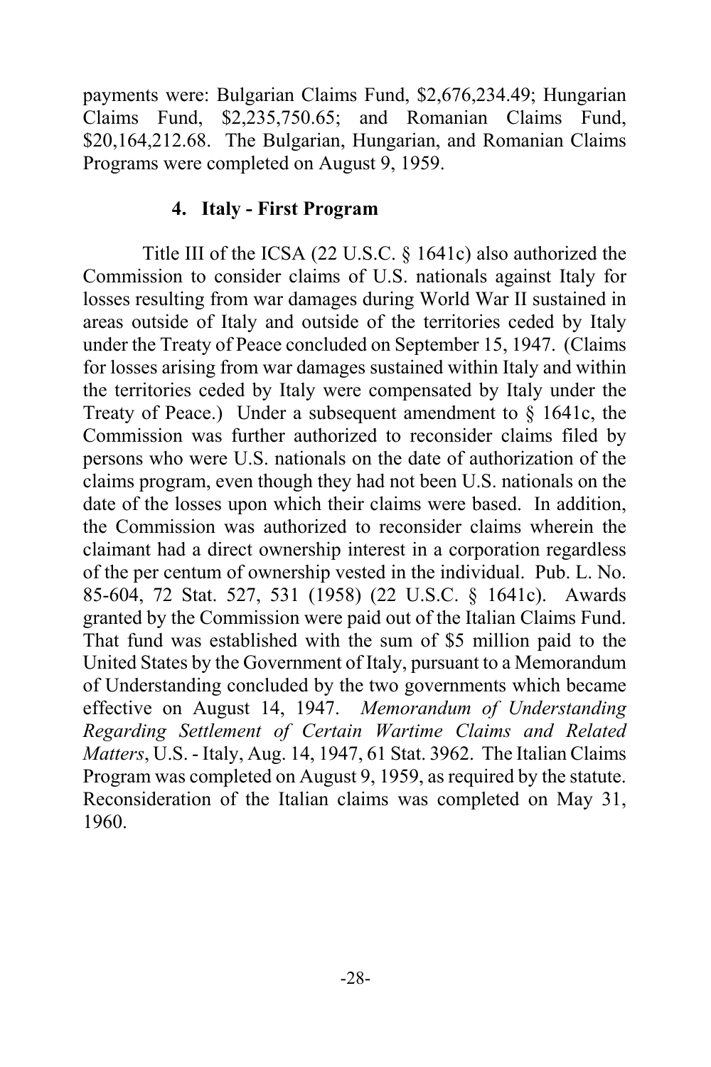payments were: Bulgarian Claims Fund, $2,676,234.49; Hungarian Claims Fund, $2,235,750.65; and Romanian Claims Fund, $20,164,212.68. The Bulgarian, Hungarian, and Romanian Claims Programs were completed on August 9, 1959.

### 4. Italy - First Program

Title III of the ICSA (22 U.S.C. § 1641c) also authorized the Commission to consider claims of U.S. nationals against Italy for losses resulting from war damages during World War II sustained in areas outside of Italy and outside of the territories ceded by Italy under the Treaty of Peace concluded on September 15, 1947. (Claims for losses arising from war damages sustained within Italy and within the territories ceded by Italy were compensated by Italy under the Treaty of Peace.) Under a subsequent amendment to § 1641c, the Commission was further authorized to reconsider claims filed by persons who were U.S. nationals on the date of authorization of the claims program, even though they had not been U.S. nationals on the date of the losses upon which their claims were based. In addition, the Commission was authorized to reconsider claims wherein the claimant had a direct ownership interest in a corporation regardless of the per centum of ownership vested in the individual. Pub. L. No. 85-604, 72 Stat. 527, 531 (1958) (22 U.S.C. § 1641c). Awards granted by the Commission were paid out of the Italian Claims Fund. That fund was established with the sum of $5 million paid to the United States by the Government of Italy, pursuant to a Memorandum of Understanding concluded by the two governments which became effective on August 14, 1947. *Memorandum of Understanding Regarding Settlement of Certain Wartime Claims and Related Matters*, U.S. - Italy, Aug. 14, 1947, 61 Stat. 3962. The Italian Claims Program was completed on August 9, 1959, as required by the statute. Reconsideration of the Italian claims was completed on May 31, 1960.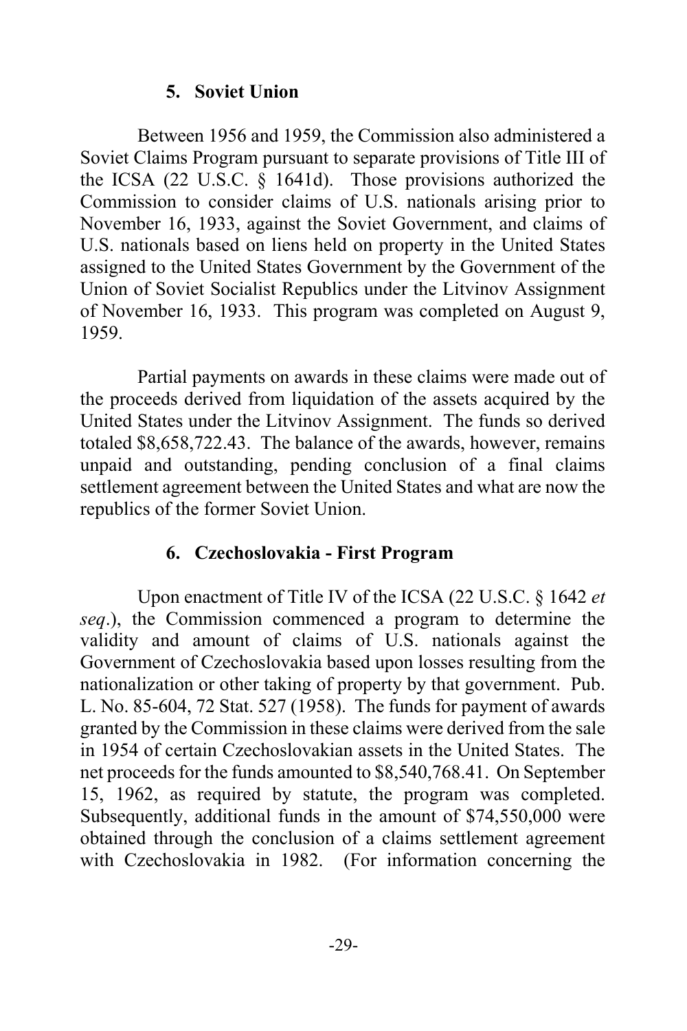### 5. Soviet Union

Between 1956 and 1959, the Commission also administered a Soviet Claims Program pursuant to separate provisions of Title III of the ICSA (22 U.S.C. § 1641d). Those provisions authorized the Commission to consider claims of U.S. nationals arising prior to November 16, 1933, against the Soviet Government, and claims of U.S. nationals based on liens held on property in the United States assigned to the United States Government by the Government of the Union of Soviet Socialist Republics under the Litvinov Assignment of November 16, 1933. This program was completed on August 9, 1959.

Partial payments on awards in these claims were made out of the proceeds derived from liquidation of the assets acquired by the United States under the Litvinov Assignment. The funds so derived totaled $8,658,722.43. The balance of the awards, however, remains unpaid and outstanding, pending conclusion of a final claims settlement agreement between the United States and what are now the republics of the former Soviet Union.

### 6. Czechoslovakia - First Program

Upon enactment of Title IV of the ICSA (22 U.S.C. § 1642 *et seq*.), the Commission commenced a program to determine the validity and amount of claims of U.S. nationals against the Government of Czechoslovakia based upon losses resulting from the nationalization or other taking of property by that government. Pub. L. No. 85-604, 72 Stat. 527 (1958). The funds for payment of awards granted by the Commission in these claims were derived from the sale in 1954 of certain Czechoslovakian assets in the United States. The net proceeds for the funds amounted to $8,540,768.41. On September 15, 1962, as required by statute, the program was completed. Subsequently, additional funds in the amount of $74,550,000 were obtained through the conclusion of a claims settlement agreement with Czechoslovakia in 1982. (For information concerning the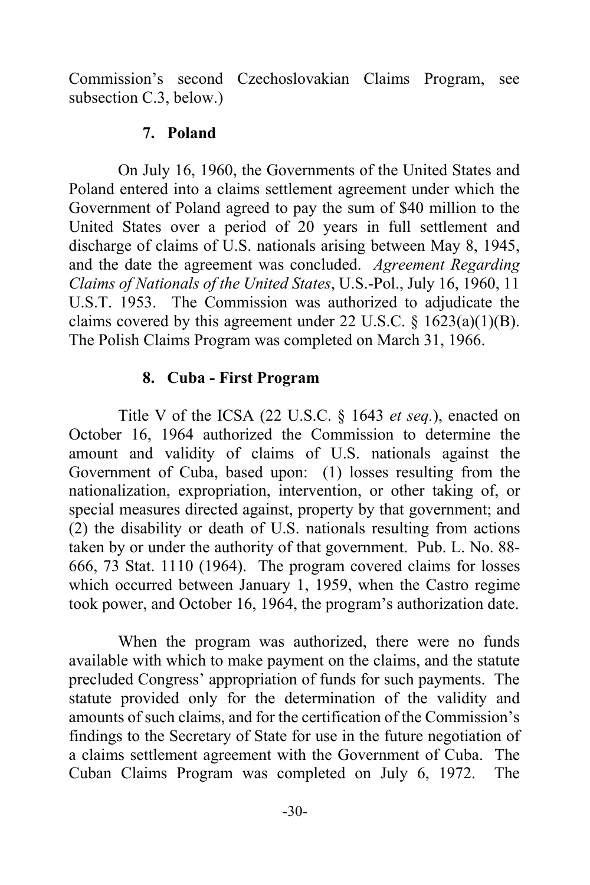Commission's second Czechoslovakian Claims Program, see subsection C.3, below.)

### 7. Poland

On July 16, 1960, the Governments of the United States and Poland entered into a claims settlement agreement under which the Government of Poland agreed to pay the sum of $40 million to the United States over a period of 20 years in full settlement and discharge of claims of U.S. nationals arising between May 8, 1945, and the date the agreement was concluded. *Agreement Regarding Claims of Nationals of the United States*, U.S.-Pol., July 16, 1960, 11 U.S.T. 1953. The Commission was authorized to adjudicate the claims covered by this agreement under 22 U.S.C. § 1623(a)(1)(B). The Polish Claims Program was completed on March 31, 1966.

### 8. Cuba - First Program

Title V of the ICSA (22 U.S.C. § 1643 *et seq.*), enacted on October 16, 1964 authorized the Commission to determine the amount and validity of claims of U.S. nationals against the Government of Cuba, based upon: (1) losses resulting from the nationalization, expropriation, intervention, or other taking of, or special measures directed against, property by that government; and (2) the disability or death of U.S. nationals resulting from actions taken by or under the authority of that government. Pub. L. No. 88-666, 73 Stat. 1110 (1964). The program covered claims for losses which occurred between January 1, 1959, when the Castro regime took power, and October 16, 1964, the program's authorization date.

When the program was authorized, there were no funds available with which to make payment on the claims, and the statute precluded Congress' appropriation of funds for such payments. The statute provided only for the determination of the validity and amounts of such claims, and for the certification of the Commission's findings to the Secretary of State for use in the future negotiation of a claims settlement agreement with the Government of Cuba. The Cuban Claims Program was completed on July 6, 1972. The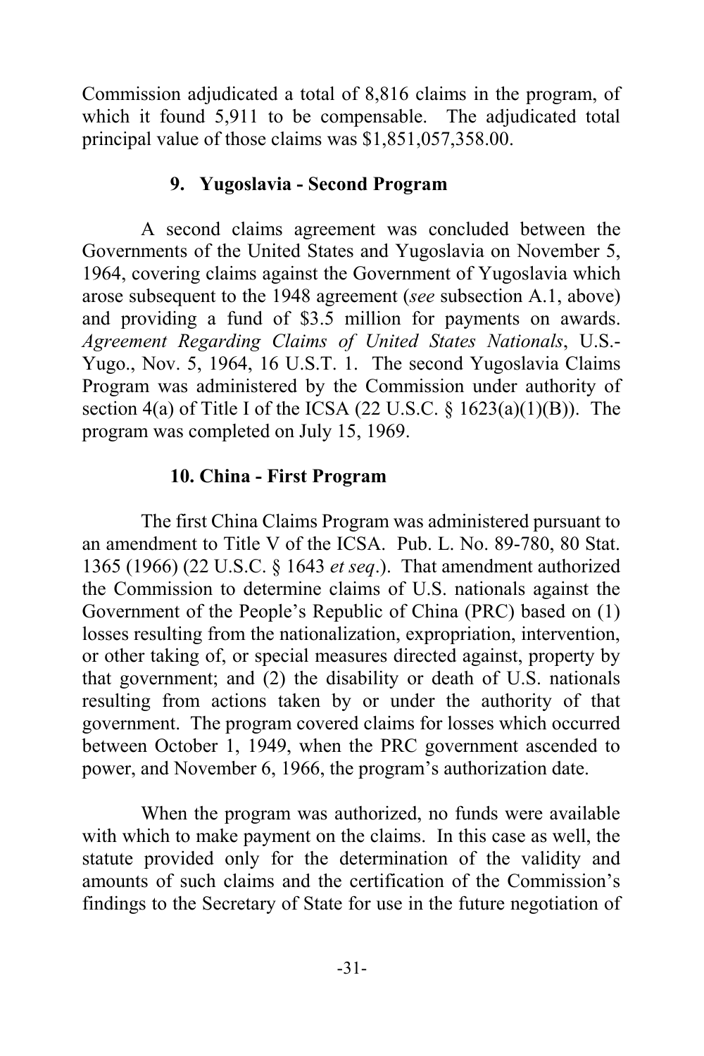Commission adjudicated a total of 8,816 claims in the program, of which it found 5,911 to be compensable. The adjudicated total principal value of those claims was $1,851,057,358.00.

### 9. Yugoslavia - Second Program

A second claims agreement was concluded between the Governments of the United States and Yugoslavia on November 5, 1964, covering claims against the Government of Yugoslavia which arose subsequent to the 1948 agreement (*see* subsection A.1, above) and providing a fund of $3.5 million for payments on awards. *Agreement Regarding Claims of United States Nationals*, U.S.-Yugo., Nov. 5, 1964, 16 U.S.T. 1. The second Yugoslavia Claims Program was administered by the Commission under authority of section 4(a) of Title I of the ICSA (22 U.S.C. § 1623(a)(1)(B)). The program was completed on July 15, 1969.

### 10. China - First Program

The first China Claims Program was administered pursuant to an amendment to Title V of the ICSA. Pub. L. No. 89-780, 80 Stat. 1365 (1966) (22 U.S.C. § 1643 *et seq*.). That amendment authorized the Commission to determine claims of U.S. nationals against the Government of the People's Republic of China (PRC) based on (1) losses resulting from the nationalization, expropriation, intervention, or other taking of, or special measures directed against, property by that government; and (2) the disability or death of U.S. nationals resulting from actions taken by or under the authority of that government. The program covered claims for losses which occurred between October 1, 1949, when the PRC government ascended to power, and November 6, 1966, the program's authorization date.

When the program was authorized, no funds were available with which to make payment on the claims. In this case as well, the statute provided only for the determination of the validity and amounts of such claims and the certification of the Commission's findings to the Secretary of State for use in the future negotiation of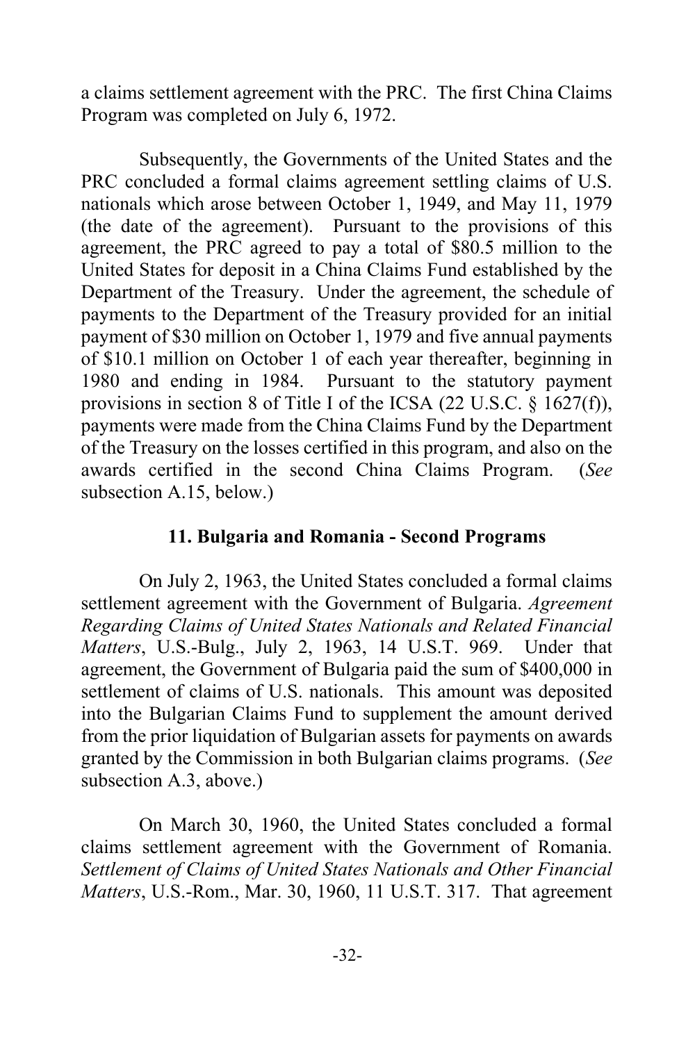a claims settlement agreement with the PRC. The first China Claims Program was completed on July 6, 1972.

Subsequently, the Governments of the United States and the PRC concluded a formal claims agreement settling claims of U.S. nationals which arose between October 1, 1949, and May 11, 1979 (the date of the agreement). Pursuant to the provisions of this agreement, the PRC agreed to pay a total of $80.5 million to the United States for deposit in a China Claims Fund established by the Department of the Treasury. Under the agreement, the schedule of payments to the Department of the Treasury provided for an initial payment of $30 million on October 1, 1979 and five annual payments of $10.1 million on October 1 of each year thereafter, beginning in 1980 and ending in 1984. Pursuant to the statutory payment provisions in section 8 of Title I of the ICSA (22 U.S.C. § 1627(f)), payments were made from the China Claims Fund by the Department of the Treasury on the losses certified in this program, and also on the awards certified in the second China Claims Program. (*See* subsection A.15, below.)

### 11. Bulgaria and Romania - Second Programs

On July 2, 1963, the United States concluded a formal claims settlement agreement with the Government of Bulgaria. *Agreement Regarding Claims of United States Nationals and Related Financial Matters*, U.S.-Bulg., July 2, 1963, 14 U.S.T. 969. Under that agreement, the Government of Bulgaria paid the sum of $400,000 in settlement of claims of U.S. nationals. This amount was deposited into the Bulgarian Claims Fund to supplement the amount derived from the prior liquidation of Bulgarian assets for payments on awards granted by the Commission in both Bulgarian claims programs. (*See* subsection A.3, above.)

On March 30, 1960, the United States concluded a formal claims settlement agreement with the Government of Romania. *Settlement of Claims of United States Nationals and Other Financial Matters*, U.S.-Rom., Mar. 30, 1960, 11 U.S.T. 317. That agreement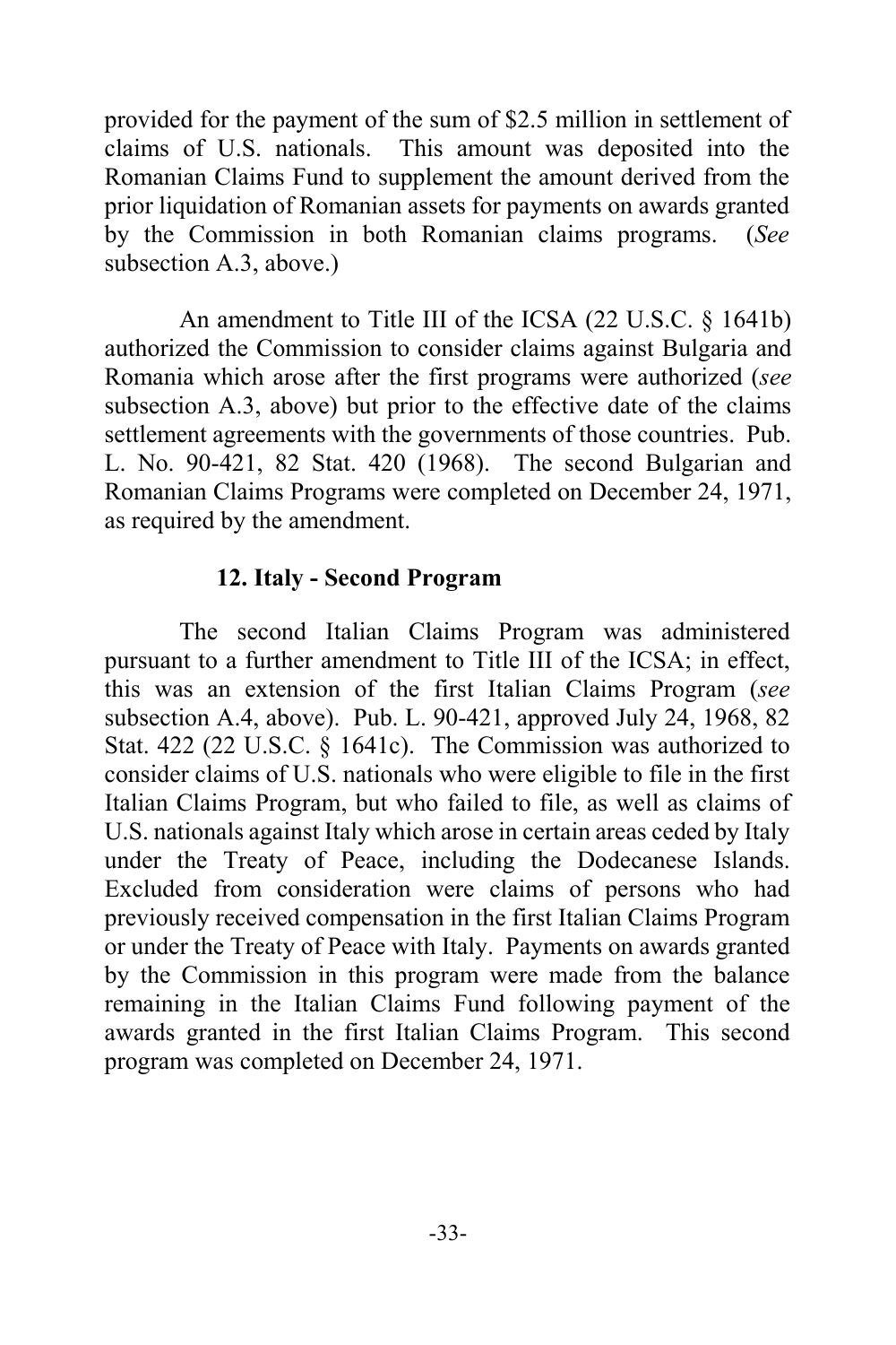provided for the payment of the sum of $2.5 million in settlement of claims of U.S. nationals. This amount was deposited into the Romanian Claims Fund to supplement the amount derived from the prior liquidation of Romanian assets for payments on awards granted by the Commission in both Romanian claims programs. (*See* subsection A.3, above.)

An amendment to Title III of the ICSA (22 U.S.C. § 1641b) authorized the Commission to consider claims against Bulgaria and Romania which arose after the first programs were authorized (*see* subsection A.3, above) but prior to the effective date of the claims settlement agreements with the governments of those countries. Pub. L. No. 90-421, 82 Stat. 420 (1968). The second Bulgarian and Romanian Claims Programs were completed on December 24, 1971, as required by the amendment.

### 12. Italy - Second Program

The second Italian Claims Program was administered pursuant to a further amendment to Title III of the ICSA; in effect, this was an extension of the first Italian Claims Program (*see* subsection A.4, above). Pub. L. 90-421, approved July 24, 1968, 82 Stat. 422 (22 U.S.C. § 1641c). The Commission was authorized to consider claims of U.S. nationals who were eligible to file in the first Italian Claims Program, but who failed to file, as well as claims of U.S. nationals against Italy which arose in certain areas ceded by Italy under the Treaty of Peace, including the Dodecanese Islands. Excluded from consideration were claims of persons who had previously received compensation in the first Italian Claims Program or under the Treaty of Peace with Italy. Payments on awards granted by the Commission in this program were made from the balance remaining in the Italian Claims Fund following payment of the awards granted in the first Italian Claims Program. This second program was completed on December 24, 1971.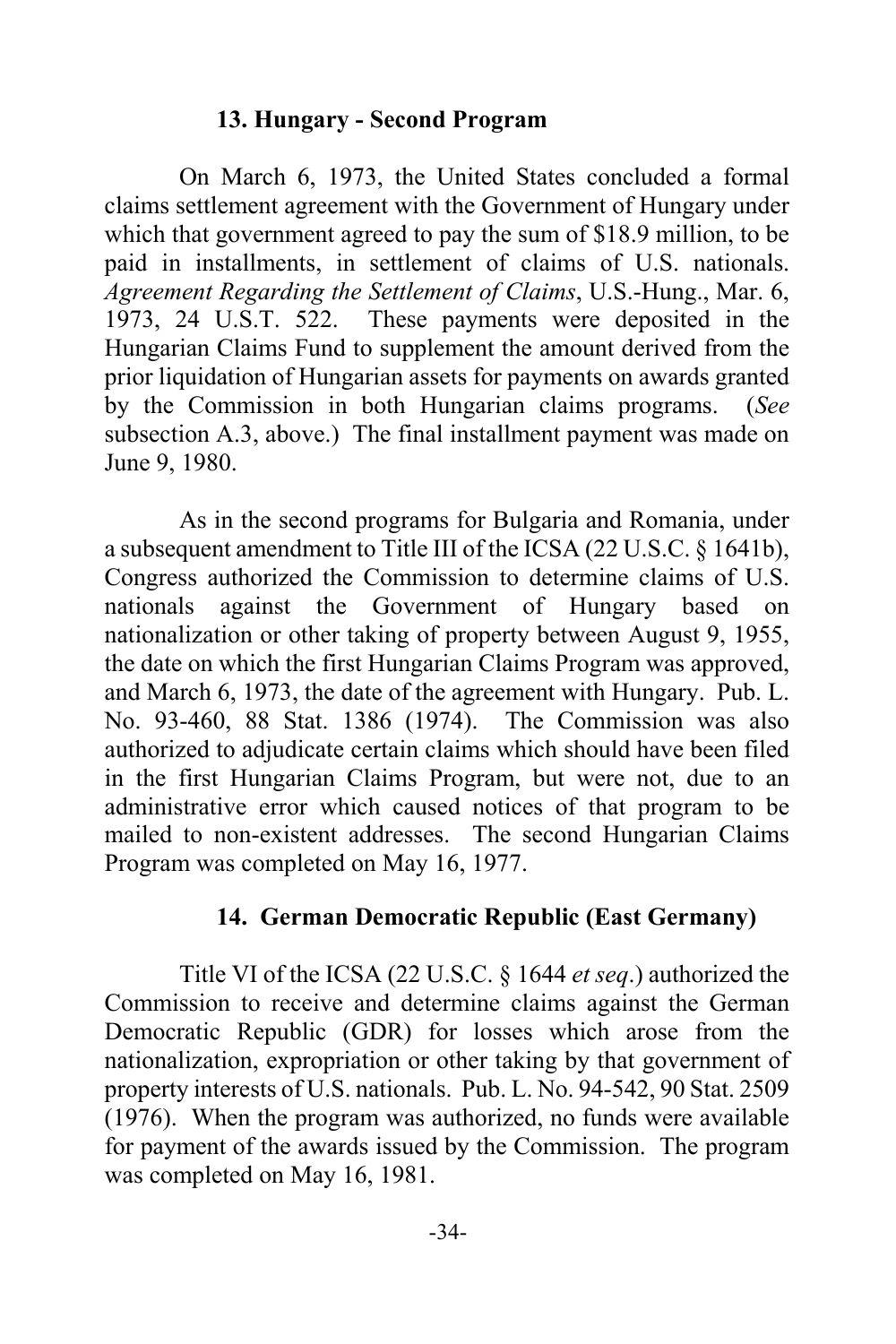### 13. Hungary - Second Program

On March 6, 1973, the United States concluded a formal claims settlement agreement with the Government of Hungary under which that government agreed to pay the sum of $18.9 million, to be paid in installments, in settlement of claims of U.S. nationals. *Agreement Regarding the Settlement of Claims*, U.S.-Hung., Mar. 6, 1973, 24 U.S.T. 522. These payments were deposited in the Hungarian Claims Fund to supplement the amount derived from the prior liquidation of Hungarian assets for payments on awards granted by the Commission in both Hungarian claims programs. (*See* subsection A.3, above.) The final installment payment was made on June 9, 1980.

As in the second programs for Bulgaria and Romania, under a subsequent amendment to Title III of the ICSA (22 U.S.C. § 1641b), Congress authorized the Commission to determine claims of U.S. nationals against the Government of Hungary based on nationalization or other taking of property between August 9, 1955, the date on which the first Hungarian Claims Program was approved, and March 6, 1973, the date of the agreement with Hungary. Pub. L. No. 93-460, 88 Stat. 1386 (1974). The Commission was also authorized to adjudicate certain claims which should have been filed in the first Hungarian Claims Program, but were not, due to an administrative error which caused notices of that program to be mailed to non-existent addresses. The second Hungarian Claims Program was completed on May 16, 1977.

### 14. German Democratic Republic (East Germany)

Title VI of the ICSA (22 U.S.C. § 1644 *et seq*.) authorized the Commission to receive and determine claims against the German Democratic Republic (GDR) for losses which arose from the nationalization, expropriation or other taking by that government of property interests of U.S. nationals. Pub. L. No. 94-542, 90 Stat. 2509 (1976). When the program was authorized, no funds were available for payment of the awards issued by the Commission. The program was completed on May 16, 1981.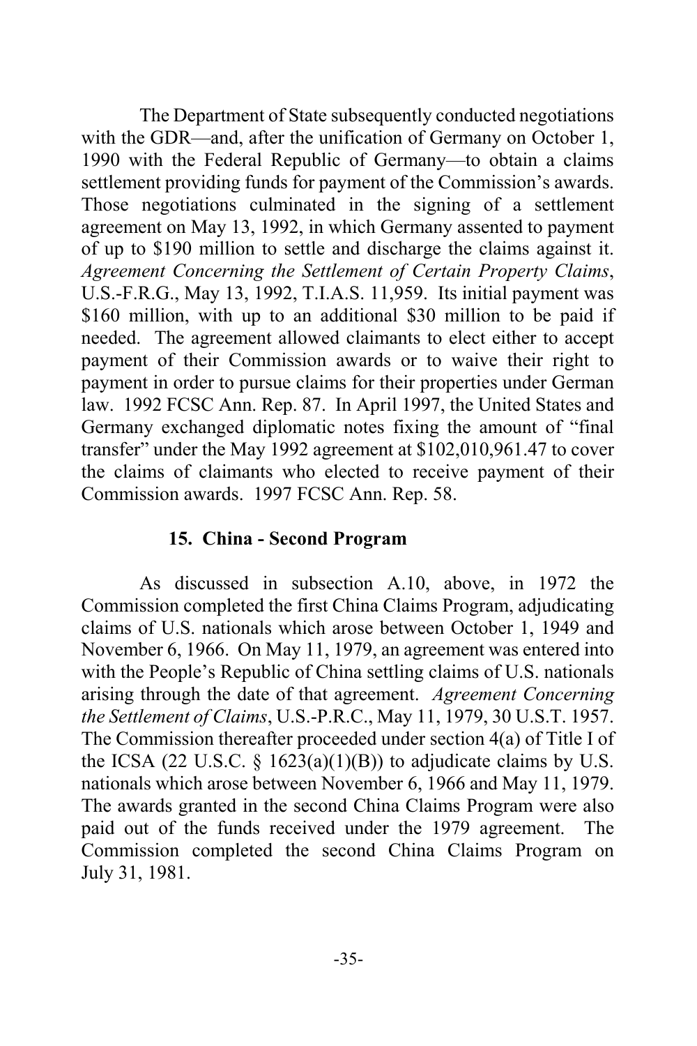The Department of State subsequently conducted negotiations with the GDR—and, after the unification of Germany on October 1, 1990 with the Federal Republic of Germany—to obtain a claims settlement providing funds for payment of the Commission's awards. Those negotiations culminated in the signing of a settlement agreement on May 13, 1992, in which Germany assented to payment of up to $190 million to settle and discharge the claims against it. *Agreement Concerning the Settlement of Certain Property Claims*, U.S.-F.R.G., May 13, 1992, T.I.A.S. 11,959. Its initial payment was $160 million, with up to an additional $30 million to be paid if needed. The agreement allowed claimants to elect either to accept payment of their Commission awards or to waive their right to payment in order to pursue claims for their properties under German law. 1992 FCSC Ann. Rep. 87. In April 1997, the United States and Germany exchanged diplomatic notes fixing the amount of "final transfer" under the May 1992 agreement at $102,010,961.47 to cover the claims of claimants who elected to receive payment of their Commission awards. 1997 FCSC Ann. Rep. 58.

### 15. China - Second Program

As discussed in subsection A.10, above, in 1972 the Commission completed the first China Claims Program, adjudicating claims of U.S. nationals which arose between October 1, 1949 and November 6, 1966. On May 11, 1979, an agreement was entered into with the People's Republic of China settling claims of U.S. nationals arising through the date of that agreement. *Agreement Concerning the Settlement of Claims*, U.S.-P.R.C., May 11, 1979, 30 U.S.T. 1957. The Commission thereafter proceeded under section 4(a) of Title I of the ICSA (22 U.S.C. § 1623(a)(1)(B)) to adjudicate claims by U.S. nationals which arose between November 6, 1966 and May 11, 1979. The awards granted in the second China Claims Program were also paid out of the funds received under the 1979 agreement. The Commission completed the second China Claims Program on July 31, 1981.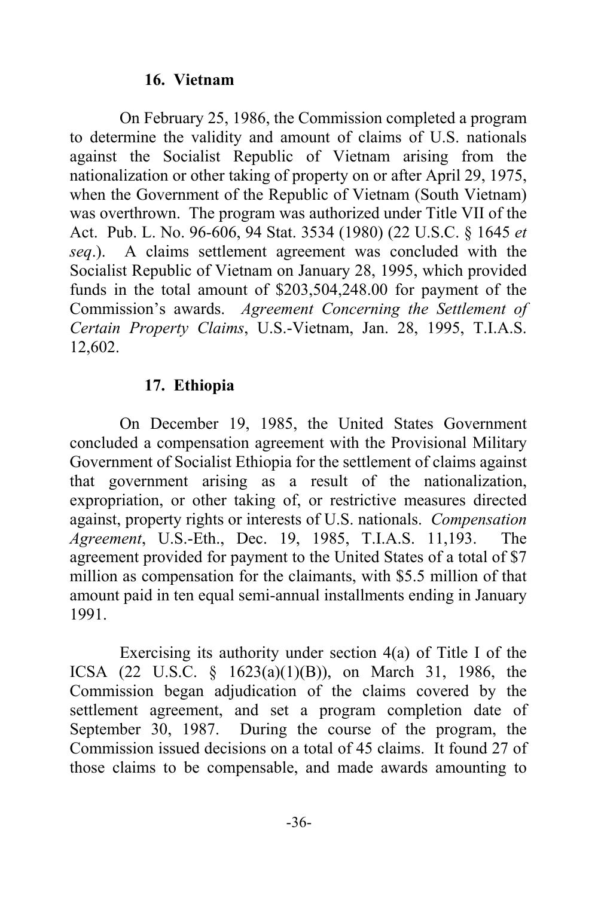### 16. Vietnam

On February 25, 1986, the Commission completed a program to determine the validity and amount of claims of U.S. nationals against the Socialist Republic of Vietnam arising from the nationalization or other taking of property on or after April 29, 1975, when the Government of the Republic of Vietnam (South Vietnam) was overthrown. The program was authorized under Title VII of the Act. Pub. L. No. 96-606, 94 Stat. 3534 (1980) (22 U.S.C. § 1645 *et seq*.). A claims settlement agreement was concluded with the Socialist Republic of Vietnam on January 28, 1995, which provided funds in the total amount of $203,504,248.00 for payment of the Commission's awards. *Agreement Concerning the Settlement of Certain Property Claims*, U.S.-Vietnam, Jan. 28, 1995, T.I.A.S. 12,602.

### 17. Ethiopia

On December 19, 1985, the United States Government concluded a compensation agreement with the Provisional Military Government of Socialist Ethiopia for the settlement of claims against that government arising as a result of the nationalization, expropriation, or other taking of, or restrictive measures directed against, property rights or interests of U.S. nationals. *Compensation Agreement*, U.S.-Eth., Dec. 19, 1985, T.I.A.S. 11,193. The agreement provided for payment to the United States of a total of $7 million as compensation for the claimants, with $5.5 million of that amount paid in ten equal semi-annual installments ending in January 1991.

Exercising its authority under section 4(a) of Title I of the ICSA (22 U.S.C. § 1623(a)(1)(B)), on March 31, 1986, the Commission began adjudication of the claims covered by the settlement agreement, and set a program completion date of September 30, 1987. During the course of the program, the Commission issued decisions on a total of 45 claims. It found 27 of those claims to be compensable, and made awards amounting to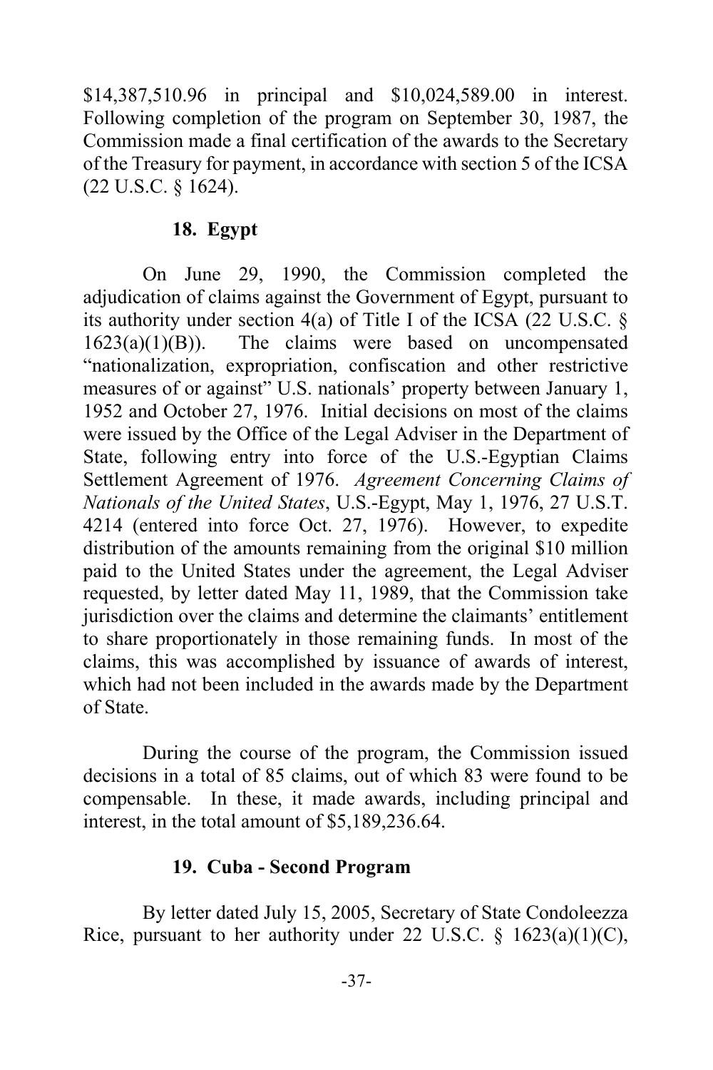$14,387,510.96 in principal and $10,024,589.00 in interest. Following completion of the program on September 30, 1987, the Commission made a final certification of the awards to the Secretary of the Treasury for payment, in accordance with section 5 of the ICSA (22 U.S.C. § 1624).

### 18. Egypt

On June 29, 1990, the Commission completed the adjudication of claims against the Government of Egypt, pursuant to its authority under section 4(a) of Title I of the ICSA (22 U.S.C. § 1623(a)(1)(B)). The claims were based on uncompensated "nationalization, expropriation, confiscation and other restrictive measures of or against" U.S. nationals' property between January 1, 1952 and October 27, 1976. Initial decisions on most of the claims were issued by the Office of the Legal Adviser in the Department of State, following entry into force of the U.S.-Egyptian Claims Settlement Agreement of 1976. *Agreement Concerning Claims of Nationals of the United States*, U.S.-Egypt, May 1, 1976, 27 U.S.T. 4214 (entered into force Oct. 27, 1976). However, to expedite distribution of the amounts remaining from the original $10 million paid to the United States under the agreement, the Legal Adviser requested, by letter dated May 11, 1989, that the Commission take jurisdiction over the claims and determine the claimants' entitlement to share proportionately in those remaining funds. In most of the claims, this was accomplished by issuance of awards of interest, which had not been included in the awards made by the Department of State.

During the course of the program, the Commission issued decisions in a total of 85 claims, out of which 83 were found to be compensable. In these, it made awards, including principal and interest, in the total amount of $5,189,236.64.

### 19. Cuba - Second Program

By letter dated July 15, 2005, Secretary of State Condoleezza Rice, pursuant to her authority under 22 U.S.C. § 1623(a)(1)(C),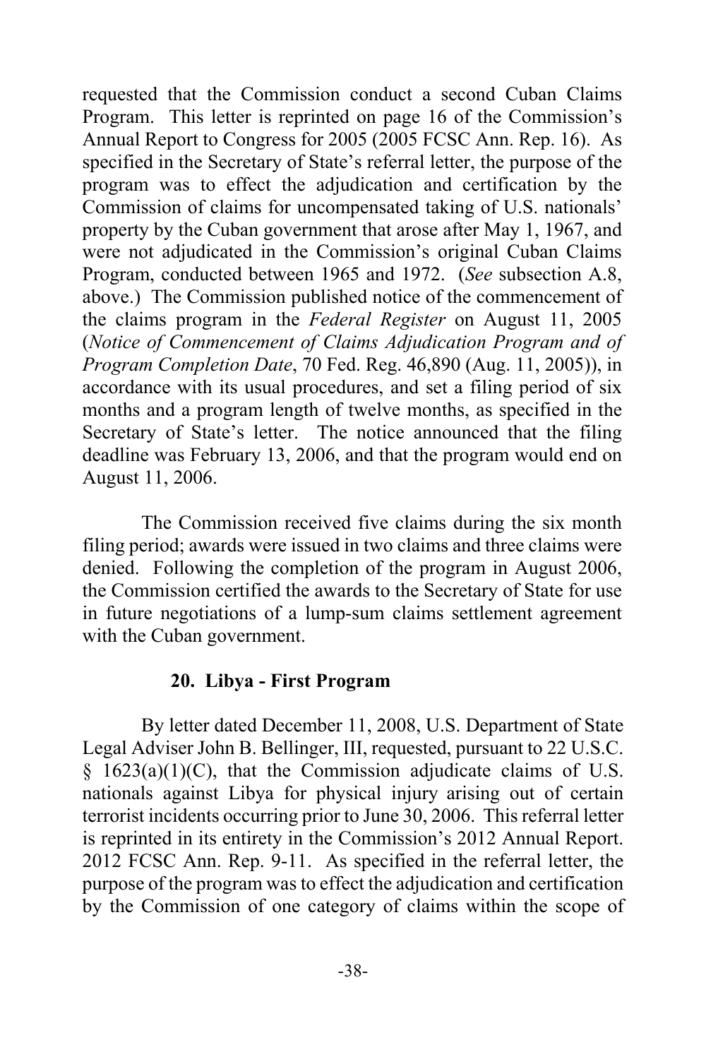requested that the Commission conduct a second Cuban Claims Program. This letter is reprinted on page 16 of the Commission's Annual Report to Congress for 2005 (2005 FCSC Ann. Rep. 16). As specified in the Secretary of State's referral letter, the purpose of the program was to effect the adjudication and certification by the Commission of claims for uncompensated taking of U.S. nationals' property by the Cuban government that arose after May 1, 1967, and were not adjudicated in the Commission's original Cuban Claims Program, conducted between 1965 and 1972. (*See* subsection A.8, above.) The Commission published notice of the commencement of the claims program in the *Federal Register* on August 11, 2005 (*Notice of Commencement of Claims Adjudication Program and of Program Completion Date*, 70 Fed. Reg. 46,890 (Aug. 11, 2005)), in accordance with its usual procedures, and set a filing period of six months and a program length of twelve months, as specified in the Secretary of State's letter. The notice announced that the filing deadline was February 13, 2006, and that the program would end on August 11, 2006.

The Commission received five claims during the six month filing period; awards were issued in two claims and three claims were denied. Following the completion of the program in August 2006, the Commission certified the awards to the Secretary of State for use in future negotiations of a lump-sum claims settlement agreement with the Cuban government.

#### 20. Libya - First Program

By letter dated December 11, 2008, U.S. Department of State Legal Adviser John B. Bellinger, III, requested, pursuant to 22 U.S.C. § 1623(a)(1)(C), that the Commission adjudicate claims of U.S. nationals against Libya for physical injury arising out of certain terrorist incidents occurring prior to June 30, 2006. This referral letter is reprinted in its entirety in the Commission's 2012 Annual Report. 2012 FCSC Ann. Rep. 9-11. As specified in the referral letter, the purpose of the program was to effect the adjudication and certification by the Commission of one category of claims within the scope of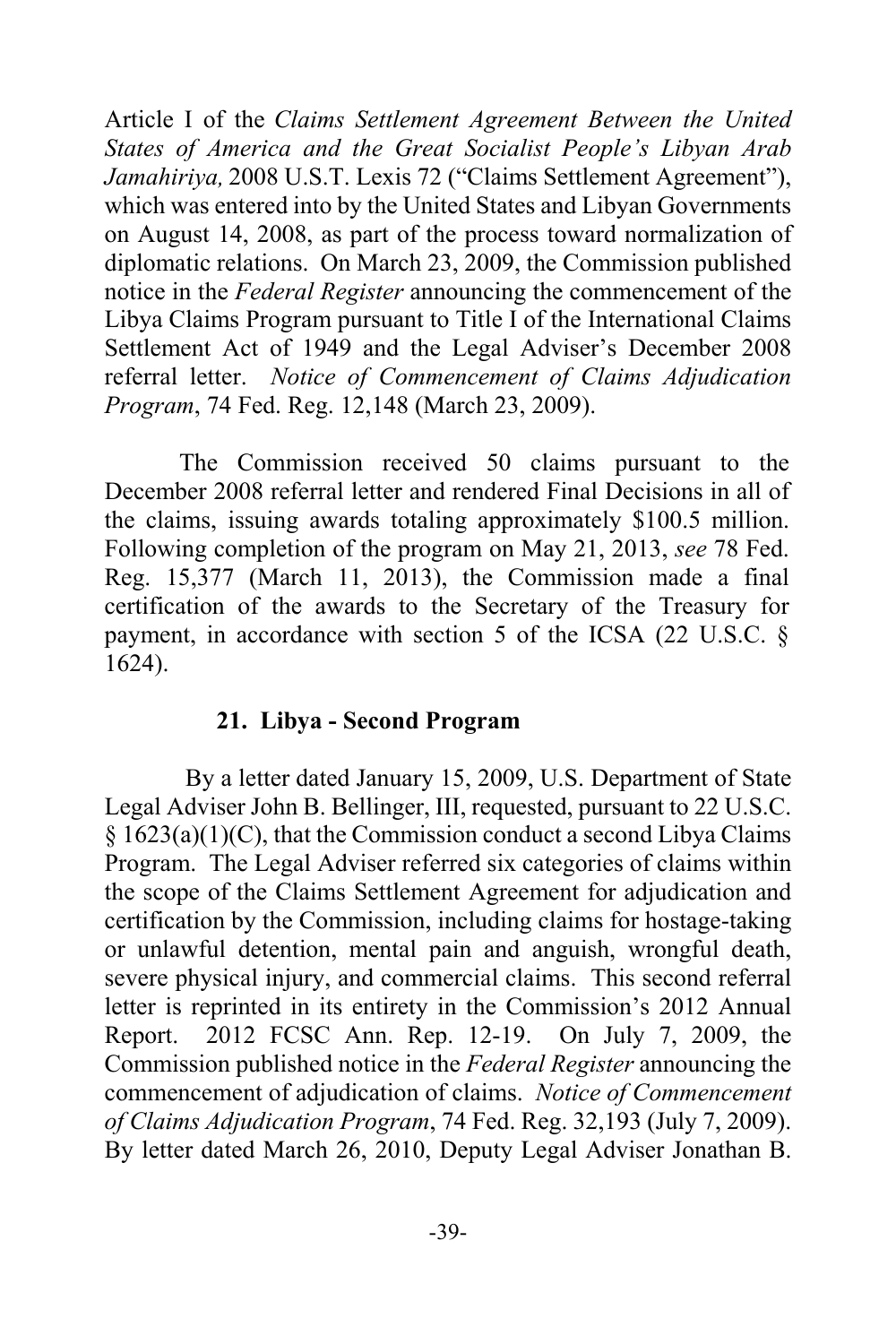Article I of the *Claims Settlement Agreement Between the United States of America and the Great Socialist People's Libyan Arab Jamahiriya,* 2008 U.S.T. Lexis 72 ("Claims Settlement Agreement"), which was entered into by the United States and Libyan Governments on August 14, 2008, as part of the process toward normalization of diplomatic relations. On March 23, 2009, the Commission published notice in the *Federal Register* announcing the commencement of the Libya Claims Program pursuant to Title I of the International Claims Settlement Act of 1949 and the Legal Adviser's December 2008 referral letter. *Notice of Commencement of Claims Adjudication Program*, 74 Fed. Reg. 12,148 (March 23, 2009).

The Commission received 50 claims pursuant to the December 2008 referral letter and rendered Final Decisions in all of the claims, issuing awards totaling approximately $100.5 million. Following completion of the program on May 21, 2013, *see* 78 Fed. Reg. 15,377 (March 11, 2013), the Commission made a final certification of the awards to the Secretary of the Treasury for payment, in accordance with section 5 of the ICSA (22 U.S.C. § 1624).

### 21. Libya - Second Program

By a letter dated January 15, 2009, U.S. Department of State Legal Adviser John B. Bellinger, III, requested, pursuant to 22 U.S.C. § 1623(a)(1)(C), that the Commission conduct a second Libya Claims Program. The Legal Adviser referred six categories of claims within the scope of the Claims Settlement Agreement for adjudication and certification by the Commission, including claims for hostage-taking or unlawful detention, mental pain and anguish, wrongful death, severe physical injury, and commercial claims. This second referral letter is reprinted in its entirety in the Commission's 2012 Annual Report. 2012 FCSC Ann. Rep. 12-19. On July 7, 2009, the Commission published notice in the *Federal Register* announcing the commencement of adjudication of claims. *Notice of Commencement of Claims Adjudication Program*, 74 Fed. Reg. 32,193 (July 7, 2009). By letter dated March 26, 2010, Deputy Legal Adviser Jonathan B.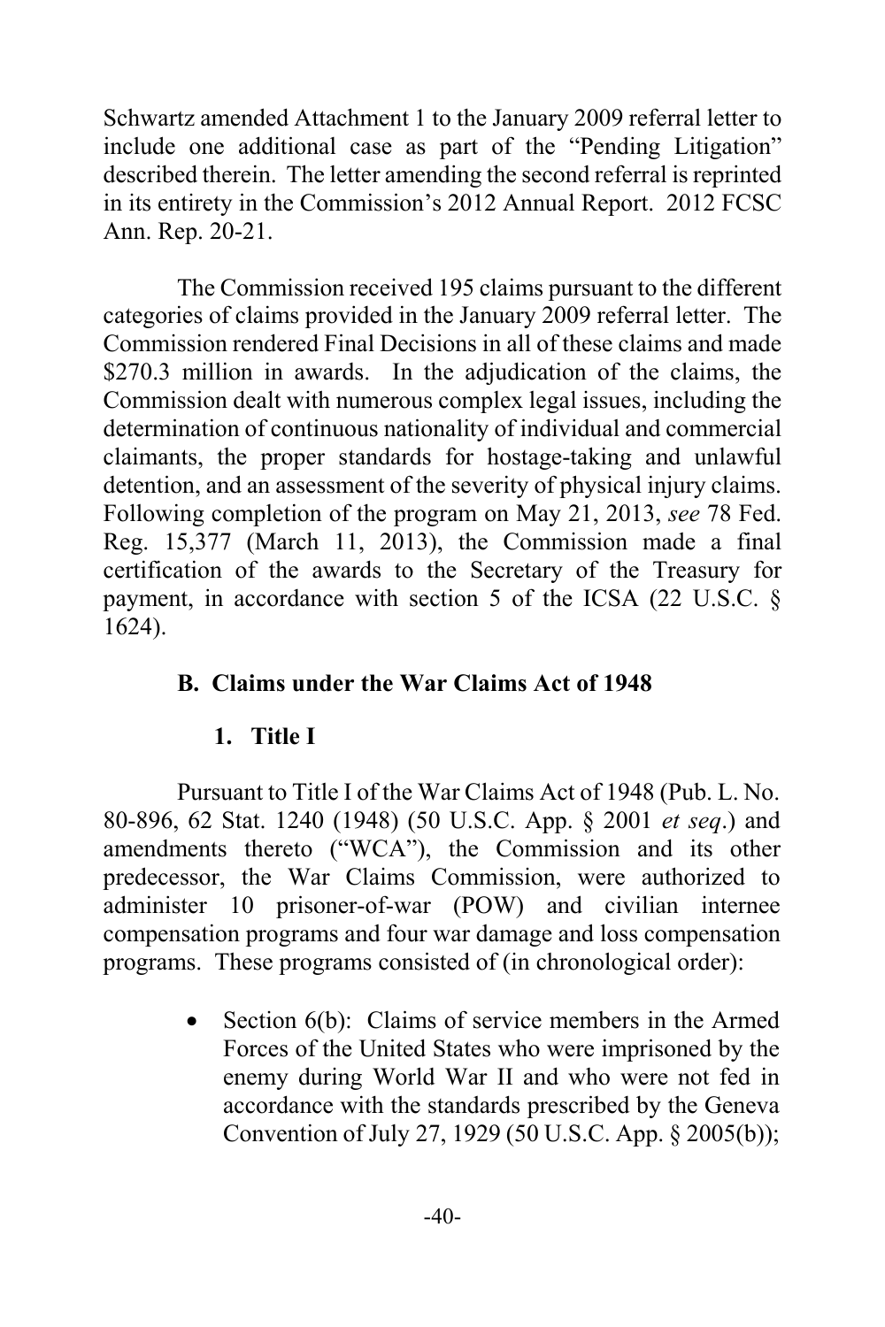Schwartz amended Attachment 1 to the January 2009 referral letter to include one additional case as part of the "Pending Litigation" described therein. The letter amending the second referral is reprinted in its entirety in the Commission's 2012 Annual Report. 2012 FCSC Ann. Rep. 20-21.

The Commission received 195 claims pursuant to the different categories of claims provided in the January 2009 referral letter. The Commission rendered Final Decisions in all of these claims and made $270.3 million in awards. In the adjudication of the claims, the Commission dealt with numerous complex legal issues, including the determination of continuous nationality of individual and commercial claimants, the proper standards for hostage-taking and unlawful detention, and an assessment of the severity of physical injury claims. Following completion of the program on May 21, 2013, *see* 78 Fed. Reg. 15,377 (March 11, 2013), the Commission made a final certification of the awards to the Secretary of the Treasury for payment, in accordance with section 5 of the ICSA (22 U.S.C. § 1624).

### B. Claims under the War Claims Act of 1948

#### 1. Title I

Pursuant to Title I of the War Claims Act of 1948 (Pub. L. No. 80-896, 62 Stat. 1240 (1948) (50 U.S.C. App. § 2001 *et seq*.) and amendments thereto ("WCA"), the Commission and its other predecessor, the War Claims Commission, were authorized to administer 10 prisoner-of-war (POW) and civilian internee compensation programs and four war damage and loss compensation programs. These programs consisted of (in chronological order):

- Section 6(b): Claims of service members in the Armed Forces of the United States who were imprisoned by the enemy during World War II and who were not fed in accordance with the standards prescribed by the Geneva Convention of July 27, 1929 (50 U.S.C. App. § 2005(b));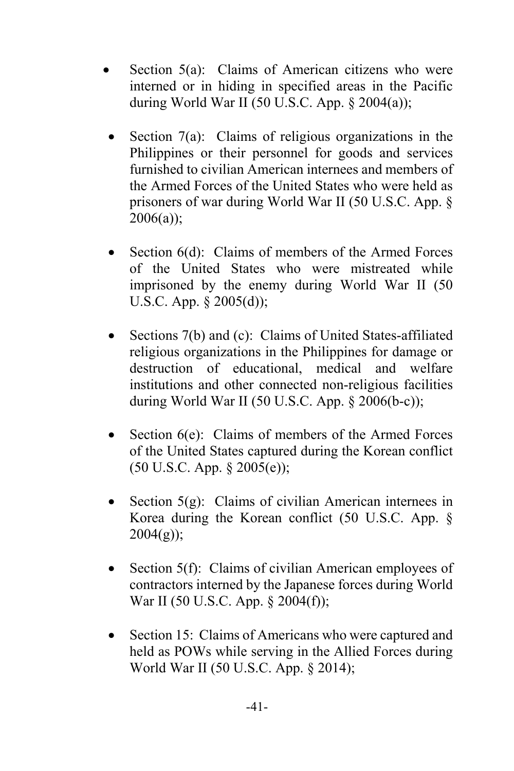- Section 5(a): Claims of American citizens who were interned or in hiding in specified areas in the Pacific during World War II (50 U.S.C. App. § 2004(a));

- Section 7(a): Claims of religious organizations in the Philippines or their personnel for goods and services furnished to civilian American internees and members of the Armed Forces of the United States who were held as prisoners of war during World War II (50 U.S.C. App. § 2006(a));

- Section 6(d): Claims of members of the Armed Forces of the United States who were mistreated while imprisoned by the enemy during World War II (50 U.S.C. App. § 2005(d));

- Sections 7(b) and (c): Claims of United States-affiliated religious organizations in the Philippines for damage or destruction of educational, medical and welfare institutions and other connected non-religious facilities during World War II (50 U.S.C. App. § 2006(b-c));

- Section 6(e): Claims of members of the Armed Forces of the United States captured during the Korean conflict (50 U.S.C. App. § 2005(e));

- Section 5(g): Claims of civilian American internees in Korea during the Korean conflict (50 U.S.C. App. § 2004(g));

- Section 5(f): Claims of civilian American employees of contractors interned by the Japanese forces during World War II (50 U.S.C. App. § 2004(f));

- Section 15: Claims of Americans who were captured and held as POWs while serving in the Allied Forces during World War II (50 U.S.C. App. § 2014);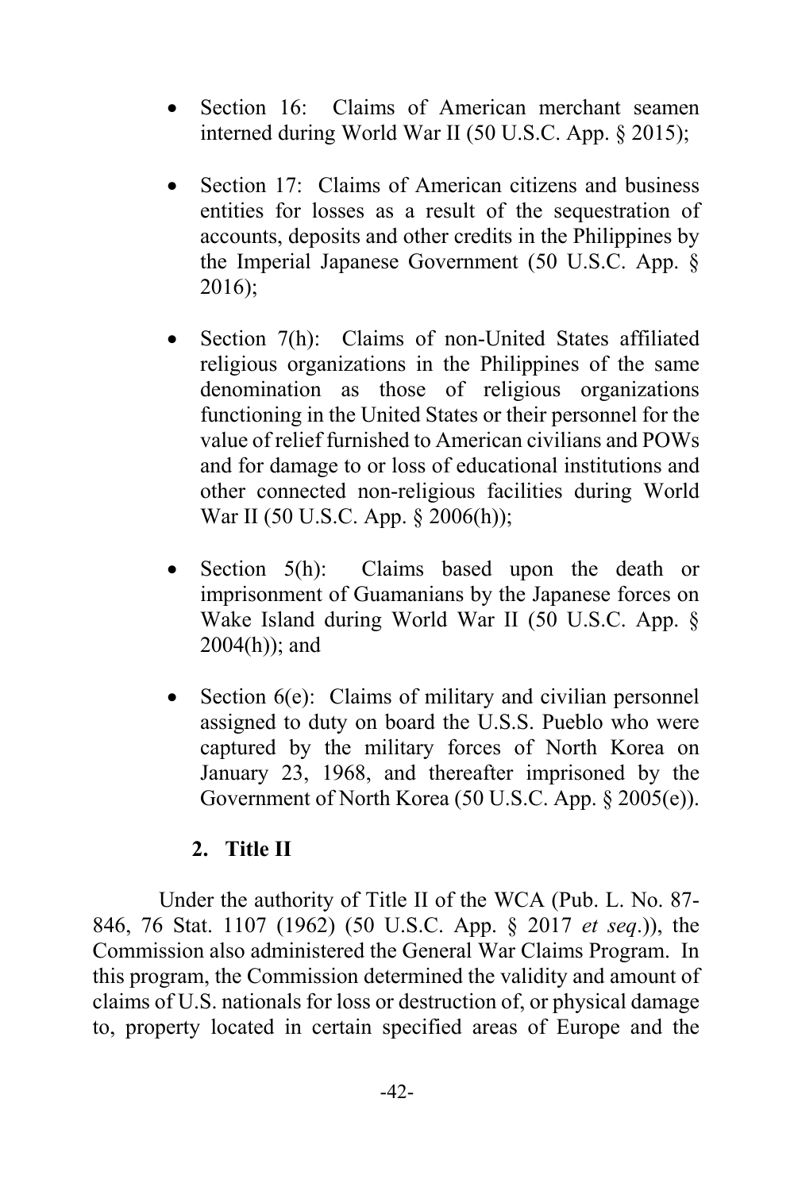- Section 16: Claims of American merchant seamen interned during World War II (50 U.S.C. App. § 2015);

- Section 17: Claims of American citizens and business entities for losses as a result of the sequestration of accounts, deposits and other credits in the Philippines by the Imperial Japanese Government (50 U.S.C. App. § 2016);

- Section 7(h): Claims of non-United States affiliated religious organizations in the Philippines of the same denomination as those of religious organizations functioning in the United States or their personnel for the value of relief furnished to American civilians and POWs and for damage to or loss of educational institutions and other connected non-religious facilities during World War II (50 U.S.C. App. § 2006(h));

- Section 5(h): Claims based upon the death or imprisonment of Guamanians by the Japanese forces on Wake Island during World War II (50 U.S.C. App. § 2004(h)); and

- Section 6(e): Claims of military and civilian personnel assigned to duty on board the U.S.S. Pueblo who were captured by the military forces of North Korea on January 23, 1968, and thereafter imprisoned by the Government of North Korea (50 U.S.C. App. § 2005(e)).

### 2. Title II

Under the authority of Title II of the WCA (Pub. L. No. 87-846, 76 Stat. 1107 (1962) (50 U.S.C. App. § 2017 *et seq*.)), the Commission also administered the General War Claims Program. In this program, the Commission determined the validity and amount of claims of U.S. nationals for loss or destruction of, or physical damage to, property located in certain specified areas of Europe and the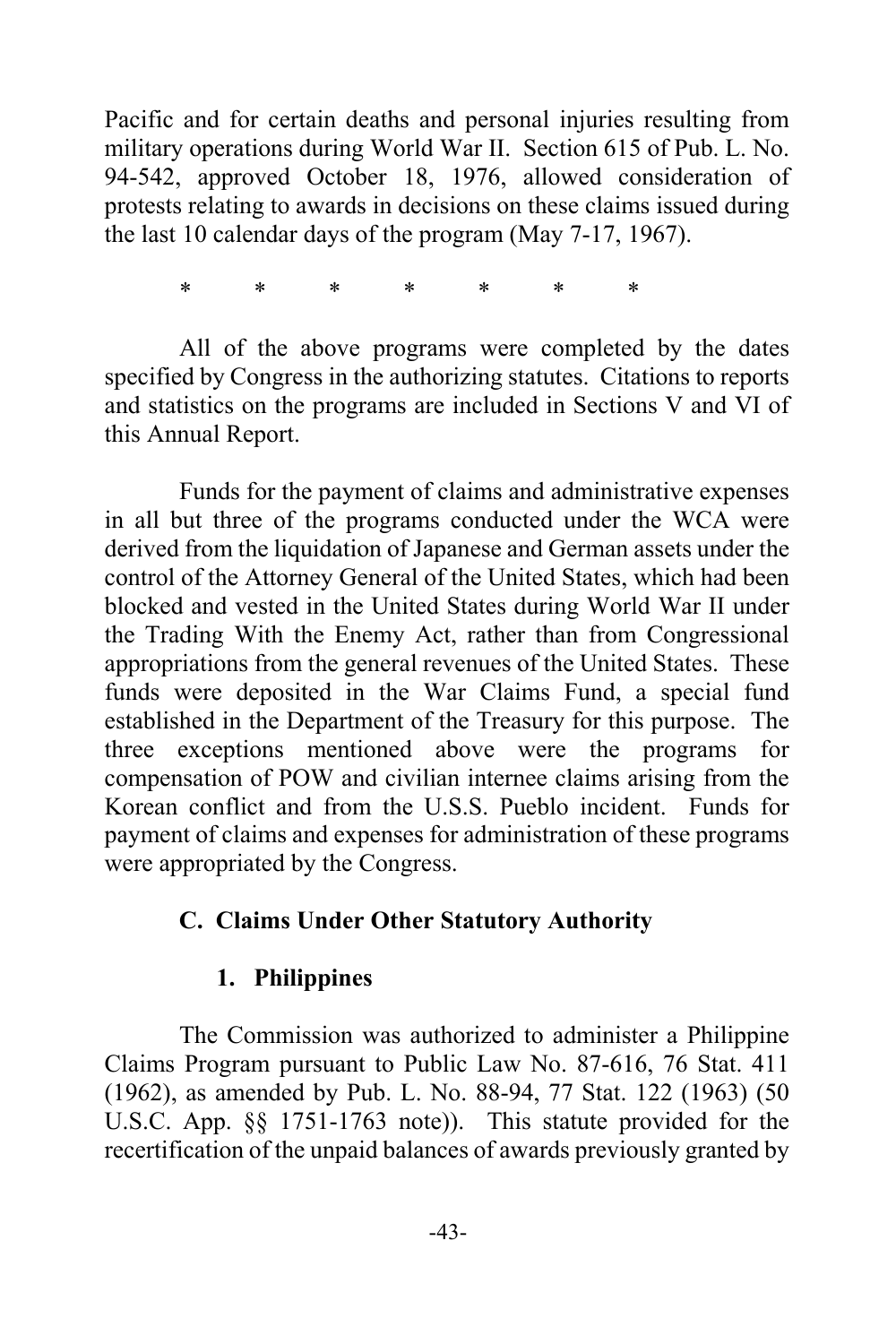Pacific and for certain deaths and personal injuries resulting from military operations during World War II. Section 615 of Pub. L. No. 94-542, approved October 18, 1976, allowed consideration of protests relating to awards in decisions on these claims issued during the last 10 calendar days of the program (May 7-17, 1967).

\* \* \* \* \* \* \*

All of the above programs were completed by the dates specified by Congress in the authorizing statutes. Citations to reports and statistics on the programs are included in Sections V and VI of this Annual Report.

Funds for the payment of claims and administrative expenses in all but three of the programs conducted under the WCA were derived from the liquidation of Japanese and German assets under the control of the Attorney General of the United States, which had been blocked and vested in the United States during World War II under the Trading With the Enemy Act, rather than from Congressional appropriations from the general revenues of the United States. These funds were deposited in the War Claims Fund, a special fund established in the Department of the Treasury for this purpose. The three exceptions mentioned above were the programs for compensation of POW and civilian internee claims arising from the Korean conflict and from the U.S.S. Pueblo incident. Funds for payment of claims and expenses for administration of these programs were appropriated by the Congress.

### C. Claims Under Other Statutory Authority

#### 1. Philippines

The Commission was authorized to administer a Philippine Claims Program pursuant to Public Law No. 87-616, 76 Stat. 411 (1962), as amended by Pub. L. No. 88-94, 77 Stat. 122 (1963) (50 U.S.C. App. §§ 1751-1763 note)). This statute provided for the recertification of the unpaid balances of awards previously granted by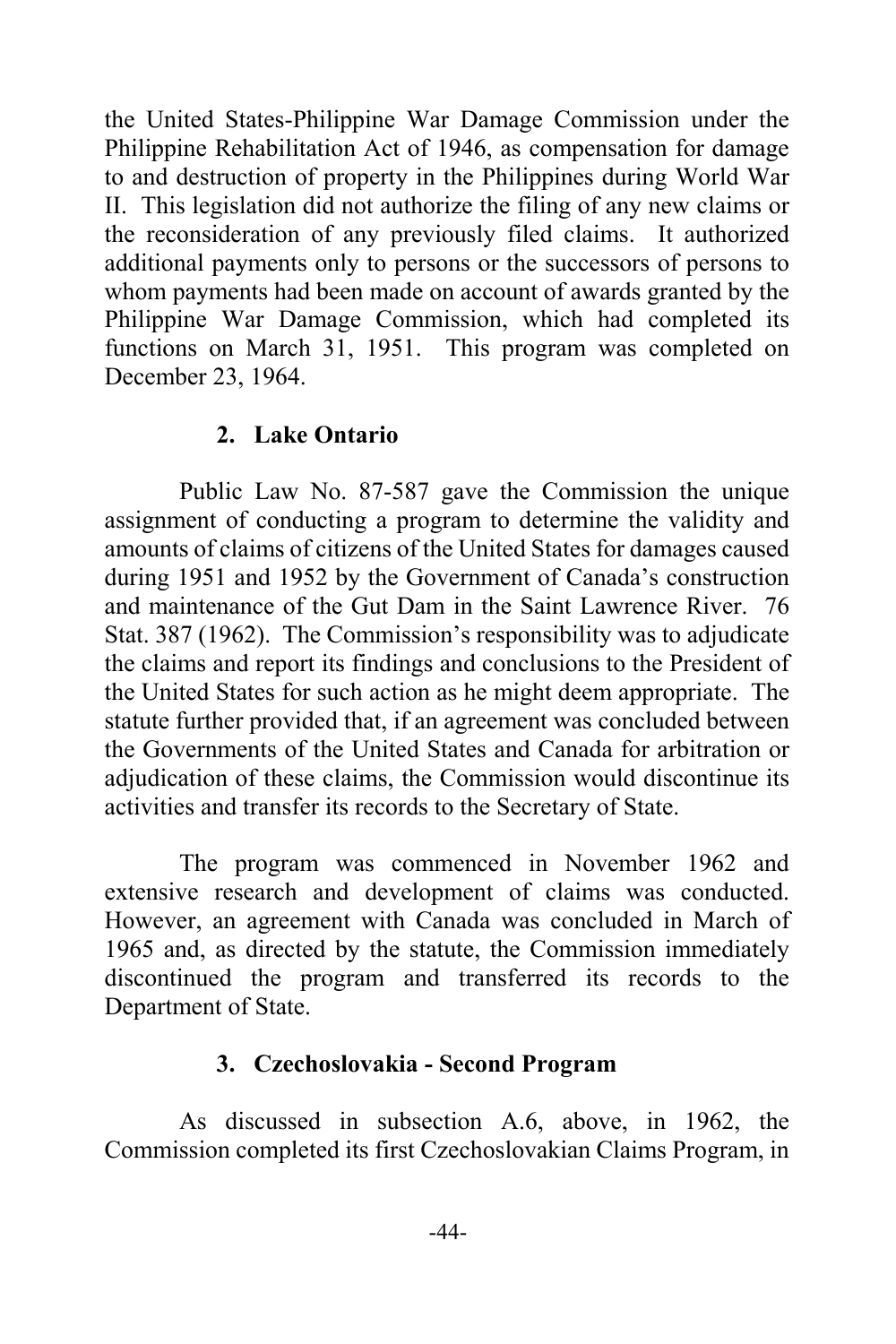the United States-Philippine War Damage Commission under the Philippine Rehabilitation Act of 1946, as compensation for damage to and destruction of property in the Philippines during World War II. This legislation did not authorize the filing of any new claims or the reconsideration of any previously filed claims. It authorized additional payments only to persons or the successors of persons to whom payments had been made on account of awards granted by the Philippine War Damage Commission, which had completed its functions on March 31, 1951. This program was completed on December 23, 1964.

### 2. Lake Ontario

Public Law No. 87-587 gave the Commission the unique assignment of conducting a program to determine the validity and amounts of claims of citizens of the United States for damages caused during 1951 and 1952 by the Government of Canada's construction and maintenance of the Gut Dam in the Saint Lawrence River. 76 Stat. 387 (1962). The Commission's responsibility was to adjudicate the claims and report its findings and conclusions to the President of the United States for such action as he might deem appropriate. The statute further provided that, if an agreement was concluded between the Governments of the United States and Canada for arbitration or adjudication of these claims, the Commission would discontinue its activities and transfer its records to the Secretary of State.

The program was commenced in November 1962 and extensive research and development of claims was conducted. However, an agreement with Canada was concluded in March of 1965 and, as directed by the statute, the Commission immediately discontinued the program and transferred its records to the Department of State.

### 3. Czechoslovakia - Second Program

As discussed in subsection A.6, above, in 1962, the Commission completed its first Czechoslovakian Claims Program, in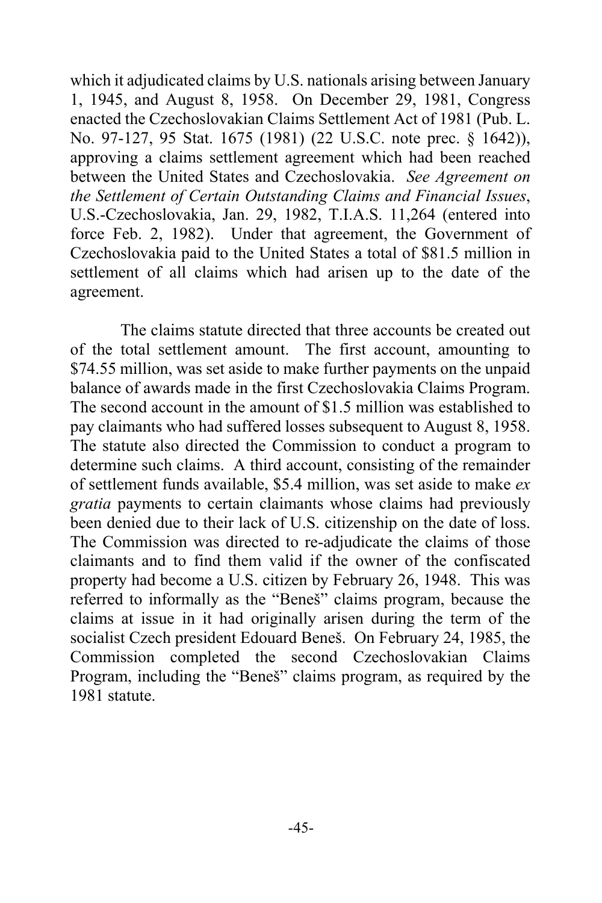which it adjudicated claims by U.S. nationals arising between January 1, 1945, and August 8, 1958. On December 29, 1981, Congress enacted the Czechoslovakian Claims Settlement Act of 1981 (Pub. L. No. 97-127, 95 Stat. 1675 (1981) (22 U.S.C. note prec. § 1642)), approving a claims settlement agreement which had been reached between the United States and Czechoslovakia. *See Agreement on the Settlement of Certain Outstanding Claims and Financial Issues*, U.S.-Czechoslovakia, Jan. 29, 1982, T.I.A.S. 11,264 (entered into force Feb. 2, 1982). Under that agreement, the Government of Czechoslovakia paid to the United States a total of $81.5 million in settlement of all claims which had arisen up to the date of the agreement.

The claims statute directed that three accounts be created out of the total settlement amount. The first account, amounting to $74.55 million, was set aside to make further payments on the unpaid balance of awards made in the first Czechoslovakia Claims Program. The second account in the amount of $1.5 million was established to pay claimants who had suffered losses subsequent to August 8, 1958. The statute also directed the Commission to conduct a program to determine such claims. A third account, consisting of the remainder of settlement funds available, $5.4 million, was set aside to make *ex gratia* payments to certain claimants whose claims had previously been denied due to their lack of U.S. citizenship on the date of loss. The Commission was directed to re-adjudicate the claims of those claimants and to find them valid if the owner of the confiscated property had become a U.S. citizen by February 26, 1948. This was referred to informally as the "Beneš" claims program, because the claims at issue in it had originally arisen during the term of the socialist Czech president Edouard Beneš. On February 24, 1985, the Commission completed the second Czechoslovakian Claims Program, including the "Beneš" claims program, as required by the 1981 statute.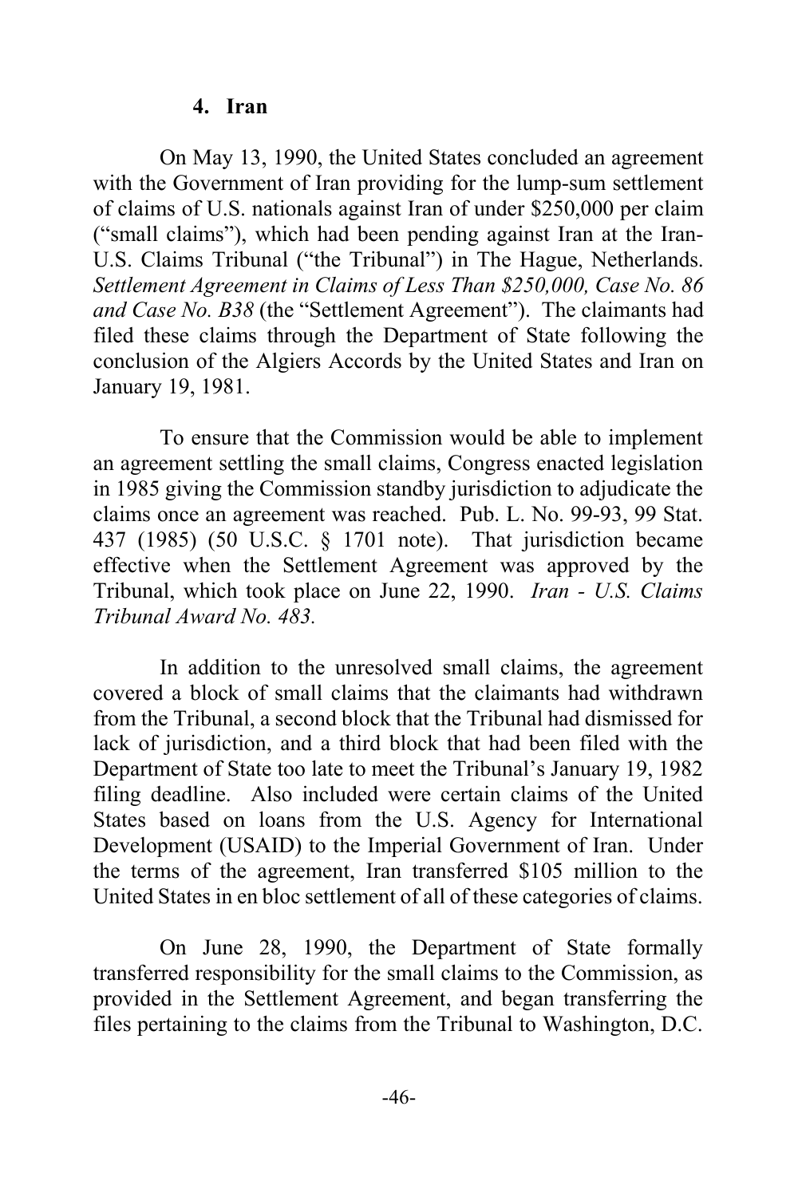#### 4. Iran

On May 13, 1990, the United States concluded an agreement with the Government of Iran providing for the lump-sum settlement of claims of U.S. nationals against Iran of under $250,000 per claim ("small claims"), which had been pending against Iran at the Iran-U.S. Claims Tribunal ("the Tribunal") in The Hague, Netherlands. *Settlement Agreement in Claims of Less Than $250,000, Case No. 86 and Case No. B38* (the "Settlement Agreement"). The claimants had filed these claims through the Department of State following the conclusion of the Algiers Accords by the United States and Iran on January 19, 1981.

To ensure that the Commission would be able to implement an agreement settling the small claims, Congress enacted legislation in 1985 giving the Commission standby jurisdiction to adjudicate the claims once an agreement was reached. Pub. L. No. 99-93, 99 Stat. 437 (1985) (50 U.S.C. § 1701 note). That jurisdiction became effective when the Settlement Agreement was approved by the Tribunal, which took place on June 22, 1990. *Iran - U.S. Claims Tribunal Award No. 483.*

In addition to the unresolved small claims, the agreement covered a block of small claims that the claimants had withdrawn from the Tribunal, a second block that the Tribunal had dismissed for lack of jurisdiction, and a third block that had been filed with the Department of State too late to meet the Tribunal's January 19, 1982 filing deadline. Also included were certain claims of the United States based on loans from the U.S. Agency for International Development (USAID) to the Imperial Government of Iran. Under the terms of the agreement, Iran transferred $105 million to the United States in en bloc settlement of all of these categories of claims.

On June 28, 1990, the Department of State formally transferred responsibility for the small claims to the Commission, as provided in the Settlement Agreement, and began transferring the files pertaining to the claims from the Tribunal to Washington, D.C.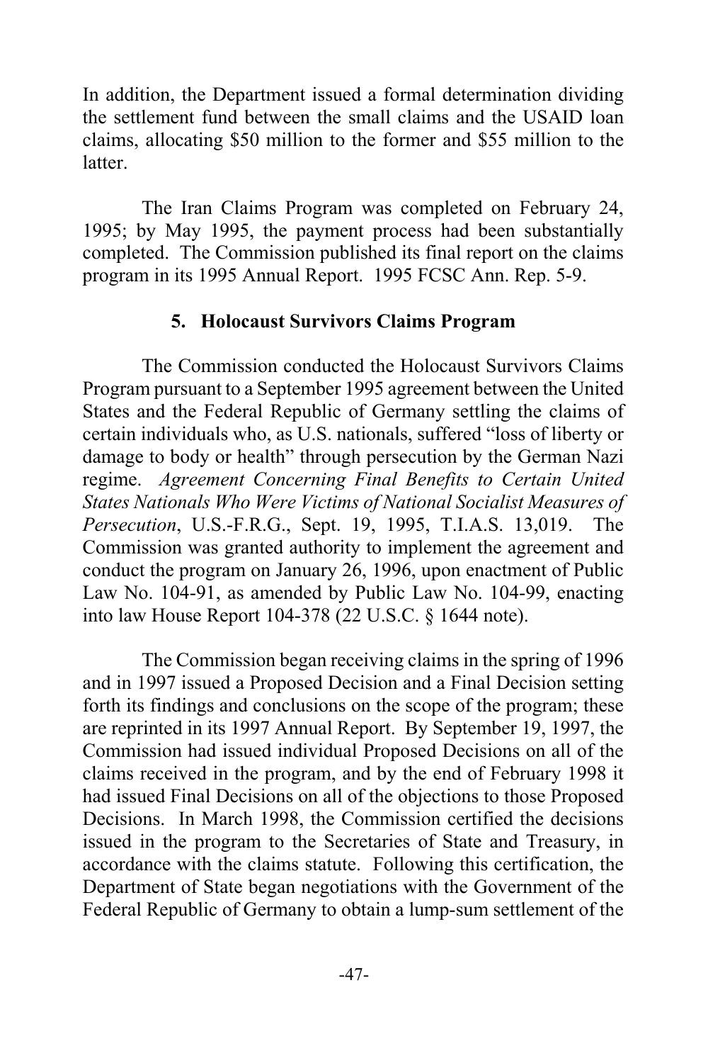In addition, the Department issued a formal determination dividing the settlement fund between the small claims and the USAID loan claims, allocating \$50 million to the former and \$55 million to the latter.

The Iran Claims Program was completed on February 24, 1995; by May 1995, the payment process had been substantially completed. The Commission published its final report on the claims program in its 1995 Annual Report. 1995 FCSC Ann. Rep. 5-9.

### 5. Holocaust Survivors Claims Program

The Commission conducted the Holocaust Survivors Claims Program pursuant to a September 1995 agreement between the United States and the Federal Republic of Germany settling the claims of certain individuals who, as U.S. nationals, suffered "loss of liberty or damage to body or health" through persecution by the German Nazi regime. *Agreement Concerning Final Benefits to Certain United States Nationals Who Were Victims of National Socialist Measures of Persecution*, U.S.-F.R.G., Sept. 19, 1995, T.I.A.S. 13,019. The Commission was granted authority to implement the agreement and conduct the program on January 26, 1996, upon enactment of Public Law No. 104-91, as amended by Public Law No. 104-99, enacting into law House Report 104-378 (22 U.S.C. § 1644 note).

The Commission began receiving claims in the spring of 1996 and in 1997 issued a Proposed Decision and a Final Decision setting forth its findings and conclusions on the scope of the program; these are reprinted in its 1997 Annual Report. By September 19, 1997, the Commission had issued individual Proposed Decisions on all of the claims received in the program, and by the end of February 1998 it had issued Final Decisions on all of the objections to those Proposed Decisions. In March 1998, the Commission certified the decisions issued in the program to the Secretaries of State and Treasury, in accordance with the claims statute. Following this certification, the Department of State began negotiations with the Government of the Federal Republic of Germany to obtain a lump-sum settlement of the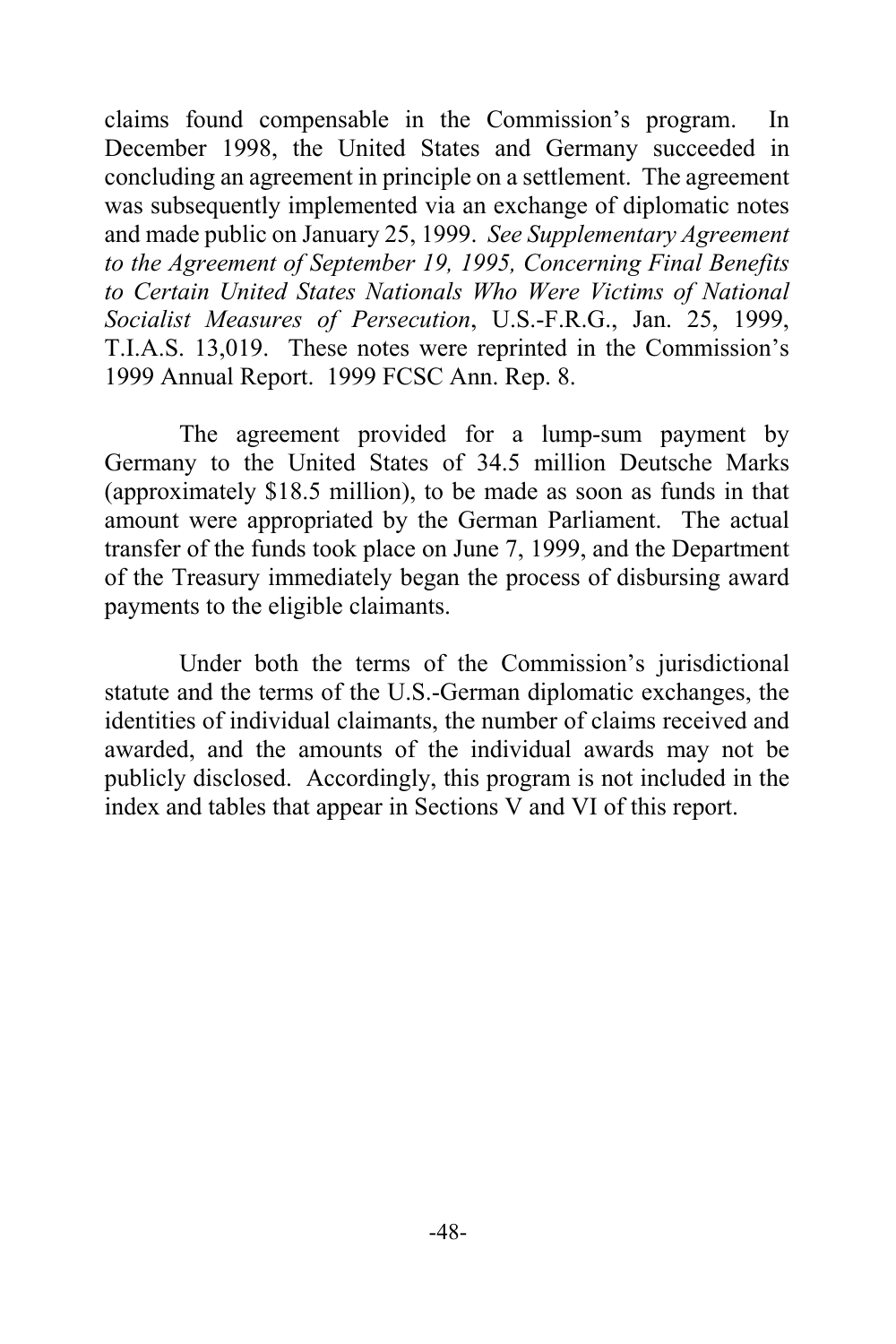claims found compensable in the Commission's program. In December 1998, the United States and Germany succeeded in concluding an agreement in principle on a settlement. The agreement was subsequently implemented via an exchange of diplomatic notes and made public on January 25, 1999. *See Supplementary Agreement to the Agreement of September 19, 1995, Concerning Final Benefits to Certain United States Nationals Who Were Victims of National Socialist Measures of Persecution*, U.S.-F.R.G., Jan. 25, 1999, T.I.A.S. 13,019. These notes were reprinted in the Commission's 1999 Annual Report. 1999 FCSC Ann. Rep. 8.

The agreement provided for a lump-sum payment by Germany to the United States of 34.5 million Deutsche Marks (approximately $18.5 million), to be made as soon as funds in that amount were appropriated by the German Parliament. The actual transfer of the funds took place on June 7, 1999, and the Department of the Treasury immediately began the process of disbursing award payments to the eligible claimants.

Under both the terms of the Commission's jurisdictional statute and the terms of the U.S.-German diplomatic exchanges, the identities of individual claimants, the number of claims received and awarded, and the amounts of the individual awards may not be publicly disclosed. Accordingly, this program is not included in the index and tables that appear in Sections V and VI of this report.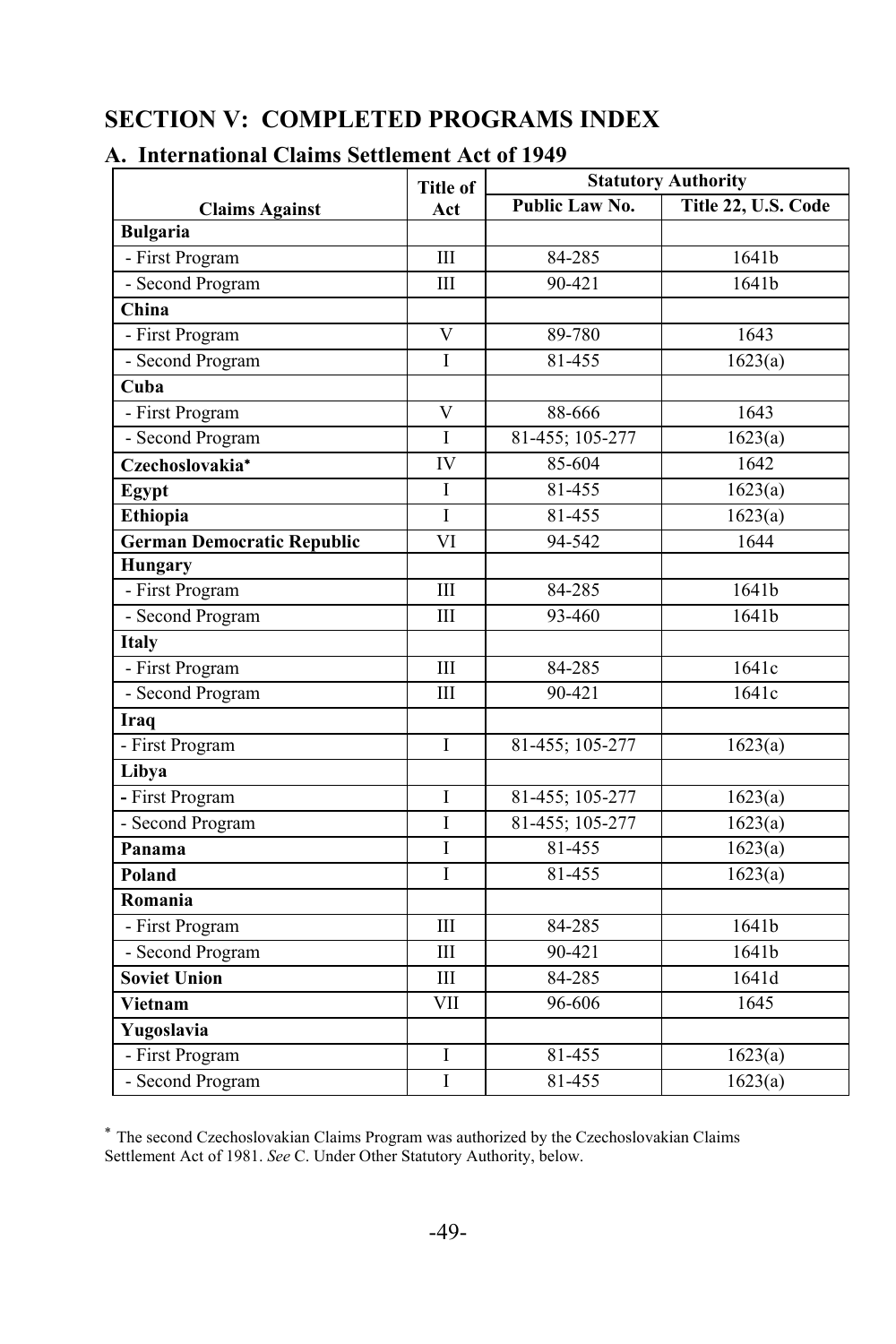# SECTION V: COMPLETED PROGRAMS INDEX

## A. International Claims Settlement Act of 1949

| Claims Against | Title of Act | Statutory Authority | |
|---|---|---|---|
| | | Public Law No. | Title 22, U.S. Code |
| **Bulgaria** | | | |
| - First Program | III | 84-285 | 1641b |
| - Second Program | III | 90-421 | 1641b |
| **China** | | | |
| - First Program | V | 89-780 | 1643 |
| - Second Program | I | 81-455 | 1623(a) |
| **Cuba** | | | |
| - First Program | V | 88-666 | 1643 |
| - Second Program | I | 81-455; 105-277 | 1623(a) |
| **Czechoslovakia*** | IV | 85-604 | 1642 |
| **Egypt** | I | 81-455 | 1623(a) |
| **Ethiopia** | I | 81-455 | 1623(a) |
| **German Democratic Republic** | VI | 94-542 | 1644 |
| **Hungary** | | | |
| - First Program | III | 84-285 | 1641b |
| - Second Program | III | 93-460 | 1641b |
| **Italy** | | | |
| - First Program | III | 84-285 | 1641c |
| - Second Program | III | 90-421 | 1641c |
| **Iraq** | | | |
| - First Program | I | 81-455; 105-277 | 1623(a) |
| **Libya** | | | |
| - First Program | I | 81-455; 105-277 | 1623(a) |
| - Second Program | I | 81-455; 105-277 | 1623(a) |
| **Panama** | I | 81-455 | 1623(a) |
| **Poland** | I | 81-455 | 1623(a) |
| **Romania** | | | |
| - First Program | III | 84-285 | 1641b |
| - Second Program | III | 90-421 | 1641b |
| **Soviet Union** | III | 84-285 | 1641d |
| **Vietnam** | VII | 96-606 | 1645 |
| **Yugoslavia** | | | |
| - First Program | I | 81-455 | 1623(a) |
| - Second Program | I | 81-455 | 1623(a) |

* The second Czechoslovakian Claims Program was authorized by the Czechoslovakian Claims Settlement Act of 1981. *See* C. Under Other Statutory Authority, below.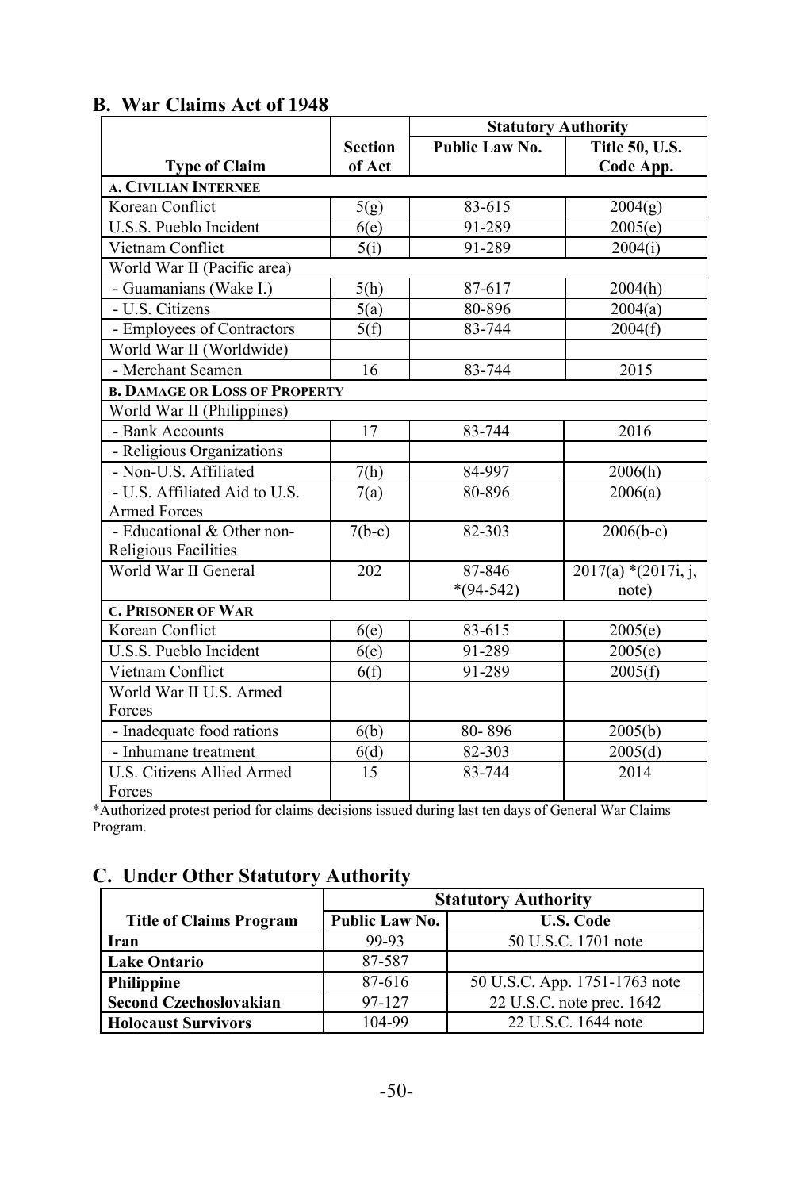## B. War Claims Act of 1948

| Type of Claim | Section of Act | Statutory Authority | |
|---|---|---|---|
| | | Public Law No. | Title 50, U.S. Code App. |
| **A. CIVILIAN INTERNEE** | | | |
| Korean Conflict | 5(g) | 83-615 | 2004(g) |
| U.S.S. Pueblo Incident | 6(e) | 91-289 | 2005(e) |
| Vietnam Conflict | 5(i) | 91-289 | 2004(i) |
| World War II (Pacific area) | | | |
| - Guamanians (Wake I.) | 5(h) | 87-617 | 2004(h) |
| - U.S. Citizens | 5(a) | 80-896 | 2004(a) |
| - Employees of Contractors | 5(f) | 83-744 | 2004(f) |
| World War II (Worldwide) | | | |
| - Merchant Seamen | 16 | 83-744 | 2015 |
| **B. DAMAGE OR LOSS OF PROPERTY** | | | |
| World War II (Philippines) | | | |
| - Bank Accounts | 17 | 83-744 | 2016 |
| - Religious Organizations | | | |
| - Non-U.S. Affiliated | 7(h) | 84-997 | 2006(h) |
| - U.S. Affiliated Aid to U.S. Armed Forces | 7(a) | 80-896 | 2006(a) |
| - Educational & Other non-Religious Facilities | 7(b-c) | 82-303 | 2006(b-c) |
| World War II General | 202 | 87-846 *(94-542) | 2017(a) *(2017i, j, note) |
| **C. PRISONER OF WAR** | | | |
| Korean Conflict | 6(e) | 83-615 | 2005(e) |
| U.S.S. Pueblo Incident | 6(e) | 91-289 | 2005(e) |
| Vietnam Conflict | 6(f) | 91-289 | 2005(f) |
| World War II U.S. Armed Forces | | | |
| - Inadequate food rations | 6(b) | 80- 896 | 2005(b) |
| - Inhumane treatment | 6(d) | 82-303 | 2005(d) |
| U.S. Citizens Allied Armed Forces | 15 | 83-744 | 2014 |

*Authorized protest period for claims decisions issued during last ten days of General War Claims Program.

## C. Under Other Statutory Authority

| Title of Claims Program | Statutory Authority | |
|---|---|---|
| | Public Law No. | U.S. Code |
| **Iran** | 99-93 | 50 U.S.C. 1701 note |
| **Lake Ontario** | 87-587 | |
| **Philippine** | 87-616 | 50 U.S.C. App. 1751-1763 note |
| **Second Czechoslovakian** | 97-127 | 22 U.S.C. note prec. 1642 |
| **Holocaust Survivors** | 104-99 | 22 U.S.C. 1644 note |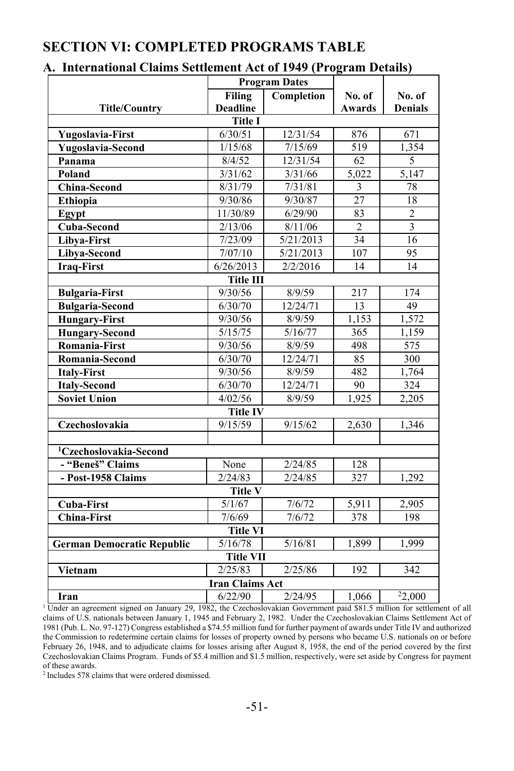## SECTION VI: COMPLETED PROGRAMS TABLE

### A. International Claims Settlement Act of 1949 (Program Details)

| Title/Country | Program Dates | | No. of Awards | No. of Denials |
|---|---|---|---|---|
| | Filing Deadline | Completion | | |
| **Title I** | | | | |
| **Yugoslavia-First** | 6/30/51 | 12/31/54 | 876 | 671 |
| **Yugoslavia-Second** | 1/15/68 | 7/15/69 | 519 | 1,354 |
| **Panama** | 8/4/52 | 12/31/54 | 62 | 5 |
| **Poland** | 3/31/62 | 3/31/66 | 5,022 | 5,147 |
| **China-Second** | 8/31/79 | 7/31/81 | 3 | 78 |
| **Ethiopia** | 9/30/86 | 9/30/87 | 27 | 18 |
| **Egypt** | 11/30/89 | 6/29/90 | 83 | 2 |
| **Cuba-Second** | 2/13/06 | 8/11/06 | 2 | 3 |
| **Libya-First** | 7/23/09 | 5/21/2013 | 34 | 16 |
| **Libya-Second** | 7/07/10 | 5/21/2013 | 107 | 95 |
| **Iraq-First** | 6/26/2013 | 2/2/2016 | 14 | 14 |
| **Title III** | | | | |
| **Bulgaria-First** | 9/30/56 | 8/9/59 | 217 | 174 |
| **Bulgaria-Second** | 6/30/70 | 12/24/71 | 13 | 49 |
| **Hungary-First** | 9/30/56 | 8/9/59 | 1,153 | 1,572 |
| **Hungary-Second** | 5/15/75 | 5/16/77 | 365 | 1,159 |
| **Romania-First** | 9/30/56 | 8/9/59 | 498 | 575 |
| **Romania-Second** | 6/30/70 | 12/24/71 | 85 | 300 |
| **Italy-First** | 9/30/56 | 8/9/59 | 482 | 1,764 |
| **Italy-Second** | 6/30/70 | 12/24/71 | 90 | 324 |
| **Soviet Union** | 4/02/56 | 8/9/59 | 1,925 | 2,205 |
| **Title IV** | | | | |
| **Czechoslovakia** | 9/15/59 | 9/15/62 | 2,630 | 1,346 |
| | | | | |
| [1]**Czechoslovakia-Second** | | | | |
| **- "Beneš" Claims** | None | 2/24/85 | 128 | |
| **- Post-1958 Claims** | 2/24/83 | 2/24/85 | 327 | 1,292 |
| **Title V** | | | | |
| **Cuba-First** | 5/1/67 | 7/6/72 | 5,911 | 2,905 |
| **China-First** | 7/6/69 | 7/6/72 | 378 | 198 |
| **Title VI** | | | | |
| **German Democratic Republic** | 5/16/78 | 5/16/81 | 1,899 | 1,999 |
| **Title VII** | | | | |
| **Vietnam** | 2/25/83 | 2/25/86 | 192 | 342 |
| **Iran Claims Act** | | | | |
| **Iran** | 6/22/90 | 2/24/95 | 1,066 | [2]2,000 |

[1] Under an agreement signed on January 29, 1982, the Czechoslovakian Government paid $81.5 million for settlement of all claims of U.S. nationals between January 1, 1945 and February 2, 1982. Under the Czechoslovakian Claims Settlement Act of 1981 (Pub. L. No. 97-127) Congress established a $74.55 million fund for further payment of awards under Title IV and authorized the Commission to redetermine certain claims for losses of property owned by persons who became U.S. nationals on or before February 26, 1948, and to adjudicate claims for losses arising after August 8, 1958, the end of the period covered by the first Czechoslovakian Claims Program. Funds of $5.4 million and $1.5 million, respectively, were set aside by Congress for payment of these awards.

[2] Includes 578 claims that were ordered dismissed.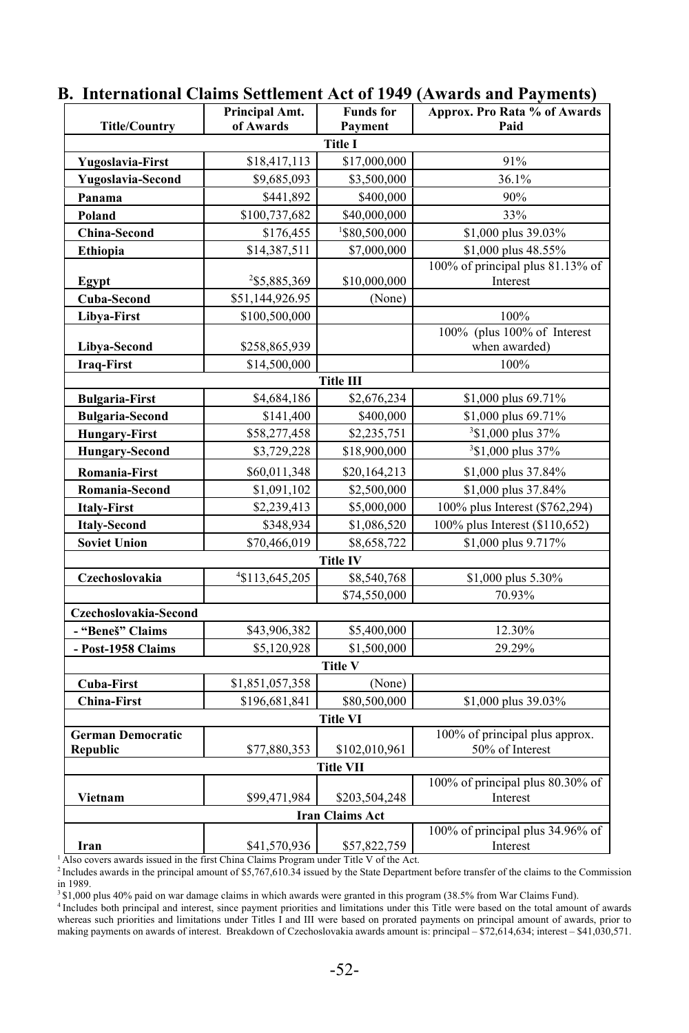## B. International Claims Settlement Act of 1949 (Awards and Payments)

| Title/Country | Principal Amt. of Awards | Funds for Payment | Approx. Pro Rata % of Awards Paid |
|---|---|---|---|
| **Title I** | | | |
| **Yugoslavia-First** | $18,417,113 | $17,000,000 | 91% |
| **Yugoslavia-Second** | $9,685,093 | $3,500,000 | 36.1% |
| **Panama** | $441,892 | $400,000 | 90% |
| **Poland** | $100,737,682 | $40,000,000 | 33% |
| **China-Second** | $176,455 | [1]$80,500,000 | $1,000 plus 39.03% |
| **Ethiopia** | $14,387,511 | $7,000,000 | $1,000 plus 48.55% |
| **Egypt** | [2]$5,885,369 | $10,000,000 | 100% of principal plus 81.13% of Interest |
| **Cuba-Second** | $51,144,926.95 | (None) | |
| **Libya-First** | $100,500,000 | | 100% |
| **Libya-Second** | $258,865,939 | | 100% (plus 100% of Interest when awarded) |
| **Iraq-First** | $14,500,000 | | 100% |
| **Title III** | | | |
| **Bulgaria-First** | $4,684,186 | $2,676,234 | $1,000 plus 69.71% |
| **Bulgaria-Second** | $141,400 | $400,000 | $1,000 plus 69.71% |
| **Hungary-First** | $58,277,458 | $2,235,751 | [3]$1,000 plus 37% |
| **Hungary-Second** | $3,729,228 | $18,900,000 | [3]$1,000 plus 37% |
| **Romania-First** | $60,011,348 | $20,164,213 | $1,000 plus 37.84% |
| **Romania-Second** | $1,091,102 | $2,500,000 | $1,000 plus 37.84% |
| **Italy-First** | $2,239,413 | $5,000,000 | 100% plus Interest ($762,294) |
| **Italy-Second** | $348,934 | $1,086,520 | 100% plus Interest ($110,652) |
| **Soviet Union** | $70,466,019 | $8,658,722 | $1,000 plus 9.717% |
| **Title IV** | | | |
| **Czechoslovakia** | [4]$113,645,205 | $8,540,768 | $1,000 plus 5.30% |
| | | $74,550,000 | 70.93% |
| **Czechoslovakia-Second** | | | |
| **- "Beneš" Claims** | $43,906,382 | $5,400,000 | 12.30% |
| **- Post-1958 Claims** | $5,120,928 | $1,500,000 | 29.29% |
| **Title V** | | | |
| **Cuba-First** | $1,851,057,358 | (None) | |
| **China-First** | $196,681,841 | $80,500,000 | $1,000 plus 39.03% |
| **Title VI** | | | |
| **German Democratic Republic** | $77,880,353 | $102,010,961 | 100% of principal plus approx. 50% of Interest |
| **Title VII** | | | |
| **Vietnam** | $99,471,984 | $203,504,248 | 100% of principal plus 80.30% of Interest |
| **Iran Claims Act** | | | |
| **Iran** | $41,570,936 | $57,822,759 | 100% of principal plus 34.96% of Interest |

[1] Also covers awards issued in the first China Claims Program under Title V of the Act.

[2] Includes awards in the principal amount of $5,767,610.34 issued by the State Department before transfer of the claims to the Commission in 1989.

[3] $1,000 plus 40% paid on war damage claims in which awards were granted in this program (38.5% from War Claims Fund).

[4] Includes both principal and interest, since payment priorities and limitations under this Title were based on the total amount of awards whereas such priorities and limitations under Titles I and III were based on prorated payments on principal amount of awards, prior to making payments on awards of interest. Breakdown of Czechoslovakia awards amount is: principal – $72,614,634; interest – $41,030,571.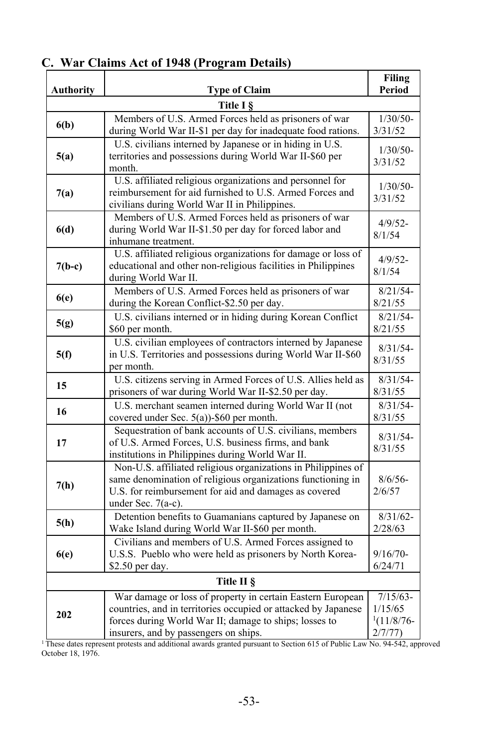## C. War Claims Act of 1948 (Program Details)

| Authority | Type of Claim | Filing Period |
|---|---|---|
| | **Title I §** | |
| **6(b)** | Members of U.S. Armed Forces held as prisoners of war during World War II-$1 per day for inadequate food rations. | 1/30/50-3/31/52 |
| **5(a)** | U.S. civilians interned by Japanese or in hiding in U.S. territories and possessions during World War II-$60 per month. | 1/30/50-3/31/52 |
| **7(a)** | U.S. affiliated religious organizations and personnel for reimbursement for aid furnished to U.S. Armed Forces and civilians during World War II in Philippines. | 1/30/50-3/31/52 |
| **6(d)** | Members of U.S. Armed Forces held as prisoners of war during World War II-$1.50 per day for forced labor and inhumane treatment. | 4/9/52-8/1/54 |
| **7(b-c)** | U.S. affiliated religious organizations for damage or loss of educational and other non-religious facilities in Philippines during World War II. | 4/9/52-8/1/54 |
| **6(e)** | Members of U.S. Armed Forces held as prisoners of war during the Korean Conflict-$2.50 per day. | 8/21/54-8/21/55 |
| **5(g)** | U.S. civilians interned or in hiding during Korean Conflict $60 per month. | 8/21/54-8/21/55 |
| **5(f)** | U.S. civilian employees of contractors interned by Japanese in U.S. Territories and possessions during World War II-$60 per month. | 8/31/54-8/31/55 |
| **15** | U.S. citizens serving in Armed Forces of U.S. Allies held as prisoners of war during World War II-$2.50 per day. | 8/31/54-8/31/55 |
| **16** | U.S. merchant seamen interned during World War II (not covered under Sec. 5(a))-$60 per month. | 8/31/54-8/31/55 |
| **17** | Sequestration of bank accounts of U.S. civilians, members of U.S. Armed Forces, U.S. business firms, and bank institutions in Philippines during World War II. | 8/31/54-8/31/55 |
| **7(h)** | Non-U.S. affiliated religious organizations in Philippines of same denomination of religious organizations functioning in U.S. for reimbursement for aid and damages as covered under Sec. 7(a-c). | 8/6/56-2/6/57 |
| **5(h)** | Detention benefits to Guamanians captured by Japanese on Wake Island during World War II-$60 per month. | 8/31/62-2/28/63 |
| **6(e)** | Civilians and members of U.S. Armed Forces assigned to U.S.S. Pueblo who were held as prisoners by North Korea-$2.50 per day. | 9/16/70-6/24/71 |
| | **Title II §** | |
| **202** | War damage or loss of property in certain Eastern European countries, and in territories occupied or attacked by Japanese forces during World War II; damage to ships; losses to insurers, and by passengers on ships. | 7/15/63-1/15/65 [1](11/8/76-2/7/77) |

[1] These dates represent protests and additional awards granted pursuant to Section 615 of Public Law No. 94-542, approved October 18, 1976.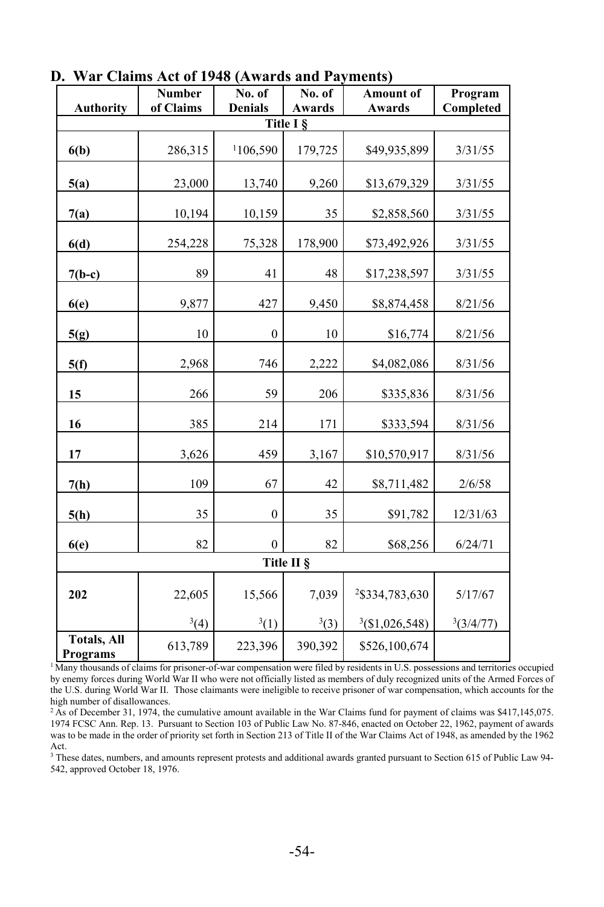## D. War Claims Act of 1948 (Awards and Payments)

| Authority | Number of Claims | No. of Denials | No. of Awards | Amount of Awards | Program Completed |
|---|---|---|---|---|---|
| **Title I §** | | | | | |
| **6(b)** | 286,315 | [1]106,590 | 179,725 | $49,935,899 | 3/31/55 |
| **5(a)** | 23,000 | 13,740 | 9,260 | $13,679,329 | 3/31/55 |
| **7(a)** | 10,194 | 10,159 | 35 | $2,858,560 | 3/31/55 |
| **6(d)** | 254,228 | 75,328 | 178,900 | $73,492,926 | 3/31/55 |
| **7(b-c)** | 89 | 41 | 48 | $17,238,597 | 3/31/55 |
| **6(e)** | 9,877 | 427 | 9,450 | $8,874,458 | 8/21/56 |
| **5(g)** | 10 | 0 | 10 | $16,774 | 8/21/56 |
| **5(f)** | 2,968 | 746 | 2,222 | $4,082,086 | 8/31/56 |
| **15** | 266 | 59 | 206 | $335,836 | 8/31/56 |
| **16** | 385 | 214 | 171 | $333,594 | 8/31/56 |
| **17** | 3,626 | 459 | 3,167 | $10,570,917 | 8/31/56 |
| **7(h)** | 109 | 67 | 42 | $8,711,482 | 2/6/58 |
| **5(h)** | 35 | 0 | 35 | $91,782 | 12/31/63 |
| **6(e)** | 82 | 0 | 82 | $68,256 | 6/24/71 |
| **Title II §** | | | | | |
| **202** | 22,605 | 15,566 | 7,039 | [2]$334,783,630 | 5/17/67 |
| | [3](4) | [3](1) | [3](3) | [3]($1,026,548) | [3](3/4/77) |
| **Totals, All Programs** | 613,789 | 223,396 | 390,392 | $526,100,674 | |

[1] Many thousands of claims for prisoner-of-war compensation were filed by residents in U.S. possessions and territories occupied by enemy forces during World War II who were not officially listed as members of duly recognized units of the Armed Forces of the U.S. during World War II. Those claimants were ineligible to receive prisoner of war compensation, which accounts for the high number of disallowances.

[2] As of December 31, 1974, the cumulative amount available in the War Claims fund for payment of claims was $417,145,075. 1974 FCSC Ann. Rep. 13. Pursuant to Section 103 of Public Law No. 87-846, enacted on October 22, 1962, payment of awards was to be made in the order of priority set forth in Section 213 of Title II of the War Claims Act of 1948, as amended by the 1962 Act.

[3] These dates, numbers, and amounts represent protests and additional awards granted pursuant to Section 615 of Public Law 94-542, approved October 18, 1976.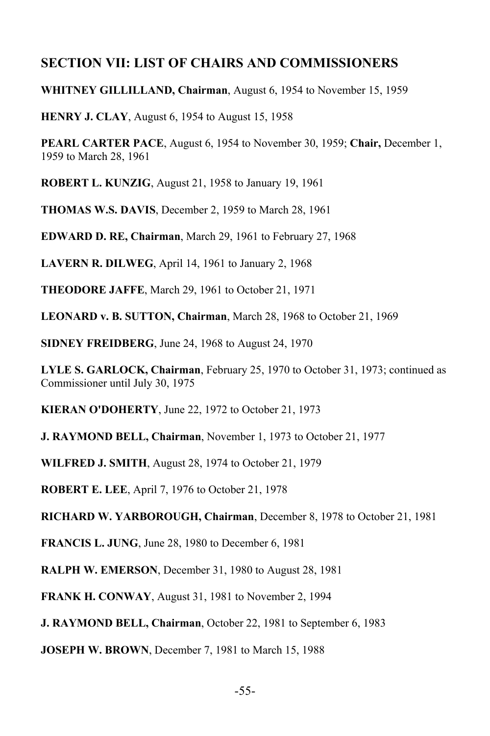## SECTION VII: LIST OF CHAIRS AND COMMISSIONERS

**WHITNEY GILLILLAND, Chairman**, August 6, 1954 to November 15, 1959

**HENRY J. CLAY**, August 6, 1954 to August 15, 1958

**PEARL CARTER PACE**, August 6, 1954 to November 30, 1959; **Chair,** December 1, 1959 to March 28, 1961

**ROBERT L. KUNZIG**, August 21, 1958 to January 19, 1961

**THOMAS W.S. DAVIS**, December 2, 1959 to March 28, 1961

**EDWARD D. RE, Chairman**, March 29, 1961 to February 27, 1968

**LAVERN R. DILWEG**, April 14, 1961 to January 2, 1968

**THEODORE JAFFE**, March 29, 1961 to October 21, 1971

**LEONARD v. B. SUTTON, Chairman**, March 28, 1968 to October 21, 1969

**SIDNEY FREIDBERG**, June 24, 1968 to August 24, 1970

**LYLE S. GARLOCK, Chairman**, February 25, 1970 to October 31, 1973; continued as Commissioner until July 30, 1975

**KIERAN O'DOHERTY**, June 22, 1972 to October 21, 1973

**J. RAYMOND BELL, Chairman**, November 1, 1973 to October 21, 1977

**WILFRED J. SMITH**, August 28, 1974 to October 21, 1979

**ROBERT E. LEE**, April 7, 1976 to October 21, 1978

**RICHARD W. YARBOROUGH, Chairman**, December 8, 1978 to October 21, 1981

**FRANCIS L. JUNG**, June 28, 1980 to December 6, 1981

**RALPH W. EMERSON**, December 31, 1980 to August 28, 1981

**FRANK H. CONWAY**, August 31, 1981 to November 2, 1994

**J. RAYMOND BELL, Chairman**, October 22, 1981 to September 6, 1983

**JOSEPH W. BROWN**, December 7, 1981 to March 15, 1988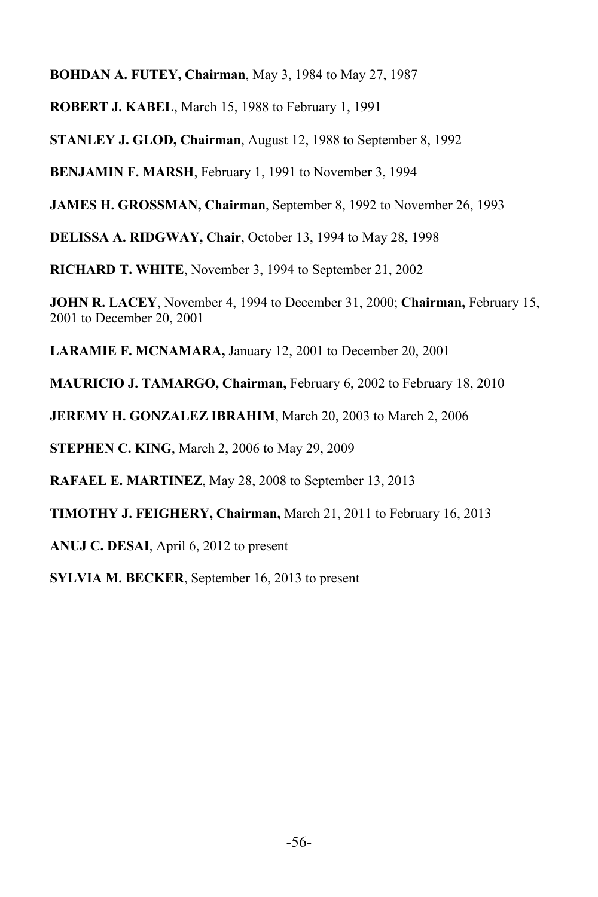**BOHDAN A. FUTEY, Chairman**, May 3, 1984 to May 27, 1987

**ROBERT J. KABEL**, March 15, 1988 to February 1, 1991

**STANLEY J. GLOD, Chairman**, August 12, 1988 to September 8, 1992

**BENJAMIN F. MARSH**, February 1, 1991 to November 3, 1994

**JAMES H. GROSSMAN, Chairman**, September 8, 1992 to November 26, 1993

**DELISSA A. RIDGWAY, Chair**, October 13, 1994 to May 28, 1998

**RICHARD T. WHITE**, November 3, 1994 to September 21, 2002

**JOHN R. LACEY**, November 4, 1994 to December 31, 2000; **Chairman,** February 15, 2001 to December 20, 2001

**LARAMIE F. MCNAMARA,** January 12, 2001 to December 20, 2001

**MAURICIO J. TAMARGO, Chairman,** February 6, 2002 to February 18, 2010

**JEREMY H. GONZALEZ IBRAHIM**, March 20, 2003 to March 2, 2006

**STEPHEN C. KING**, March 2, 2006 to May 29, 2009

**RAFAEL E. MARTINEZ**, May 28, 2008 to September 13, 2013

**TIMOTHY J. FEIGHERY, Chairman,** March 21, 2011 to February 16, 2013

**ANUJ C. DESAI**, April 6, 2012 to present

**SYLVIA M. BECKER**, September 16, 2013 to present